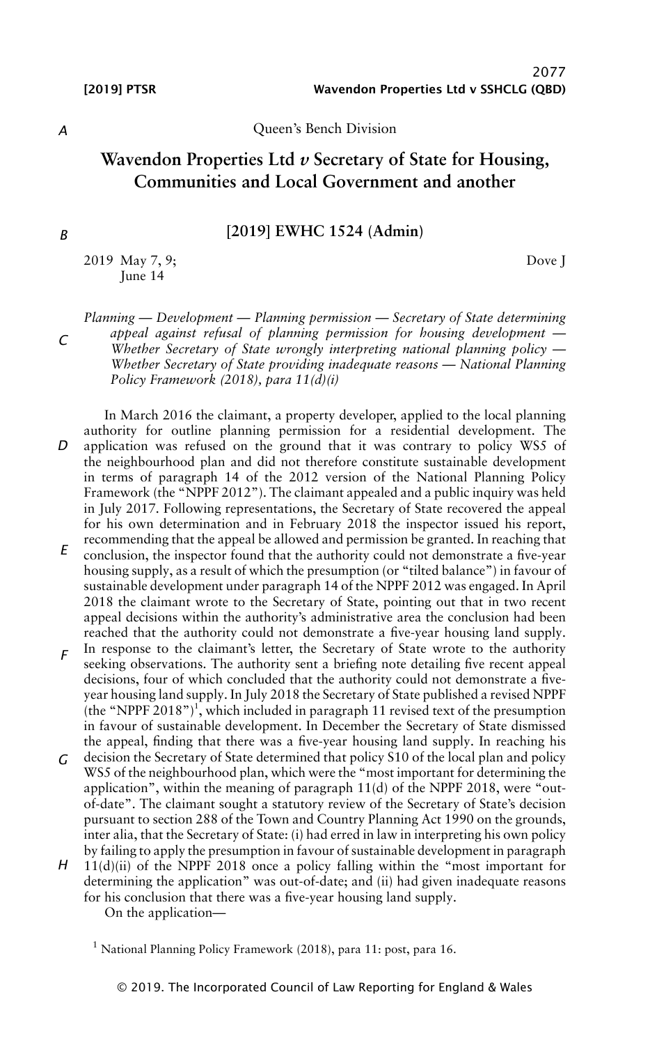Queen's Bench Division

# Wavendon Properties Ltd *v* Secretary of State for Housing, Communities and Local Government and another

## [2019] EWHC 1524 (Admin)

2019 May 7, 9; June 14 — Dove J

*Planning — Development — Planning permission — Secretary of State determining appeal against refusal of planning permission for housing development — Whether Secretary of State wrongly interpreting national planning policy — Whether Secretary of State providing inadequate reasons — National Planning Policy Framework (2018), para 11(d)(i)*

In March 2016 the claimant, a property developer, applied to the local planning authority for outline planning permission for a residential development. The application was refused on the ground that it was contrary to policy WS5 of the neighbourhood plan and did not therefore constitute sustainable development in terms of paragraph 14 of the 2012 version of the National Planning Policy Framework (the "NPPF 2012"). The claimant appealed and a public inquiry was held in July 2017. Following representations, the Secretary of State recovered the appeal for his own determination and in February 2018 the inspector issued his report, recommending that the appeal be allowed and permission be granted. In reaching that conclusion, the inspector found that the authority could not demonstrate a five-year housing supply, as a result of which the presumption (or "tilted balance") in favour of sustainable development under paragraph 14 of the NPPF 2012 was engaged. In April 2018 the claimant wrote to the Secretary of State, pointing out that in two recent appeal decisions within the authority's administrative area the conclusion had been reached that the authority could not demonstrate a five-year housing land supply. In response to the claimant's letter, the Secretary of State wrote to the authority seeking observations. The authority sent a briefing note detailing five recent appeal decisions, four of which concluded that the authority could not demonstrate a five-year housing land supply. In July 2018 the Secretary of State published a revised NPPF (the "NPPF 2018")[1], which included in paragraph 11 revised text of the presumption in favour of sustainable development. In December the Secretary of State dismissed the appeal, finding that there was a five-year housing land supply. In reaching his decision the Secretary of State determined that policy S10 of the local plan and policy WS5 of the neighbourhood plan, which were the "most important for determining the application", within the meaning of paragraph 11(d) of the NPPF 2018, were "out-of-date". The claimant sought a statutory review of the Secretary of State's decision pursuant to section 288 of the Town and Country Planning Act 1990 on the grounds, inter alia, that the Secretary of State: (i) had erred in law in interpreting his own policy by failing to apply the presumption in favour of sustainable development in paragraph 11(d)(ii) of the NPPF 2018 once a policy falling within the "most important for determining the application" was out-of-date; and (ii) had given inadequate reasons for his conclusion that there was a five-year housing land supply.

On the application—

[1] National Planning Policy Framework (2018), para 11: post, para 16.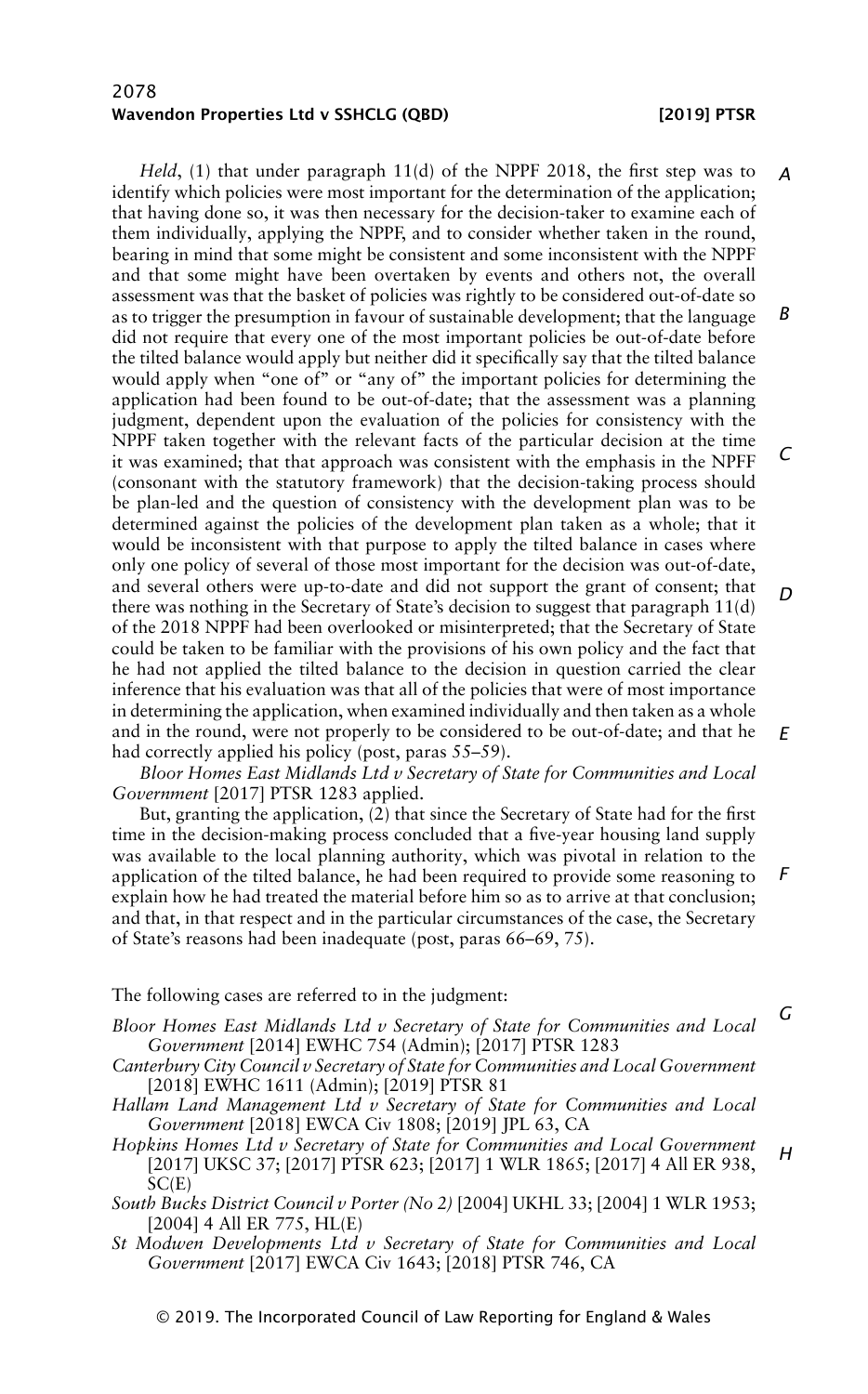*Held*, (1) that under paragraph 11(d) of the NPPF 2018, the first step was to identify which policies were most important for the determination of the application; that having done so, it was then necessary for the decision-taker to examine each of them individually, applying the NPPF, and to consider whether taken in the round, bearing in mind that some might be consistent and some inconsistent with the NPPF and that some might have been overtaken by events and others not, the overall assessment was that the basket of policies was rightly to be considered out-of-date so as to trigger the presumption in favour of sustainable development; that the language did not require that every one of the most important policies be out-of-date before the tilted balance would apply but neither did it specifically say that the tilted balance would apply when "one of" or "any of" the important policies for determining the application had been found to be out-of-date; that the assessment was a planning judgment, dependent upon the evaluation of the policies for consistency with the NPPF taken together with the relevant facts of the particular decision at the time it was examined; that that approach was consistent with the emphasis in the NPPF (consonant with the statutory framework) that the decision-taking process should be plan-led and the question of consistency with the development plan was to be determined against the policies of the development plan taken as a whole; that it would be inconsistent with that purpose to apply the tilted balance in cases where only one policy of several of those most important for the decision was out-of-date, and several others were up-to-date and did not support the grant of consent; that there was nothing in the Secretary of State's decision to suggest that paragraph 11(d) of the 2018 NPPF had been overlooked or misinterpreted; that the Secretary of State could be taken to be familiar with the provisions of his own policy and the fact that he had not applied the tilted balance to the decision in question carried the clear inference that his evaluation was that all of the policies that were of most importance in determining the application, when examined individually and then taken as a whole and in the round, were not properly to be considered to be out-of-date; and that he had correctly applied his policy (post, paras 55–59).

*Bloor Homes East Midlands Ltd v Secretary of State for Communities and Local Government* [2017] PTSR 1283 applied.

But, granting the application, (2) that since the Secretary of State had for the first time in the decision-making process concluded that a five-year housing land supply was available to the local planning authority, which was pivotal in relation to the application of the tilted balance, he had been required to provide some reasoning to explain how he had treated the material before him so as to arrive at that conclusion; and that, in that respect and in the particular circumstances of the case, the Secretary of State's reasons had been inadequate (post, paras 66–69, 75).

The following cases are referred to in the judgment:

*Bloor Homes East Midlands Ltd v Secretary of State for Communities and Local Government* [2014] EWHC 754 (Admin); [2017] PTSR 1283

*Canterbury City Council v Secretary of State for Communities and Local Government* [2018] EWHC 1611 (Admin); [2019] PTSR 81

*Hallam Land Management Ltd v Secretary of State for Communities and Local Government* [2018] EWCA Civ 1808; [2019] JPL 63, CA

*Hopkins Homes Ltd v Secretary of State for Communities and Local Government* [2017] UKSC 37; [2017] PTSR 623; [2017] 1 WLR 1865; [2017] 4 All ER 938, SC(E)

*South Bucks District Council v Porter (No 2)* [2004] UKHL 33; [2004] 1 WLR 1953; [2004] 4 All ER 775, HL(E)

*St Modwen Developments Ltd v Secretary of State for Communities and Local Government* [2017] EWCA Civ 1643; [2018] PTSR 746, CA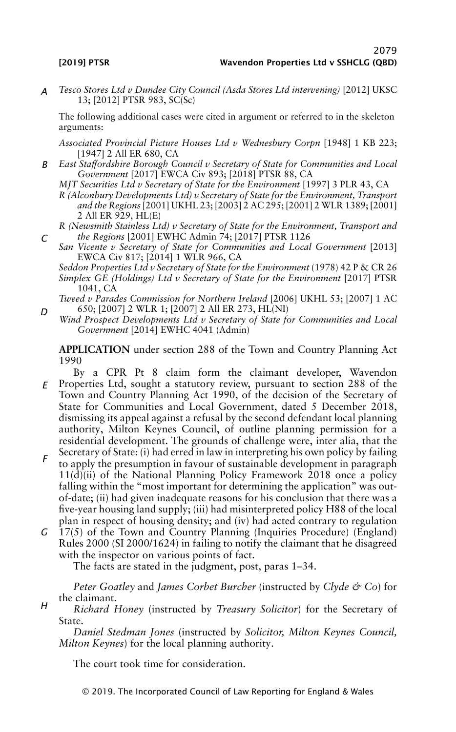*Tesco Stores Ltd v Dundee City Council (Asda Stores Ltd intervening)* [2012] UKSC 13; [2012] PTSR 983, SC(Sc)

The following additional cases were cited in argument or referred to in the skeleton arguments:

*Associated Provincial Picture Houses Ltd v Wednesbury Corpn* [1948] 1 KB 223; [1947] 2 All ER 680, CA

*East Staffordshire Borough Council v Secretary of State for Communities and Local Government* [2017] EWCA Civ 893; [2018] PTSR 88, CA

*MJT Securities Ltd v Secretary of State for the Environment* [1997] 3 PLR 43, CA

*R (Alconbury Developments Ltd) v Secretary of State for the Environment, Transport and the Regions* [2001] UKHL 23; [2003] 2 AC 295; [2001] 2 WLR 1389; [2001] 2 All ER 929, HL(E)

*R (Newsmith Stainless Ltd) v Secretary of State for the Environment, Transport and the Regions* [2001] EWHC Admin 74; [2017] PTSR 1126

*San Vicente v Secretary of State for Communities and Local Government* [2013] EWCA Civ 817; [2014] 1 WLR 966, CA

*Seddon Properties Ltd v Secretary of State for the Environment* (1978) 42 P & CR 26

*Simplex GE (Holdings) Ltd v Secretary of State for the Environment* [2017] PTSR 1041, CA

*Tweed v Parades Commission for Northern Ireland* [2006] UKHL 53; [2007] 1 AC 650; [2007] 2 WLR 1; [2007] 2 All ER 273, HL(NI)

*Wind Prospect Developments Ltd v Secretary of State for Communities and Local Government* [2014] EWHC 4041 (Admin)

**APPLICATION** under section 288 of the Town and Country Planning Act 1990

By a CPR Pt 8 claim form the claimant developer, Wavendon Properties Ltd, sought a statutory review, pursuant to section 288 of the Town and Country Planning Act 1990, of the decision of the Secretary of State for Communities and Local Government, dated 5 December 2018, dismissing its appeal against a refusal by the second defendant local planning authority, Milton Keynes Council, of outline planning permission for a residential development. The grounds of challenge were, inter alia, that the Secretary of State: (i) had erred in law in interpreting his own policy by failing to apply the presumption in favour of sustainable development in paragraph 11(d)(ii) of the National Planning Policy Framework 2018 once a policy falling within the "most important for determining the application" was out-of-date; (ii) had given inadequate reasons for his conclusion that there was a five-year housing land supply; (iii) had misinterpreted policy H88 of the local plan in respect of housing density; and (iv) had acted contrary to regulation 17(5) of the Town and Country Planning (Inquiries Procedure) (England) Rules 2000 (SI 2000/1624) in failing to notify the claimant that he disagreed with the inspector on various points of fact.

The facts are stated in the judgment, post, paras 1–34.

*Peter Goatley* and *James Corbet Burcher* (instructed by *Clyde & Co*) for the claimant.

*Richard Honey* (instructed by *Treasury Solicitor*) for the Secretary of State.

*Daniel Stedman Jones* (instructed by *Solicitor, Milton Keynes Council, Milton Keynes*) for the local planning authority.

The court took time for consideration.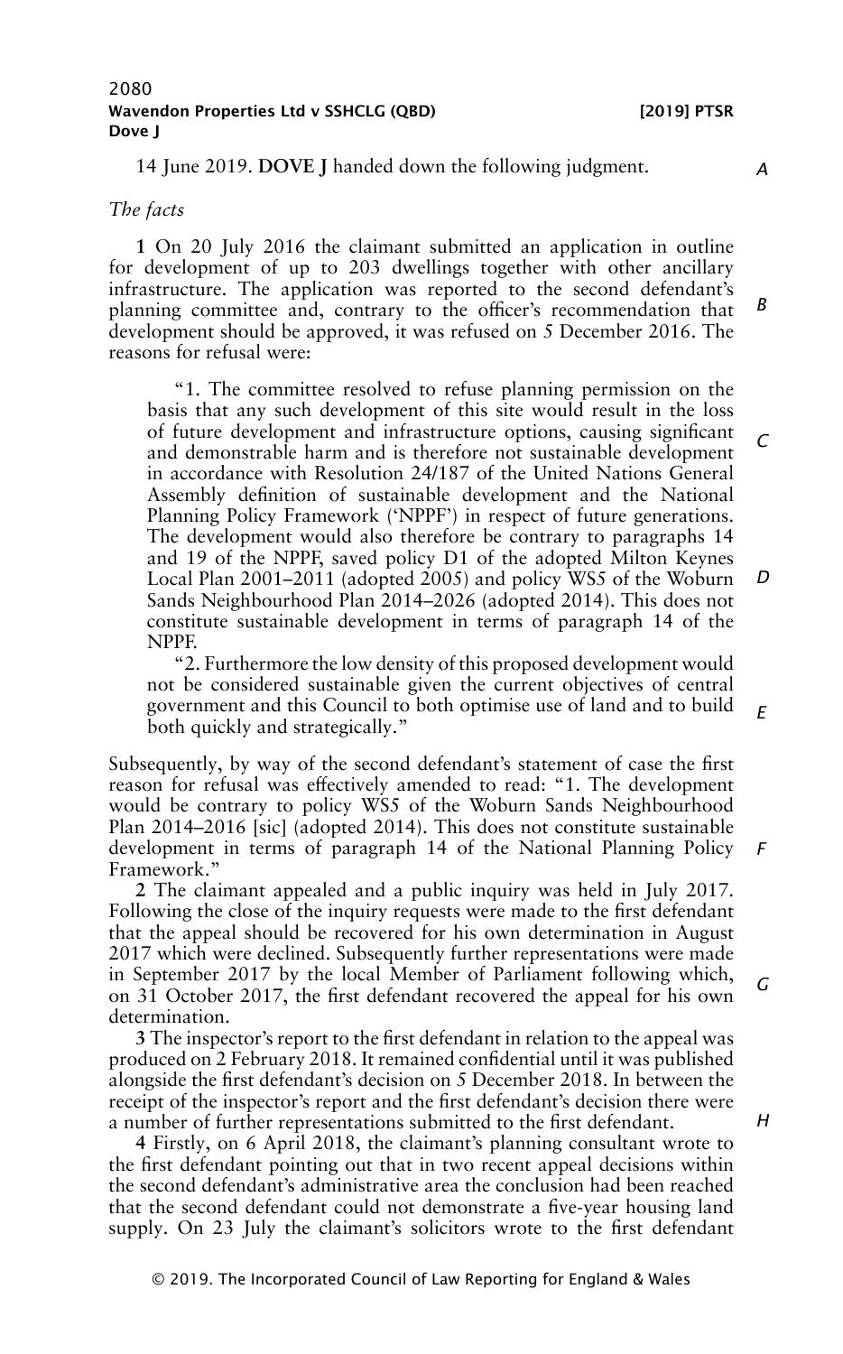14 June 2019. **DOVE J** handed down the following judgment.

*The facts*

**1** On 20 July 2016 the claimant submitted an application in outline for development of up to 203 dwellings together with other ancillary infrastructure. The application was reported to the second defendant's planning committee and, contrary to the officer's recommendation that development should be approved, it was refused on 5 December 2016. The reasons for refusal were:

> "1. The committee resolved to refuse planning permission on the basis that any such development of this site would result in the loss of future development and infrastructure options, causing significant and demonstrable harm and is therefore not sustainable development in accordance with Resolution 24/187 of the United Nations General Assembly definition of sustainable development and the National Planning Policy Framework ('NPPF') in respect of future generations. The development would also therefore be contrary to paragraphs 14 and 19 of the NPPF, saved policy D1 of the adopted Milton Keynes Local Plan 2001–2011 (adopted 2005) and policy WS5 of the Woburn Sands Neighbourhood Plan 2014–2026 (adopted 2014). This does not constitute sustainable development in terms of paragraph 14 of the NPPF.
>
> "2. Furthermore the low density of this proposed development would not be considered sustainable given the current objectives of central government and this Council to both optimise use of land and to build both quickly and strategically."

Subsequently, by way of the second defendant's statement of case the first reason for refusal was effectively amended to read: "1. The development would be contrary to policy WS5 of the Woburn Sands Neighbourhood Plan 2014–2016 [sic] (adopted 2014). This does not constitute sustainable development in terms of paragraph 14 of the National Planning Policy Framework."

**2** The claimant appealed and a public inquiry was held in July 2017. Following the close of the inquiry requests were made to the first defendant that the appeal should be recovered for his own determination in August 2017 which were declined. Subsequently further representations were made in September 2017 by the local Member of Parliament following which, on 31 October 2017, the first defendant recovered the appeal for his own determination.

**3** The inspector's report to the first defendant in relation to the appeal was produced on 2 February 2018. It remained confidential until it was published alongside the first defendant's decision on 5 December 2018. In between the receipt of the inspector's report and the first defendant's decision there were a number of further representations submitted to the first defendant.

**4** Firstly, on 6 April 2018, the claimant's planning consultant wrote to the first defendant pointing out that in two recent appeal decisions within the second defendant's administrative area the conclusion had been reached that the second defendant could not demonstrate a five-year housing land supply. On 23 July the claimant's solicitors wrote to the first defendant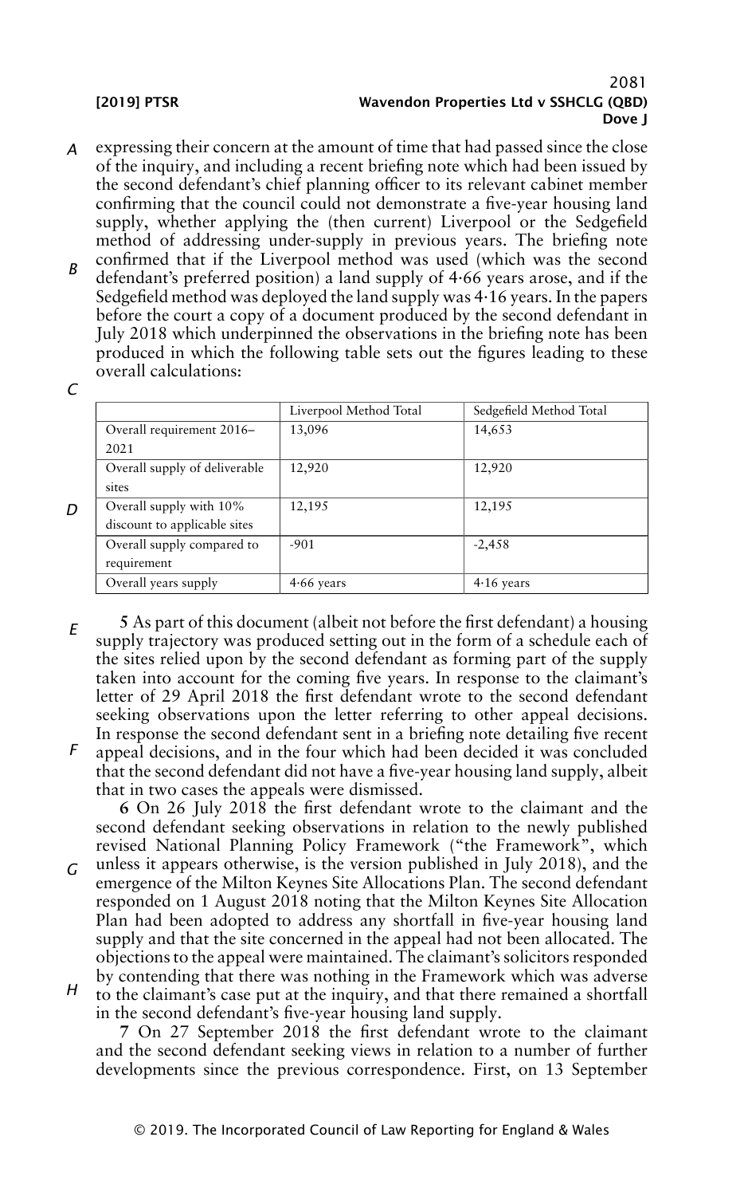expressing their concern at the amount of time that had passed since the close of the inquiry, and including a recent briefing note which had been issued by the second defendant's chief planning officer to its relevant cabinet member confirming that the council could not demonstrate a five-year housing land supply, whether applying the (then current) Liverpool or the Sedgefield method of addressing under-supply in previous years. The briefing note confirmed that if the Liverpool method was used (which was the second defendant's preferred position) a land supply of 4·66 years arose, and if the Sedgefield method was deployed the land supply was 4·16 years. In the papers before the court a copy of a document produced by the second defendant in July 2018 which underpinned the observations in the briefing note has been produced in which the following table sets out the figures leading to these overall calculations:

| | Liverpool Method Total | Sedgefield Method Total |
|---|---|---|
| Overall requirement 2016–2021 | 13,096 | 14,653 |
| Overall supply of deliverable sites | 12,920 | 12,920 |
| Overall supply with 10% discount to applicable sites | 12,195 | 12,195 |
| Overall supply compared to requirement | -901 | -2,458 |
| Overall years supply | 4·66 years | 4·16 years |

**5** As part of this document (albeit not before the first defendant) a housing supply trajectory was produced setting out in the form of a schedule each of the sites relied upon by the second defendant as forming part of the supply taken into account for the coming five years. In response to the claimant's letter of 29 April 2018 the first defendant wrote to the second defendant seeking observations upon the letter referring to other appeal decisions. In response the second defendant sent in a briefing note detailing five recent appeal decisions, and in the four which had been decided it was concluded that the second defendant did not have a five-year housing land supply, albeit that in two cases the appeals were dismissed.

**6** On 26 July 2018 the first defendant wrote to the claimant and the second defendant seeking observations in relation to the newly published revised National Planning Policy Framework ("the Framework", which unless it appears otherwise, is the version published in July 2018), and the emergence of the Milton Keynes Site Allocations Plan. The second defendant responded on 1 August 2018 noting that the Milton Keynes Site Allocation Plan had been adopted to address any shortfall in five-year housing land supply and that the site concerned in the appeal had not been allocated. The objections to the appeal were maintained. The claimant's solicitors responded by contending that there was nothing in the Framework which was adverse to the claimant's case put at the inquiry, and that there remained a shortfall in the second defendant's five-year housing land supply.

**7** On 27 September 2018 the first defendant wrote to the claimant and the second defendant seeking views in relation to a number of further developments since the previous correspondence. First, on 13 September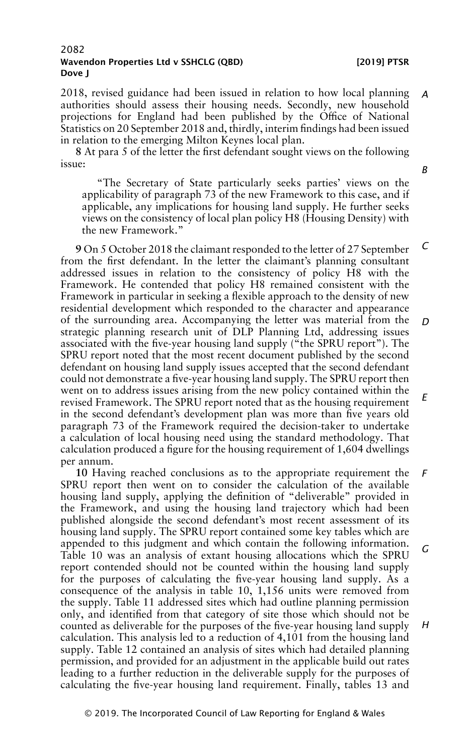2018, revised guidance had been issued in relation to how local planning authorities should assess their housing needs. Secondly, new household projections for England had been published by the Office of National Statistics on 20 September 2018 and, thirdly, interim findings had been issued in relation to the emerging Milton Keynes local plan.

**8** At para 5 of the letter the first defendant sought views on the following issue:

> "The Secretary of State particularly seeks parties' views on the applicability of paragraph 73 of the new Framework to this case, and if applicable, any implications for housing land supply. He further seeks views on the consistency of local plan policy H8 (Housing Density) with the new Framework."

**9** On 5 October 2018 the claimant responded to the letter of 27 September from the first defendant. In the letter the claimant's planning consultant addressed issues in relation to the consistency of policy H8 with the Framework. He contended that policy H8 remained consistent with the Framework in particular in seeking a flexible approach to the density of new residential development which responded to the character and appearance of the surrounding area. Accompanying the letter was material from the strategic planning research unit of DLP Planning Ltd, addressing issues associated with the five-year housing land supply ("the SPRU report"). The SPRU report noted that the most recent document published by the second defendant on housing land supply issues accepted that the second defendant could not demonstrate a five-year housing land supply. The SPRU report then went on to address issues arising from the new policy contained within the revised Framework. The SPRU report noted that as the housing requirement in the second defendant's development plan was more than five years old paragraph 73 of the Framework required the decision-taker to undertake a calculation of local housing need using the standard methodology. That calculation produced a figure for the housing requirement of 1,604 dwellings per annum.

**10** Having reached conclusions as to the appropriate requirement the SPRU report then went on to consider the calculation of the available housing land supply, applying the definition of "deliverable" provided in the Framework, and using the housing land trajectory which had been published alongside the second defendant's most recent assessment of its housing land supply. The SPRU report contained some key tables which are appended to this judgment and which contain the following information. Table 10 was an analysis of extant housing allocations which the SPRU report contended should not be counted within the housing land supply for the purposes of calculating the five-year housing land supply. As a consequence of the analysis in table 10, 1,156 units were removed from the supply. Table 11 addressed sites which had outline planning permission only, and identified from that category of site those which should not be counted as deliverable for the purposes of the five-year housing land supply calculation. This analysis led to a reduction of 4,101 from the housing land supply. Table 12 contained an analysis of sites which had detailed planning permission, and provided for an adjustment in the applicable build out rates leading to a further reduction in the deliverable supply for the purposes of calculating the five-year housing land requirement. Finally, tables 13 and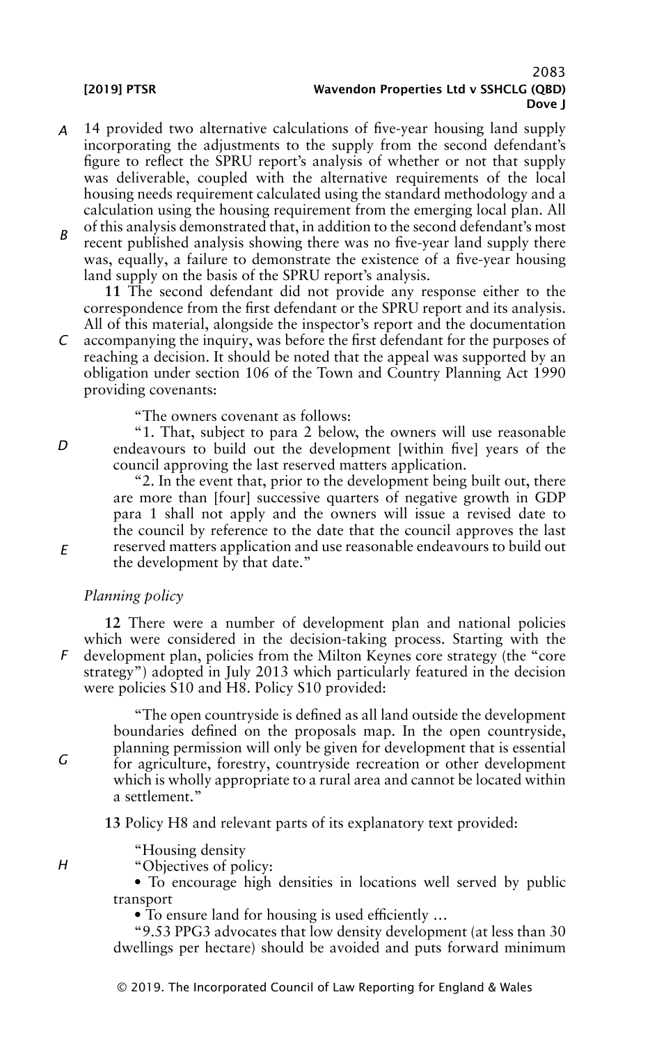14 provided two alternative calculations of five-year housing land supply incorporating the adjustments to the supply from the second defendant's figure to reflect the SPRU report's analysis of whether or not that supply was deliverable, coupled with the alternative requirements of the local housing needs requirement calculated using the standard methodology and a calculation using the housing requirement from the emerging local plan. All of this analysis demonstrated that, in addition to the second defendant's most recent published analysis showing there was no five-year land supply there was, equally, a failure to demonstrate the existence of a five-year housing land supply on the basis of the SPRU report's analysis.

**11** The second defendant did not provide any response either to the correspondence from the first defendant or the SPRU report and its analysis. All of this material, alongside the inspector's report and the documentation accompanying the inquiry, was before the first defendant for the purposes of reaching a decision. It should be noted that the appeal was supported by an obligation under section 106 of the Town and Country Planning Act 1990 providing covenants:

> "The owners covenant as follows:
>
> "1. That, subject to para 2 below, the owners will use reasonable endeavours to build out the development [within five] years of the council approving the last reserved matters application.
>
> "2. In the event that, prior to the development being built out, there are more than [four] successive quarters of negative growth in GDP para 1 shall not apply and the owners will issue a revised date to the council by reference to the date that the council approves the last reserved matters application and use reasonable endeavours to build out the development by that date."

*Planning policy*

**12** There were a number of development plan and national policies which were considered in the decision-taking process. Starting with the development plan, policies from the Milton Keynes core strategy (the "core strategy") adopted in July 2013 which particularly featured in the decision were policies S10 and H8. Policy S10 provided:

> "The open countryside is defined as all land outside the development boundaries defined on the proposals map. In the open countryside, planning permission will only be given for development that is essential for agriculture, forestry, countryside recreation or other development which is wholly appropriate to a rural area and cannot be located within a settlement."

**13** Policy H8 and relevant parts of its explanatory text provided:

> "Housing density
>
> "Objectives of policy:
>
> • To encourage high densities in locations well served by public transport
>
> • To ensure land for housing is used efficiently …
>
> "9.53 PPG3 advocates that low density development (at less than 30 dwellings per hectare) should be avoided and puts forward minimum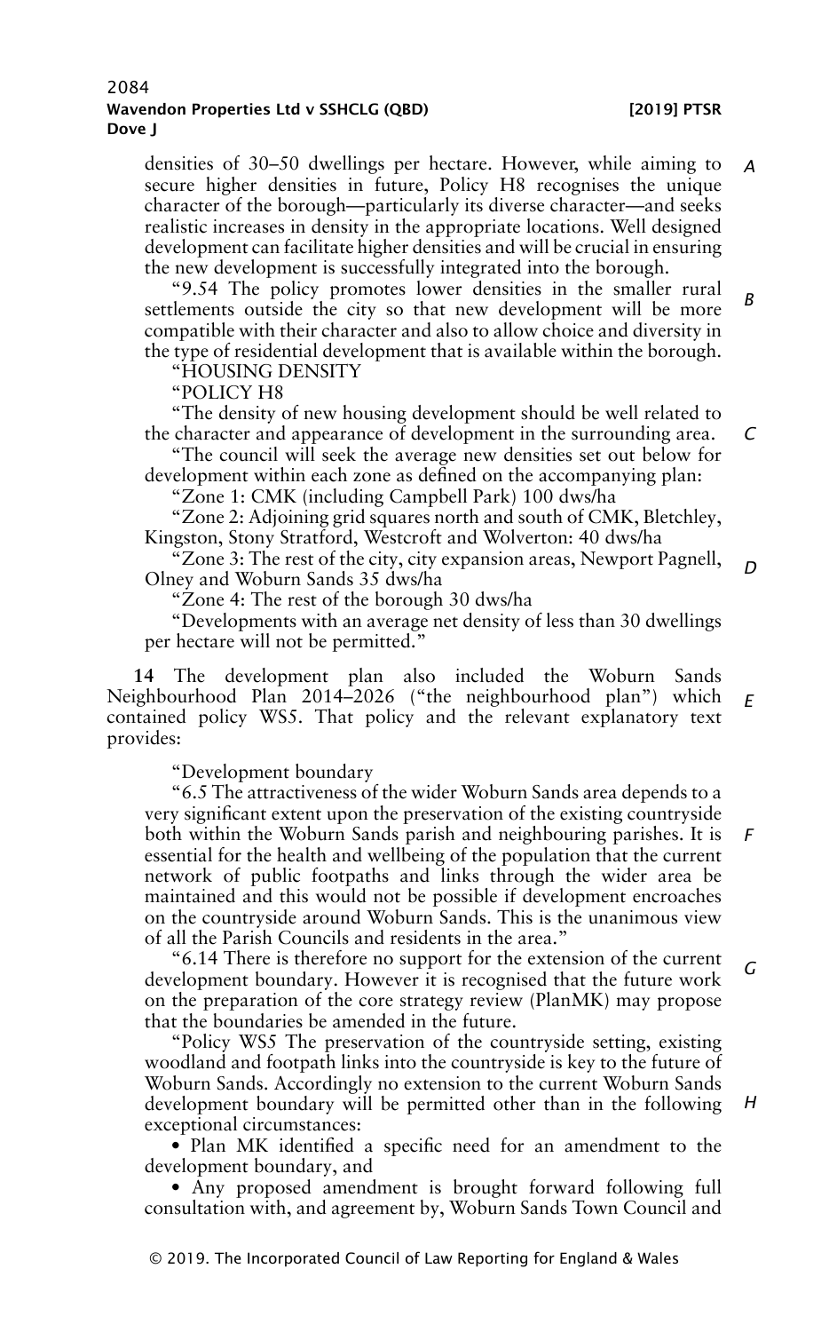densities of 30–50 dwellings per hectare. However, while aiming to secure higher densities in future, Policy H8 recognises the unique character of the borough—particularly its diverse character—and seeks realistic increases in density in the appropriate locations. Well designed development can facilitate higher densities and will be crucial in ensuring the new development is successfully integrated into the borough.

"9.54 The policy promotes lower densities in the smaller rural settlements outside the city so that new development will be more compatible with their character and also to allow choice and diversity in the type of residential development that is available within the borough.

"HOUSING DENSITY

"POLICY H8

"The density of new housing development should be well related to the character and appearance of development in the surrounding area.

"The council will seek the average new densities set out below for development within each zone as defined on the accompanying plan:

"Zone 1: CMK (including Campbell Park) 100 dws/ha

"Zone 2: Adjoining grid squares north and south of CMK, Bletchley, Kingston, Stony Stratford, Westcroft and Wolverton: 40 dws/ha

"Zone 3: The rest of the city, city expansion areas, Newport Pagnell, Olney and Woburn Sands 35 dws/ha

"Zone 4: The rest of the borough 30 dws/ha

"Developments with an average net density of less than 30 dwellings per hectare will not be permitted."

**14** The development plan also included the Woburn Sands Neighbourhood Plan 2014–2026 ("the neighbourhood plan") which contained policy WS5. That policy and the relevant explanatory text provides:

"Development boundary

"6.5 The attractiveness of the wider Woburn Sands area depends to a very significant extent upon the preservation of the existing countryside both within the Woburn Sands parish and neighbouring parishes. It is essential for the health and wellbeing of the population that the current network of public footpaths and links through the wider area be maintained and this would not be possible if development encroaches on the countryside around Woburn Sands. This is the unanimous view of all the Parish Councils and residents in the area."

"6.14 There is therefore no support for the extension of the current development boundary. However it is recognised that the future work on the preparation of the core strategy review (PlanMK) may propose that the boundaries be amended in the future.

"Policy WS5 The preservation of the countryside setting, existing woodland and footpath links into the countryside is key to the future of Woburn Sands. Accordingly no extension to the current Woburn Sands development boundary will be permitted other than in the following exceptional circumstances:

"• Plan MK identified a specific need for an amendment to the development boundary, and

"• Any proposed amendment is brought forward following full consultation with, and agreement by, Woburn Sands Town Council and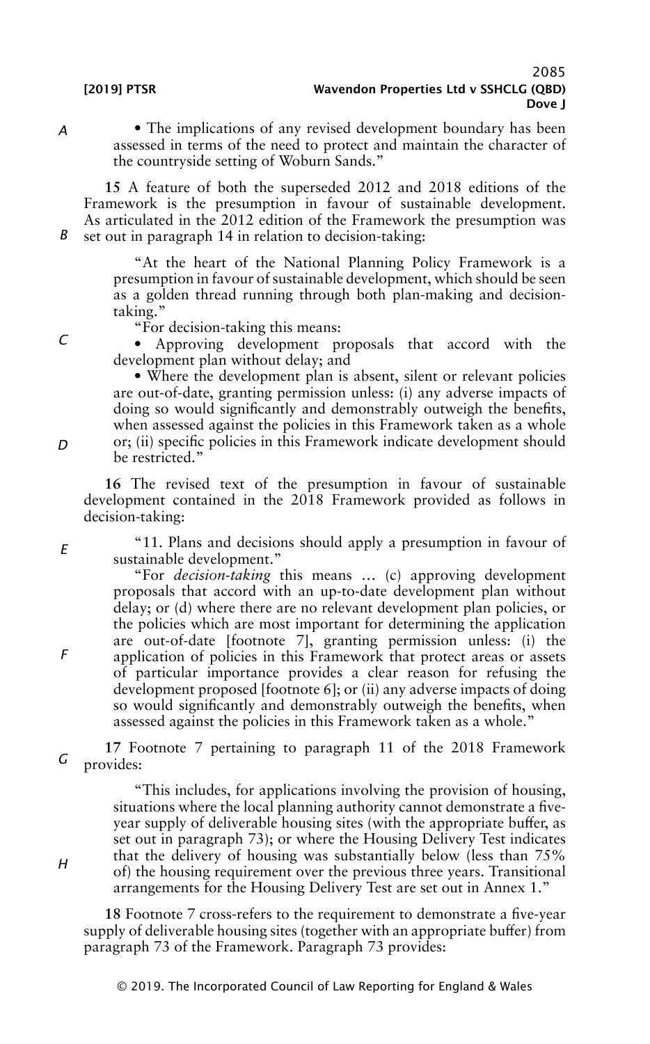• The implications of any revised development boundary has been assessed in terms of the need to protect and maintain the character of the countryside setting of Woburn Sands."

**15** A feature of both the superseded 2012 and 2018 editions of the Framework is the presumption in favour of sustainable development. As articulated in the 2012 edition of the Framework the presumption was set out in paragraph 14 in relation to decision-taking:

> "At the heart of the National Planning Policy Framework is a presumption in favour of sustainable development, which should be seen as a golden thread running through both plan-making and decision-taking."
>
> "For decision-taking this means:
>
> • Approving development proposals that accord with the development plan without delay; and
>
> • Where the development plan is absent, silent or relevant policies are out-of-date, granting permission unless: (i) any adverse impacts of doing so would significantly and demonstrably outweigh the benefits, when assessed against the policies in this Framework taken as a whole or; (ii) specific policies in this Framework indicate development should be restricted."

**16** The revised text of the presumption in favour of sustainable development contained in the 2018 Framework provided as follows in decision-taking:

> "11. Plans and decisions should apply a presumption in favour of sustainable development."
>
> "For *decision-taking* this means … (c) approving development proposals that accord with an up-to-date development plan without delay; or (d) where there are no relevant development plan policies, or the policies which are most important for determining the application are out-of-date [footnote 7], granting permission unless: (i) the application of policies in this Framework that protect areas or assets of particular importance provides a clear reason for refusing the development proposed [footnote 6]; or (ii) any adverse impacts of doing so would significantly and demonstrably outweigh the benefits, when assessed against the policies in this Framework taken as a whole."

**17** Footnote 7 pertaining to paragraph 11 of the 2018 Framework provides:

> "This includes, for applications involving the provision of housing, situations where the local planning authority cannot demonstrate a five-year supply of deliverable housing sites (with the appropriate buffer, as set out in paragraph 73); or where the Housing Delivery Test indicates that the delivery of housing was substantially below (less than 75% of) the housing requirement over the previous three years. Transitional arrangements for the Housing Delivery Test are set out in Annex 1."

**18** Footnote 7 cross-refers to the requirement to demonstrate a five-year supply of deliverable housing sites (together with an appropriate buffer) from paragraph 73 of the Framework. Paragraph 73 provides: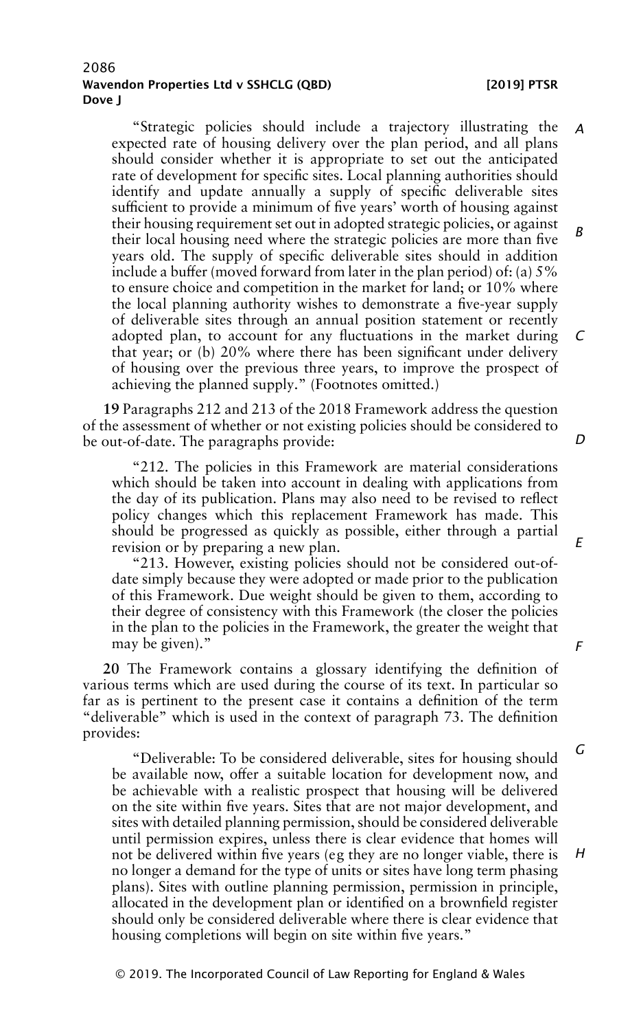> "Strategic policies should include a trajectory illustrating the expected rate of housing delivery over the plan period, and all plans should consider whether it is appropriate to set out the anticipated rate of development for specific sites. Local planning authorities should identify and update annually a supply of specific deliverable sites sufficient to provide a minimum of five years' worth of housing against their housing requirement set out in adopted strategic policies, or against their local housing need where the strategic policies are more than five years old. The supply of specific deliverable sites should in addition include a buffer (moved forward from later in the plan period) of: (a) 5% to ensure choice and competition in the market for land; or 10% where the local planning authority wishes to demonstrate a five-year supply of deliverable sites through an annual position statement or recently adopted plan, to account for any fluctuations in the market during that year; or (b) 20% where there has been significant under delivery of housing over the previous three years, to improve the prospect of achieving the planned supply." (Footnotes omitted.)

**19** Paragraphs 212 and 213 of the 2018 Framework address the question of the assessment of whether or not existing policies should be considered to be out-of-date. The paragraphs provide:

> "212. The policies in this Framework are material considerations which should be taken into account in dealing with applications from the day of its publication. Plans may also need to be revised to reflect policy changes which this replacement Framework has made. This should be progressed as quickly as possible, either through a partial revision or by preparing a new plan.
>
> "213. However, existing policies should not be considered out-of-date simply because they were adopted or made prior to the publication of this Framework. Due weight should be given to them, according to their degree of consistency with this Framework (the closer the policies in the plan to the policies in the Framework, the greater the weight that may be given)."

**20** The Framework contains a glossary identifying the definition of various terms which are used during the course of its text. In particular so far as is pertinent to the present case it contains a definition of the term "deliverable" which is used in the context of paragraph 73. The definition provides:

> "Deliverable: To be considered deliverable, sites for housing should be available now, offer a suitable location for development now, and be achievable with a realistic prospect that housing will be delivered on the site within five years. Sites that are not major development, and sites with detailed planning permission, should be considered deliverable until permission expires, unless there is clear evidence that homes will not be delivered within five years (eg they are no longer viable, there is no longer a demand for the type of units or sites have long term phasing plans). Sites with outline planning permission, permission in principle, allocated in the development plan or identified on a brownfield register should only be considered deliverable where there is clear evidence that housing completions will begin on site within five years."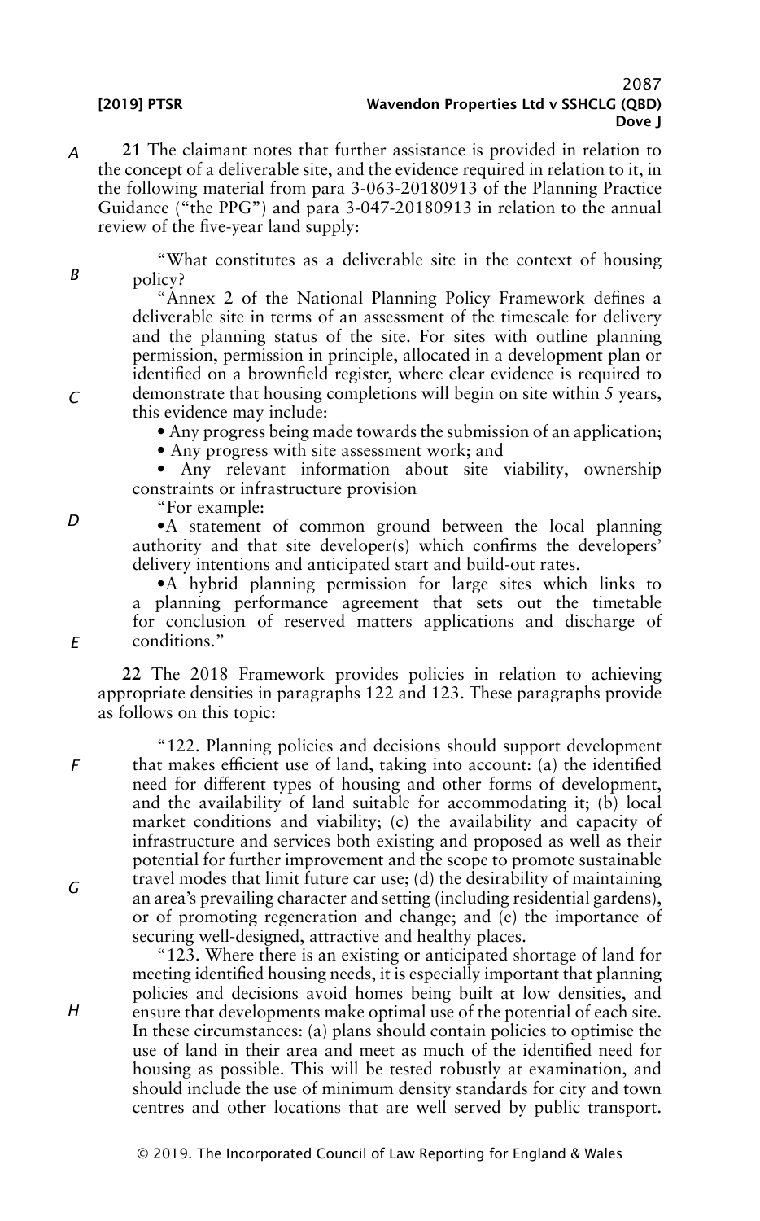**21** The claimant notes that further assistance is provided in relation to the concept of a deliverable site, and the evidence required in relation to it, in the following material from para 3-063-20180913 of the Planning Practice Guidance ("the PPG") and para 3-047-20180913 in relation to the annual review of the five-year land supply:

> "What constitutes as a deliverable site in the context of housing policy?
>
> "Annex 2 of the National Planning Policy Framework defines a deliverable site in terms of an assessment of the timescale for delivery and the planning status of the site. For sites with outline planning permission, permission in principle, allocated in a development plan or identified on a brownfield register, where clear evidence is required to demonstrate that housing completions will begin on site within 5 years, this evidence may include:
>
> • Any progress being made towards the submission of an application;
>
> • Any progress with site assessment work; and
>
> • Any relevant information about site viability, ownership constraints or infrastructure provision
>
> "For example:
>
> •A statement of common ground between the local planning authority and that site developer(s) which confirms the developers' delivery intentions and anticipated start and build-out rates.
>
> •A hybrid planning permission for large sites which links to a planning performance agreement that sets out the timetable for conclusion of reserved matters applications and discharge of conditions."

**22** The 2018 Framework provides policies in relation to achieving appropriate densities in paragraphs 122 and 123. These paragraphs provide as follows on this topic:

> "122. Planning policies and decisions should support development that makes efficient use of land, taking into account: (a) the identified need for different types of housing and other forms of development, and the availability of land suitable for accommodating it; (b) local market conditions and viability; (c) the availability and capacity of infrastructure and services both existing and proposed as well as their potential for further improvement and the scope to promote sustainable travel modes that limit future car use; (d) the desirability of maintaining an area's prevailing character and setting (including residential gardens), or of promoting regeneration and change; and (e) the importance of securing well-designed, attractive and healthy places.
>
> "123. Where there is an existing or anticipated shortage of land for meeting identified housing needs, it is especially important that planning policies and decisions avoid homes being built at low densities, and ensure that developments make optimal use of the potential of each site. In these circumstances: (a) plans should contain policies to optimise the use of land in their area and meet as much of the identified need for housing as possible. This will be tested robustly at examination, and should include the use of minimum density standards for city and town centres and other locations that are well served by public transport.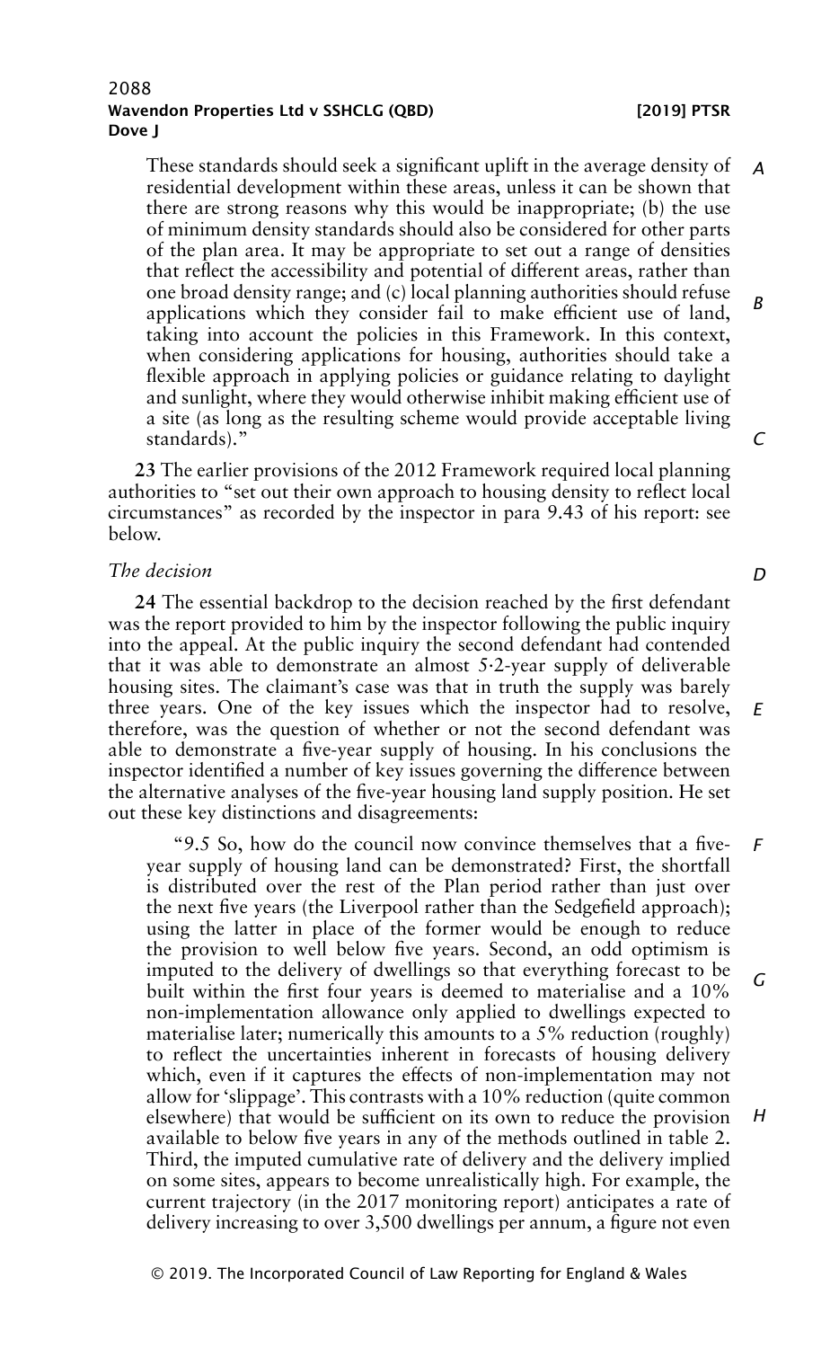These standards should seek a significant uplift in the average density of residential development within these areas, unless it can be shown that there are strong reasons why this would be inappropriate; (b) the use of minimum density standards should also be considered for other parts of the plan area. It may be appropriate to set out a range of densities that reflect the accessibility and potential of different areas, rather than one broad density range; and (c) local planning authorities should refuse applications which they consider fail to make efficient use of land, taking into account the policies in this Framework. In this context, when considering applications for housing, authorities should take a flexible approach in applying policies or guidance relating to daylight and sunlight, where they would otherwise inhibit making efficient use of a site (as long as the resulting scheme would provide acceptable living standards)."

**23** The earlier provisions of the 2012 Framework required local planning authorities to "set out their own approach to housing density to reflect local circumstances" as recorded by the inspector in para 9.43 of his report: see below.

*The decision*

**24** The essential backdrop to the decision reached by the first defendant was the report provided to him by the inspector following the public inquiry into the appeal. At the public inquiry the second defendant had contended that it was able to demonstrate an almost 5·2-year supply of deliverable housing sites. The claimant's case was that in truth the supply was barely three years. One of the key issues which the inspector had to resolve, therefore, was the question of whether or not the second defendant was able to demonstrate a five-year supply of housing. In his conclusions the inspector identified a number of key issues governing the difference between the alternative analyses of the five-year housing land supply position. He set out these key distinctions and disagreements:

"9.5 So, how do the council now convince themselves that a five-year supply of housing land can be demonstrated? First, the shortfall is distributed over the rest of the Plan period rather than just over the next five years (the Liverpool rather than the Sedgefield approach); using the latter in place of the former would be enough to reduce the provision to well below five years. Second, an odd optimism is imputed to the delivery of dwellings so that everything forecast to be built within the first four years is deemed to materialise and a 10% non-implementation allowance only applied to dwellings expected to materialise later; numerically this amounts to a 5% reduction (roughly) to reflect the uncertainties inherent in forecasts of housing delivery which, even if it captures the effects of non-implementation may not allow for 'slippage'. This contrasts with a 10% reduction (quite common elsewhere) that would be sufficient on its own to reduce the provision available to below five years in any of the methods outlined in table 2. Third, the imputed cumulative rate of delivery and the delivery implied on some sites, appears to become unrealistically high. For example, the current trajectory (in the 2017 monitoring report) anticipates a rate of delivery increasing to over 3,500 dwellings per annum, a figure not even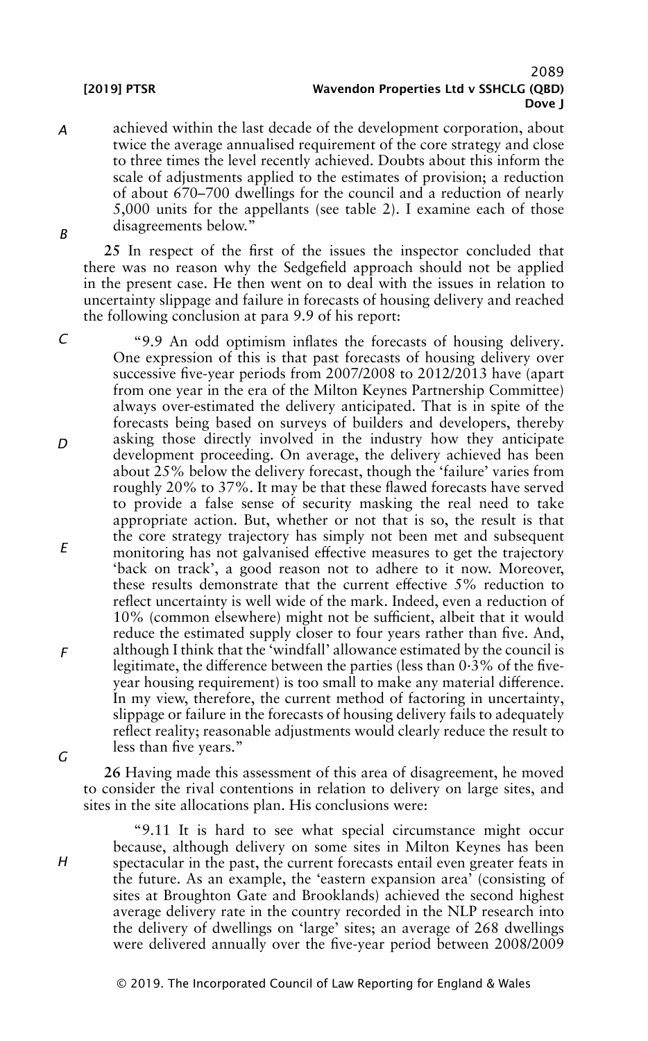achieved within the last decade of the development corporation, about twice the average annualised requirement of the core strategy and close to three times the level recently achieved. Doubts about this inform the scale of adjustments applied to the estimates of provision; a reduction of about 670–700 dwellings for the council and a reduction of nearly 5,000 units for the appellants (see table 2). I examine each of those disagreements below."

**25** In respect of the first of the issues the inspector concluded that there was no reason why the Sedgefield approach should not be applied in the present case. He then went on to deal with the issues in relation to uncertainty slippage and failure in forecasts of housing delivery and reached the following conclusion at para 9.9 of his report:

> "9.9 An odd optimism inflates the forecasts of housing delivery. One expression of this is that past forecasts of housing delivery over successive five-year periods from 2007/2008 to 2012/2013 have (apart from one year in the era of the Milton Keynes Partnership Committee) always over-estimated the delivery anticipated. That is in spite of the forecasts being based on surveys of builders and developers, thereby asking those directly involved in the industry how they anticipate development proceeding. On average, the delivery achieved has been about 25% below the delivery forecast, though the 'failure' varies from roughly 20% to 37%. It may be that these flawed forecasts have served to provide a false sense of security masking the real need to take appropriate action. But, whether or not that is so, the result is that the core strategy trajectory has simply not been met and subsequent monitoring has not galvanised effective measures to get the trajectory 'back on track', a good reason not to adhere to it now. Moreover, these results demonstrate that the current effective 5% reduction to reflect uncertainty is well wide of the mark. Indeed, even a reduction of 10% (common elsewhere) might not be sufficient, albeit that it would reduce the estimated supply closer to four years rather than five. And, although I think that the 'windfall' allowance estimated by the council is legitimate, the difference between the parties (less than 0·3% of the five-year housing requirement) is too small to make any material difference. In my view, therefore, the current method of factoring in uncertainty, slippage or failure in the forecasts of housing delivery fails to adequately reflect reality; reasonable adjustments would clearly reduce the result to less than five years."

**26** Having made this assessment of this area of disagreement, he moved to consider the rival contentions in relation to delivery on large sites, and sites in the site allocations plan. His conclusions were:

> "9.11 It is hard to see what special circumstance might occur because, although delivery on some sites in Milton Keynes has been spectacular in the past, the current forecasts entail even greater feats in the future. As an example, the 'eastern expansion area' (consisting of sites at Broughton Gate and Brooklands) achieved the second highest average delivery rate in the country recorded in the NLP research into the delivery of dwellings on 'large' sites; an average of 268 dwellings were delivered annually over the five-year period between 2008/2009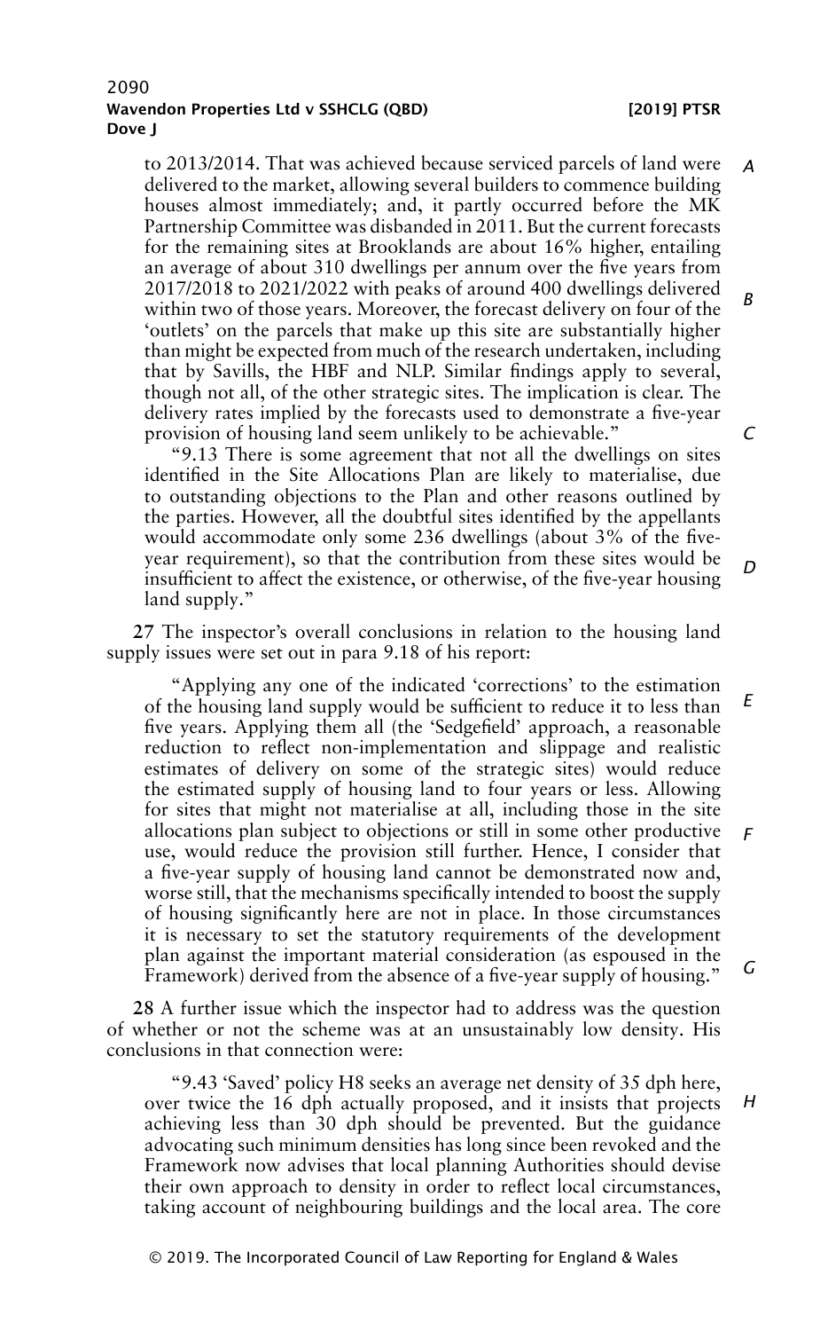to 2013/2014. That was achieved because serviced parcels of land were delivered to the market, allowing several builders to commence building houses almost immediately; and, it partly occurred before the MK Partnership Committee was disbanded in 2011. But the current forecasts for the remaining sites at Brooklands are about 16% higher, entailing an average of about 310 dwellings per annum over the five years from 2017/2018 to 2021/2022 with peaks of around 400 dwellings delivered within two of those years. Moreover, the forecast delivery on four of the 'outlets' on the parcels that make up this site are substantially higher than might be expected from much of the research undertaken, including that by Savills, the HBF and NLP. Similar findings apply to several, though not all, of the other strategic sites. The implication is clear. The delivery rates implied by the forecasts used to demonstrate a five-year provision of housing land seem unlikely to be achievable."

"9.13 There is some agreement that not all the dwellings on sites identified in the Site Allocations Plan are likely to materialise, due to outstanding objections to the Plan and other reasons outlined by the parties. However, all the doubtful sites identified by the appellants would accommodate only some 236 dwellings (about 3% of the five-year requirement), so that the contribution from these sites would be insufficient to affect the existence, or otherwise, of the five-year housing land supply."

**27** The inspector's overall conclusions in relation to the housing land supply issues were set out in para 9.18 of his report:

"Applying any one of the indicated 'corrections' to the estimation of the housing land supply would be sufficient to reduce it to less than five years. Applying them all (the 'Sedgefield' approach, a reasonable reduction to reflect non-implementation and slippage and realistic estimates of delivery on some of the strategic sites) would reduce the estimated supply of housing land to four years or less. Allowing for sites that might not materialise at all, including those in the site allocations plan subject to objections or still in some other productive use, would reduce the provision still further. Hence, I consider that a five-year supply of housing land cannot be demonstrated now and, worse still, that the mechanisms specifically intended to boost the supply of housing significantly here are not in place. In those circumstances it is necessary to set the statutory requirements of the development plan against the important material consideration (as espoused in the Framework) derived from the absence of a five-year supply of housing."

**28** A further issue which the inspector had to address was the question of whether or not the scheme was at an unsustainably low density. His conclusions in that connection were:

"9.43 'Saved' policy H8 seeks an average net density of 35 dph here, over twice the 16 dph actually proposed, and it insists that projects achieving less than 30 dph should be prevented. But the guidance advocating such minimum densities has long since been revoked and the Framework now advises that local planning Authorities should devise their own approach to density in order to reflect local circumstances, taking account of neighbouring buildings and the local area. The core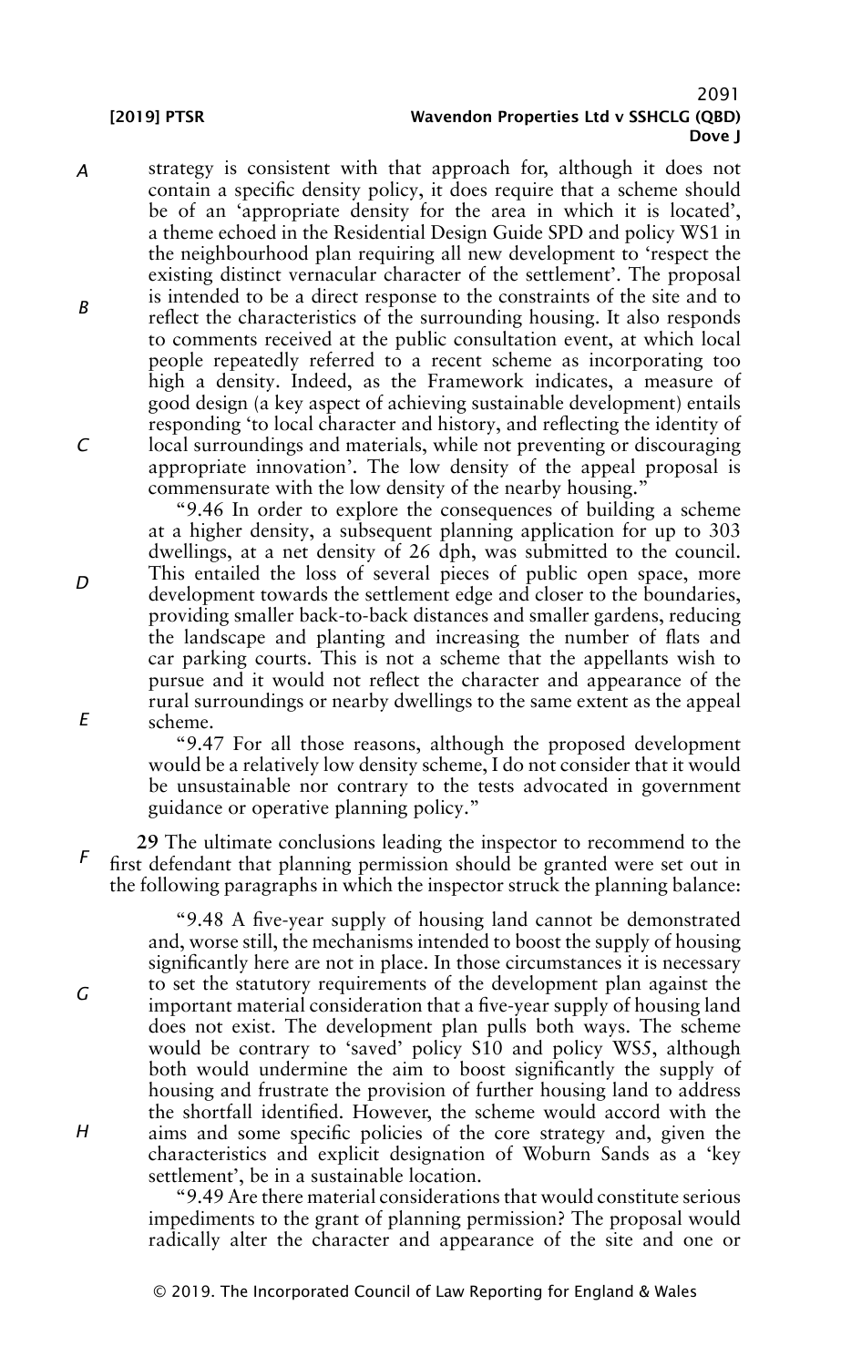strategy is consistent with that approach for, although it does not contain a specific density policy, it does require that a scheme should be of an 'appropriate density for the area in which it is located', a theme echoed in the Residential Design Guide SPD and policy WS1 in the neighbourhood plan requiring all new development to 'respect the existing distinct vernacular character of the settlement'. The proposal is intended to be a direct response to the constraints of the site and to reflect the characteristics of the surrounding housing. It also responds to comments received at the public consultation event, at which local people repeatedly referred to a recent scheme as incorporating too high a density. Indeed, as the Framework indicates, a measure of good design (a key aspect of achieving sustainable development) entails responding 'to local character and history, and reflecting the identity of local surroundings and materials, while not preventing or discouraging appropriate innovation'. The low density of the appeal proposal is commensurate with the low density of the nearby housing."

"9.46 In order to explore the consequences of building a scheme at a higher density, a subsequent planning application for up to 303 dwellings, at a net density of 26 dph, was submitted to the council. This entailed the loss of several pieces of public open space, more development towards the settlement edge and closer to the boundaries, providing smaller back-to-back distances and smaller gardens, reducing the landscape and planting and increasing the number of flats and car parking courts. This is not a scheme that the appellants wish to pursue and it would not reflect the character and appearance of the rural surroundings or nearby dwellings to the same extent as the appeal scheme.

"9.47 For all those reasons, although the proposed development would be a relatively low density scheme, I do not consider that it would be unsustainable nor contrary to the tests advocated in government guidance or operative planning policy."

**29** The ultimate conclusions leading the inspector to recommend to the first defendant that planning permission should be granted were set out in the following paragraphs in which the inspector struck the planning balance:

"9.48 A five-year supply of housing land cannot be demonstrated and, worse still, the mechanisms intended to boost the supply of housing significantly here are not in place. In those circumstances it is necessary to set the statutory requirements of the development plan against the important material consideration that a five-year supply of housing land does not exist. The development plan pulls both ways. The scheme would be contrary to 'saved' policy S10 and policy WS5, although both would undermine the aim to boost significantly the supply of housing and frustrate the provision of further housing land to address the shortfall identified. However, the scheme would accord with the aims and some specific policies of the core strategy and, given the characteristics and explicit designation of Woburn Sands as a 'key settlement', be in a sustainable location.

"9.49 Are there material considerations that would constitute serious impediments to the grant of planning permission? The proposal would radically alter the character and appearance of the site and one or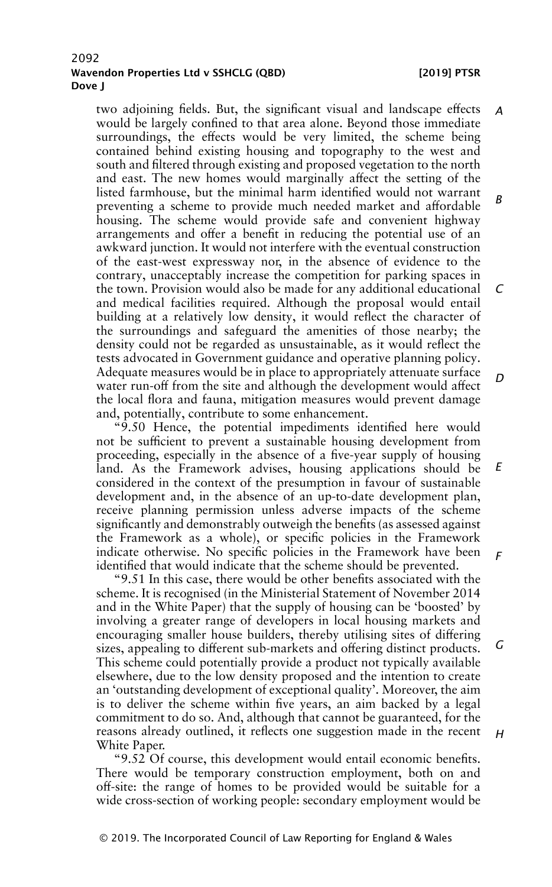two adjoining fields. But, the significant visual and landscape effects would be largely confined to that area alone. Beyond those immediate surroundings, the effects would be very limited, the scheme being contained behind existing housing and topography to the west and south and filtered through existing and proposed vegetation to the north and east. The new homes would marginally affect the setting of the listed farmhouse, but the minimal harm identified would not warrant preventing a scheme to provide much needed market and affordable housing. The scheme would provide safe and convenient highway arrangements and offer a benefit in reducing the potential use of an awkward junction. It would not interfere with the eventual construction of the east-west expressway nor, in the absence of evidence to the contrary, unacceptably increase the competition for parking spaces in the town. Provision would also be made for any additional educational and medical facilities required. Although the proposal would entail building at a relatively low density, it would reflect the character of the surroundings and safeguard the amenities of those nearby; the density could not be regarded as unsustainable, as it would reflect the tests advocated in Government guidance and operative planning policy. Adequate measures would be in place to appropriately attenuate surface water run-off from the site and although the development would affect the local flora and fauna, mitigation measures would prevent damage and, potentially, contribute to some enhancement.

"9.50 Hence, the potential impediments identified here would not be sufficient to prevent a sustainable housing development from proceeding, especially in the absence of a five-year supply of housing land. As the Framework advises, housing applications should be considered in the context of the presumption in favour of sustainable development and, in the absence of an up-to-date development plan, receive planning permission unless adverse impacts of the scheme significantly and demonstrably outweigh the benefits (as assessed against the Framework as a whole), or specific policies in the Framework indicate otherwise. No specific policies in the Framework have been identified that would indicate that the scheme should be prevented.

"9.51 In this case, there would be other benefits associated with the scheme. It is recognised (in the Ministerial Statement of November 2014 and in the White Paper) that the supply of housing can be 'boosted' by involving a greater range of developers in local housing markets and encouraging smaller house builders, thereby utilising sites of differing sizes, appealing to different sub-markets and offering distinct products. This scheme could potentially provide a product not typically available elsewhere, due to the low density proposed and the intention to create an 'outstanding development of exceptional quality'. Moreover, the aim is to deliver the scheme within five years, an aim backed by a legal commitment to do so. And, although that cannot be guaranteed, for the reasons already outlined, it reflects one suggestion made in the recent White Paper.

"9.52 Of course, this development would entail economic benefits. There would be temporary construction employment, both on and off-site: the range of homes to be provided would be suitable for a wide cross-section of working people: secondary employment would be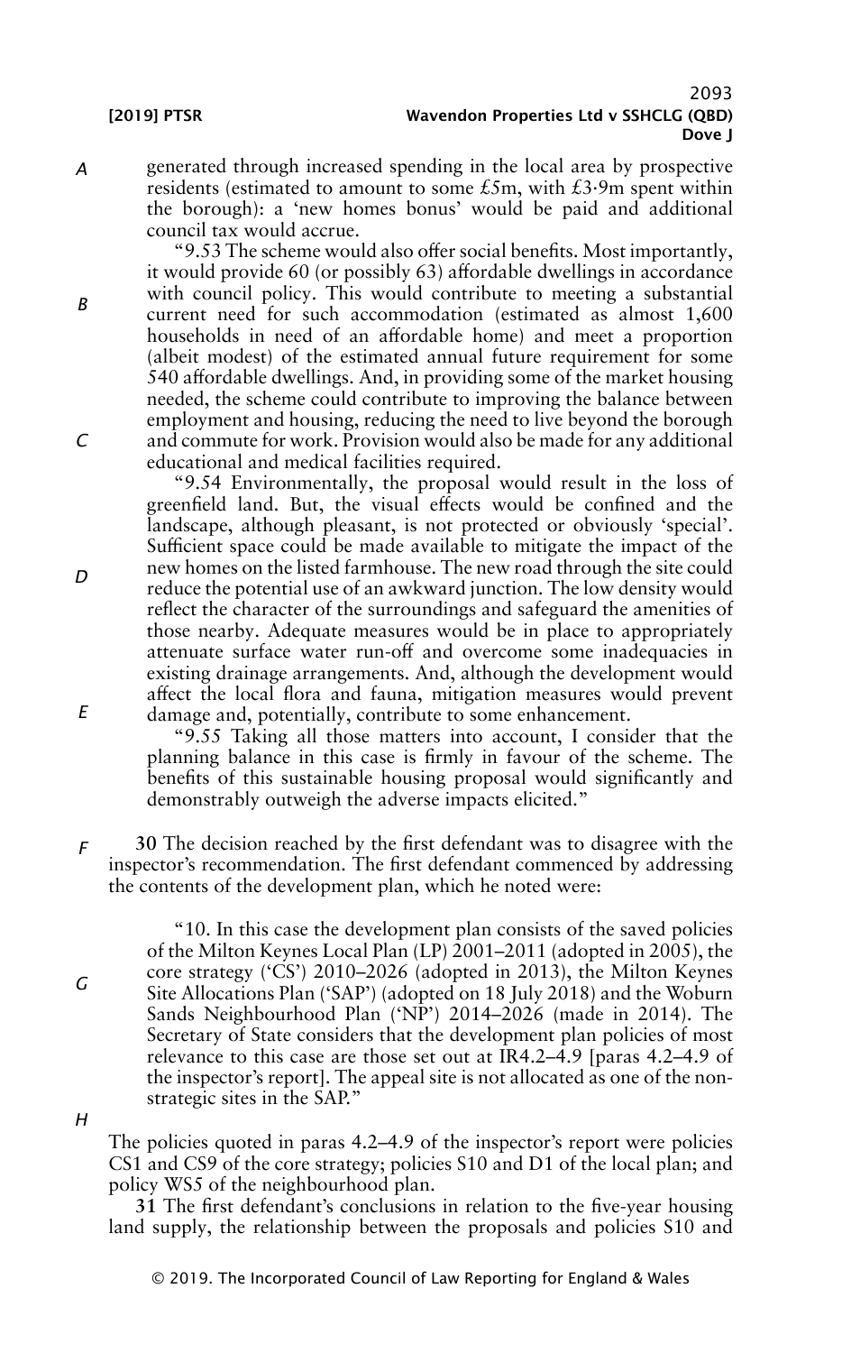generated through increased spending in the local area by prospective residents (estimated to amount to some £5m, with £3·9m spent within the borough): a 'new homes bonus' would be paid and additional council tax would accrue.

"9.53 The scheme would also offer social benefits. Most importantly, it would provide 60 (or possibly 63) affordable dwellings in accordance with council policy. This would contribute to meeting a substantial current need for such accommodation (estimated as almost 1,600 households in need of an affordable home) and meet a proportion (albeit modest) of the estimated annual future requirement for some 540 affordable dwellings. And, in providing some of the market housing needed, the scheme could contribute to improving the balance between employment and housing, reducing the need to live beyond the borough and commute for work. Provision would also be made for any additional educational and medical facilities required.

"9.54 Environmentally, the proposal would result in the loss of greenfield land. But, the visual effects would be confined and the landscape, although pleasant, is not protected or obviously 'special'. Sufficient space could be made available to mitigate the impact of the new homes on the listed farmhouse. The new road through the site could reduce the potential use of an awkward junction. The low density would reflect the character of the surroundings and safeguard the amenities of those nearby. Adequate measures would be in place to appropriately attenuate surface water run-off and overcome some inadequacies in existing drainage arrangements. And, although the development would affect the local flora and fauna, mitigation measures would prevent damage and, potentially, contribute to some enhancement.

"9.55 Taking all those matters into account, I consider that the planning balance in this case is firmly in favour of the scheme. The benefits of this sustainable housing proposal would significantly and demonstrably outweigh the adverse impacts elicited."

**30** The decision reached by the first defendant was to disagree with the inspector's recommendation. The first defendant commenced by addressing the contents of the development plan, which he noted were:

> "10. In this case the development plan consists of the saved policies of the Milton Keynes Local Plan (LP) 2001–2011 (adopted in 2005), the core strategy ('CS') 2010–2026 (adopted in 2013), the Milton Keynes Site Allocations Plan ('SAP') (adopted on 18 July 2018) and the Woburn Sands Neighbourhood Plan ('NP') 2014–2026 (made in 2014). The Secretary of State considers that the development plan policies of most relevance to this case are those set out at IR4.2–4.9 [paras 4.2–4.9 of the inspector's report]. The appeal site is not allocated as one of the non-strategic sites in the SAP."

The policies quoted in paras 4.2–4.9 of the inspector's report were policies CS1 and CS9 of the core strategy; policies S10 and D1 of the local plan; and policy WS5 of the neighbourhood plan.

**31** The first defendant's conclusions in relation to the five-year housing land supply, the relationship between the proposals and policies S10 and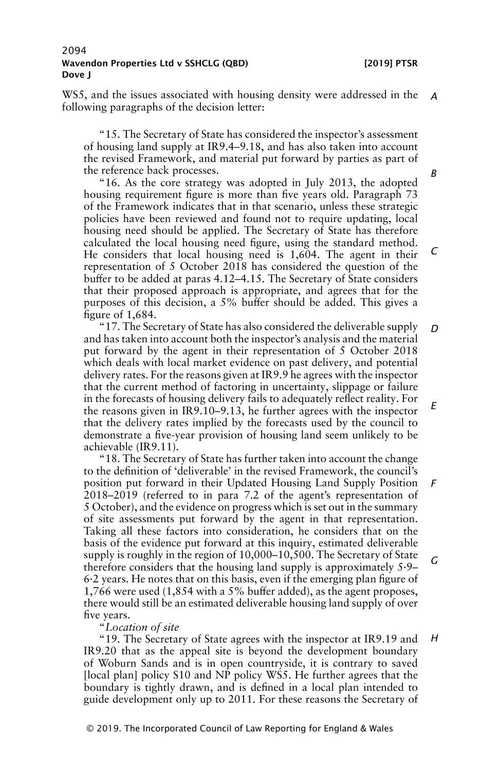WS5, and the issues associated with housing density were addressed in the following paragraphs of the decision letter:

> "15. The Secretary of State has considered the inspector's assessment of housing land supply at IR9.4–9.18, and has also taken into account the revised Framework, and material put forward by parties as part of the reference back processes.
>
> "16. As the core strategy was adopted in July 2013, the adopted housing requirement figure is more than five years old. Paragraph 73 of the Framework indicates that in that scenario, unless these strategic policies have been reviewed and found not to require updating, local housing need should be applied. The Secretary of State has therefore calculated the local housing need figure, using the standard method. He considers that local housing need is 1,604. The agent in their representation of 5 October 2018 has considered the question of the buffer to be added at paras 4.12–4.15. The Secretary of State considers that their proposed approach is appropriate, and agrees that for the purposes of this decision, a 5% buffer should be added. This gives a figure of 1,684.
>
> "17. The Secretary of State has also considered the deliverable supply and has taken into account both the inspector's analysis and the material put forward by the agent in their representation of 5 October 2018 which deals with local market evidence on past delivery, and potential delivery rates. For the reasons given at IR9.9 he agrees with the inspector that the current method of factoring in uncertainty, slippage or failure in the forecasts of housing delivery fails to adequately reflect reality. For the reasons given in IR9.10–9.13, he further agrees with the inspector that the delivery rates implied by the forecasts used by the council to demonstrate a five-year provision of housing land seem unlikely to be achievable (IR9.11).
>
> "18. The Secretary of State has further taken into account the change to the definition of 'deliverable' in the revised Framework, the council's position put forward in their Updated Housing Land Supply Position 2018–2019 (referred to in para 7.2 of the agent's representation of 5 October), and the evidence on progress which is set out in the summary of site assessments put forward by the agent in that representation. Taking all these factors into consideration, he considers that on the basis of the evidence put forward at this inquiry, estimated deliverable supply is roughly in the region of 10,000–10,500. The Secretary of State therefore considers that the housing land supply is approximately 5·9–6·2 years. He notes that on this basis, even if the emerging plan figure of 1,766 were used (1,854 with a 5% buffer added), as the agent proposes, there would still be an estimated deliverable housing land supply of over five years.
>
> "*Location of site*
>
> "19. The Secretary of State agrees with the inspector at IR9.19 and IR9.20 that as the appeal site is beyond the development boundary of Woburn Sands and is in open countryside, it is contrary to saved [local plan] policy S10 and NP policy WS5. He further agrees that the boundary is tightly drawn, and is defined in a local plan intended to guide development only up to 2011. For these reasons the Secretary of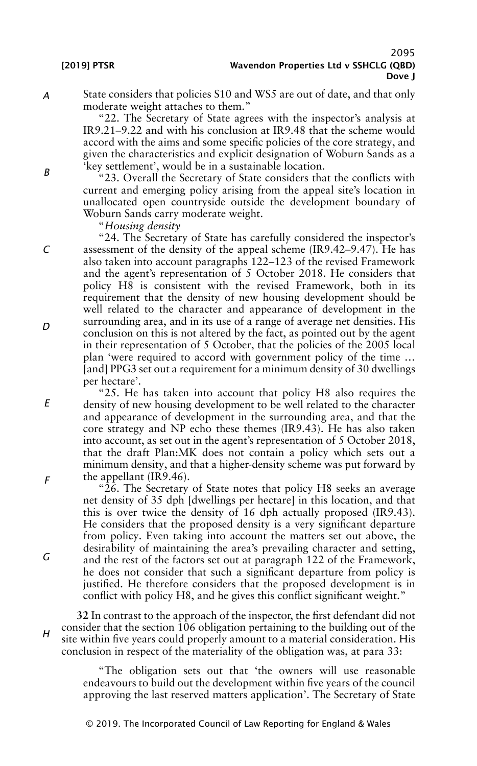State considers that policies S10 and WS5 are out of date, and that only moderate weight attaches to them."

"22. The Secretary of State agrees with the inspector's analysis at IR9.21–9.22 and with his conclusion at IR9.48 that the scheme would accord with the aims and some specific policies of the core strategy, and given the characteristics and explicit designation of Woburn Sands as a 'key settlement', would be in a sustainable location.

"23. Overall the Secretary of State considers that the conflicts with current and emerging policy arising from the appeal site's location in unallocated open countryside outside the development boundary of Woburn Sands carry moderate weight.

"*Housing density*

"24. The Secretary of State has carefully considered the inspector's assessment of the density of the appeal scheme (IR9.42–9.47). He has also taken into account paragraphs 122–123 of the revised Framework and the agent's representation of 5 October 2018. He considers that policy H8 is consistent with the revised Framework, both in its requirement that the density of new housing development should be well related to the character and appearance of development in the surrounding area, and in its use of a range of average net densities. His conclusion on this is not altered by the fact, as pointed out by the agent in their representation of 5 October, that the policies of the 2005 local plan 'were required to accord with government policy of the time … [and] PPG3 set out a requirement for a minimum density of 30 dwellings per hectare'.

"25. He has taken into account that policy H8 also requires the density of new housing development to be well related to the character and appearance of development in the surrounding area, and that the core strategy and NP echo these themes (IR9.43). He has also taken into account, as set out in the agent's representation of 5 October 2018, that the draft Plan:MK does not contain a policy which sets out a minimum density, and that a higher-density scheme was put forward by the appellant (IR9.46).

"26. The Secretary of State notes that policy H8 seeks an average net density of 35 dph [dwellings per hectare] in this location, and that this is over twice the density of 16 dph actually proposed (IR9.43). He considers that the proposed density is a very significant departure from policy. Even taking into account the matters set out above, the desirability of maintaining the area's prevailing character and setting, and the rest of the factors set out at paragraph 122 of the Framework, he does not consider that such a significant departure from policy is justified. He therefore considers that the proposed development is in conflict with policy H8, and he gives this conflict significant weight."

**32** In contrast to the approach of the inspector, the first defendant did not consider that the section 106 obligation pertaining to the building out of the site within five years could properly amount to a material consideration. His conclusion in respect of the materiality of the obligation was, at para 33:

> "The obligation sets out that 'the owners will use reasonable endeavours to build out the development within five years of the council approving the last reserved matters application'. The Secretary of State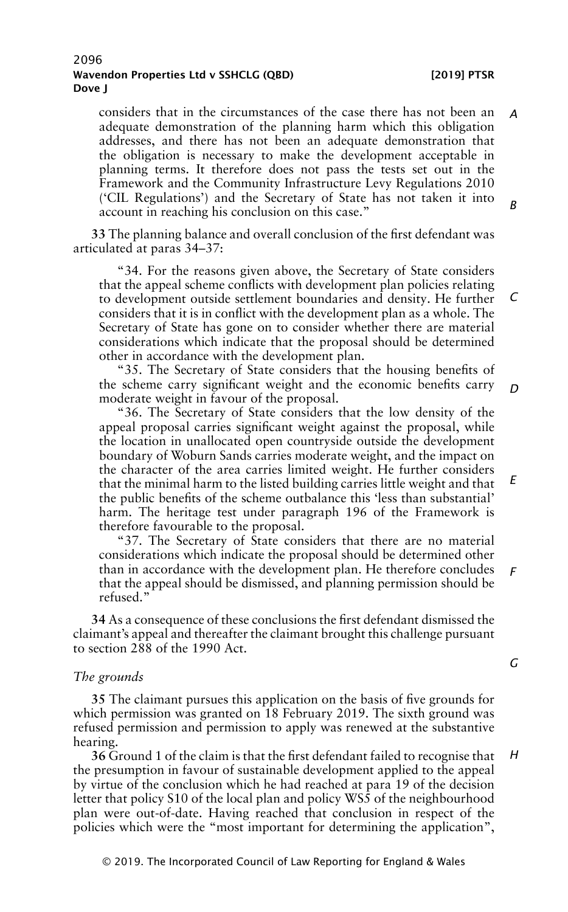considers that in the circumstances of the case there has not been an adequate demonstration of the planning harm which this obligation addresses, and there has not been an adequate demonstration that the obligation is necessary to make the development acceptable in planning terms. It therefore does not pass the tests set out in the Framework and the Community Infrastructure Levy Regulations 2010 ('CIL Regulations') and the Secretary of State has not taken it into account in reaching his conclusion on this case."

**33** The planning balance and overall conclusion of the first defendant was articulated at paras 34–37:

> "34. For the reasons given above, the Secretary of State considers that the appeal scheme conflicts with development plan policies relating to development outside settlement boundaries and density. He further considers that it is in conflict with the development plan as a whole. The Secretary of State has gone on to consider whether there are material considerations which indicate that the proposal should be determined other in accordance with the development plan.
>
> "35. The Secretary of State considers that the housing benefits of the scheme carry significant weight and the economic benefits carry moderate weight in favour of the proposal.
>
> "36. The Secretary of State considers that the low density of the appeal proposal carries significant weight against the proposal, while the location in unallocated open countryside outside the development boundary of Woburn Sands carries moderate weight, and the impact on the character of the area carries limited weight. He further considers that the minimal harm to the listed building carries little weight and that the public benefits of the scheme outbalance this 'less than substantial' harm. The heritage test under paragraph 196 of the Framework is therefore favourable to the proposal.
>
> "37. The Secretary of State considers that there are no material considerations which indicate the proposal should be determined other than in accordance with the development plan. He therefore concludes that the appeal should be dismissed, and planning permission should be refused."

**34** As a consequence of these conclusions the first defendant dismissed the claimant's appeal and thereafter the claimant brought this challenge pursuant to section 288 of the 1990 Act.

*The grounds*

**35** The claimant pursues this application on the basis of five grounds for which permission was granted on 18 February 2019. The sixth ground was refused permission and permission to apply was renewed at the substantive hearing.

**36** Ground 1 of the claim is that the first defendant failed to recognise that the presumption in favour of sustainable development applied to the appeal by virtue of the conclusion which he had reached at para 19 of the decision letter that policy S10 of the local plan and policy WS5 of the neighbourhood plan were out-of-date. Having reached that conclusion in respect of the policies which were the "most important for determining the application",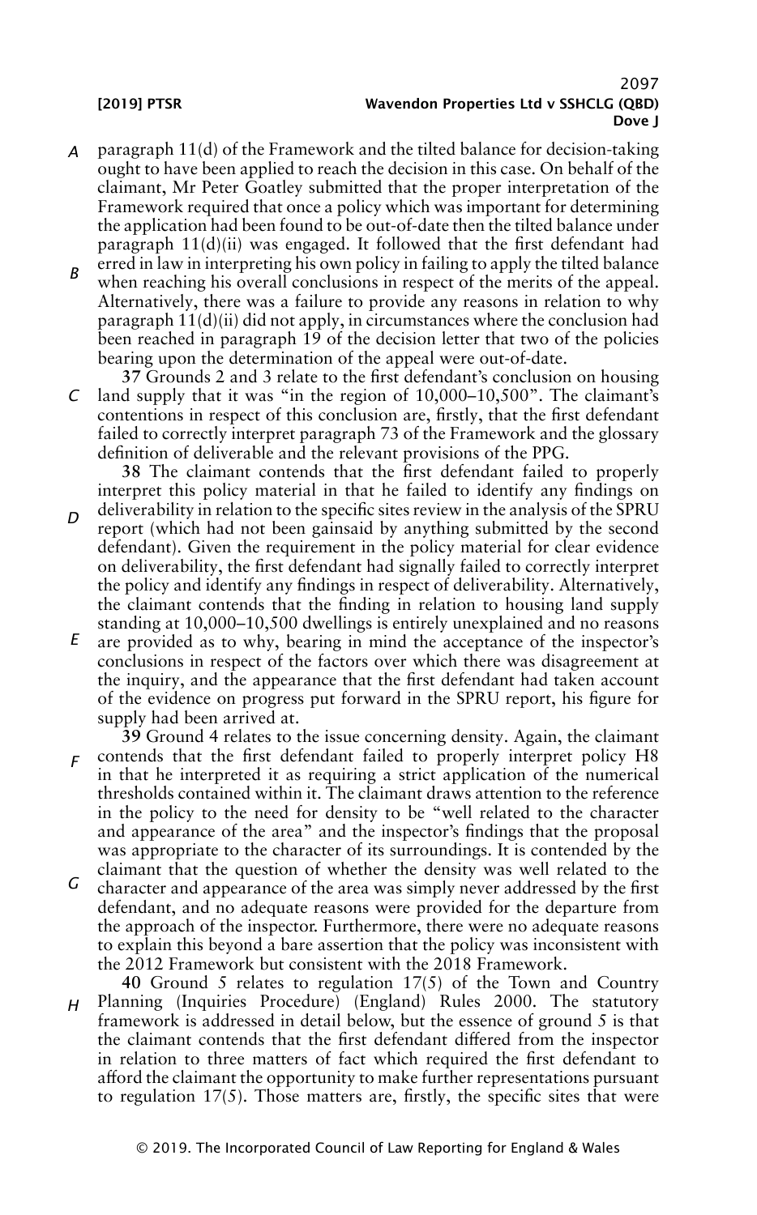paragraph 11(d) of the Framework and the tilted balance for decision-taking ought to have been applied to reach the decision in this case. On behalf of the claimant, Mr Peter Goatley submitted that the proper interpretation of the Framework required that once a policy which was important for determining the application had been found to be out-of-date then the tilted balance under paragraph 11(d)(ii) was engaged. It followed that the first defendant had erred in law in interpreting his own policy in failing to apply the tilted balance when reaching his overall conclusions in respect of the merits of the appeal. Alternatively, there was a failure to provide any reasons in relation to why paragraph 11(d)(ii) did not apply, in circumstances where the conclusion had been reached in paragraph 19 of the decision letter that two of the policies bearing upon the determination of the appeal were out-of-date.

**37** Grounds 2 and 3 relate to the first defendant's conclusion on housing land supply that it was "in the region of 10,000–10,500". The claimant's contentions in respect of this conclusion are, firstly, that the first defendant failed to correctly interpret paragraph 73 of the Framework and the glossary definition of deliverable and the relevant provisions of the PPG.

**38** The claimant contends that the first defendant failed to properly interpret this policy material in that he failed to identify any findings on deliverability in relation to the specific sites review in the analysis of the SPRU report (which had not been gainsaid by anything submitted by the second defendant). Given the requirement in the policy material for clear evidence on deliverability, the first defendant had signally failed to correctly interpret the policy and identify any findings in respect of deliverability. Alternatively, the claimant contends that the finding in relation to housing land supply standing at 10,000–10,500 dwellings is entirely unexplained and no reasons are provided as to why, bearing in mind the acceptance of the inspector's conclusions in respect of the factors over which there was disagreement at the inquiry, and the appearance that the first defendant had taken account of the evidence on progress put forward in the SPRU report, his figure for supply had been arrived at.

**39** Ground 4 relates to the issue concerning density. Again, the claimant contends that the first defendant failed to properly interpret policy H8 in that he interpreted it as requiring a strict application of the numerical thresholds contained within it. The claimant draws attention to the reference in the policy to the need for density to be "well related to the character and appearance of the area" and the inspector's findings that the proposal was appropriate to the character of its surroundings. It is contended by the claimant that the question of whether the density was well related to the character and appearance of the area was simply never addressed by the first defendant, and no adequate reasons were provided for the departure from the approach of the inspector. Furthermore, there were no adequate reasons to explain this beyond a bare assertion that the policy was inconsistent with the 2012 Framework but consistent with the 2018 Framework.

**40** Ground 5 relates to regulation 17(5) of the Town and Country Planning (Inquiries Procedure) (England) Rules 2000. The statutory framework is addressed in detail below, but the essence of ground 5 is that the claimant contends that the first defendant differed from the inspector in relation to three matters of fact which required the first defendant to afford the claimant the opportunity to make further representations pursuant to regulation 17(5). Those matters are, firstly, the specific sites that were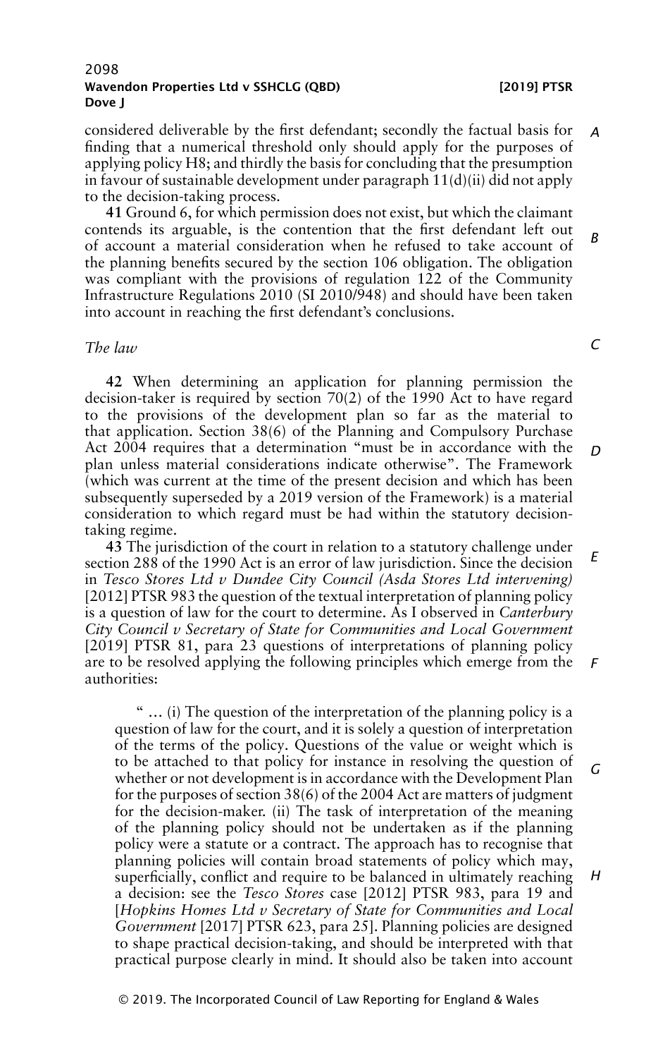considered deliverable by the first defendant; secondly the factual basis for finding that a numerical threshold only should apply for the purposes of applying policy H8; and thirdly the basis for concluding that the presumption in favour of sustainable development under paragraph 11(d)(ii) did not apply to the decision-taking process.

**41** Ground 6, for which permission does not exist, but which the claimant contends its arguable, is the contention that the first defendant left out of account a material consideration when he refused to take account of the planning benefits secured by the section 106 obligation. The obligation was compliant with the provisions of regulation 122 of the Community Infrastructure Regulations 2010 (SI 2010/948) and should have been taken into account in reaching the first defendant's conclusions.

*The law*

**42** When determining an application for planning permission the decision-taker is required by section 70(2) of the 1990 Act to have regard to the provisions of the development plan so far as the material to that application. Section 38(6) of the Planning and Compulsory Purchase Act 2004 requires that a determination "must be in accordance with the plan unless material considerations indicate otherwise". The Framework (which was current at the time of the present decision and which has been subsequently superseded by a 2019 version of the Framework) is a material consideration to which regard must be had within the statutory decision-taking regime.

**43** The jurisdiction of the court in relation to a statutory challenge under section 288 of the 1990 Act is an error of law jurisdiction. Since the decision in *Tesco Stores Ltd v Dundee City Council (Asda Stores Ltd intervening)* [2012] PTSR 983 the question of the textual interpretation of planning policy is a question of law for the court to determine. As I observed in *Canterbury City Council v Secretary of State for Communities and Local Government* [2019] PTSR 81, para 23 questions of interpretations of planning policy are to be resolved applying the following principles which emerge from the authorities:

> " … (i) The question of the interpretation of the planning policy is a question of law for the court, and it is solely a question of interpretation of the terms of the policy. Questions of the value or weight which is to be attached to that policy for instance in resolving the question of whether or not development is in accordance with the Development Plan for the purposes of section 38(6) of the 2004 Act are matters of judgment for the decision-maker. (ii) The task of interpretation of the meaning of the planning policy should not be undertaken as if the planning policy were a statute or a contract. The approach has to recognise that planning policies will contain broad statements of policy which may, superficially, conflict and require to be balanced in ultimately reaching a decision: see the *Tesco Stores* case [2012] PTSR 983, para 19 and [*Hopkins Homes Ltd v Secretary of State for Communities and Local Government* [2017] PTSR 623, para 25]. Planning policies are designed to shape practical decision-taking, and should be interpreted with that practical purpose clearly in mind. It should also be taken into account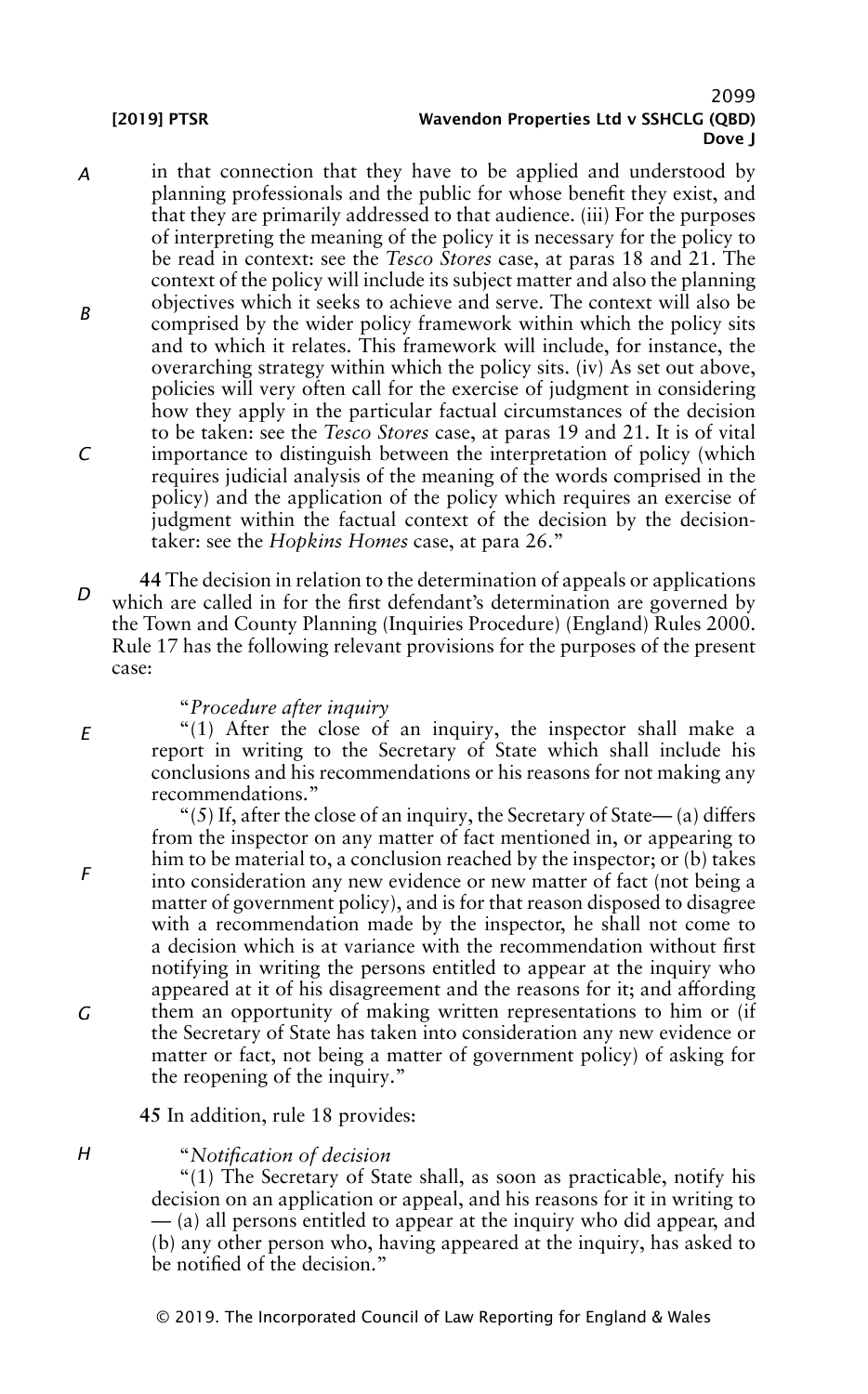in that connection that they have to be applied and understood by planning professionals and the public for whose benefit they exist, and that they are primarily addressed to that audience. (iii) For the purposes of interpreting the meaning of the policy it is necessary for the policy to be read in context: see the *Tesco Stores* case, at paras 18 and 21. The context of the policy will include its subject matter and also the planning objectives which it seeks to achieve and serve. The context will also be comprised by the wider policy framework within which the policy sits and to which it relates. This framework will include, for instance, the overarching strategy within which the policy sits. (iv) As set out above, policies will very often call for the exercise of judgment in considering how they apply in the particular factual circumstances of the decision to be taken: see the *Tesco Stores* case, at paras 19 and 21. It is of vital importance to distinguish between the interpretation of policy (which requires judicial analysis of the meaning of the words comprised in the policy) and the application of the policy which requires an exercise of judgment within the factual context of the decision by the decision-taker: see the *Hopkins Homes* case, at para 26."

**44** The decision in relation to the determination of appeals or applications which are called in for the first defendant's determination are governed by the Town and County Planning (Inquiries Procedure) (England) Rules 2000. Rule 17 has the following relevant provisions for the purposes of the present case:

> "*Procedure after inquiry*
>
> "(1) After the close of an inquiry, the inspector shall make a report in writing to the Secretary of State which shall include his conclusions and his recommendations or his reasons for not making any recommendations."
>
> "(5) If, after the close of an inquiry, the Secretary of State— (a) differs from the inspector on any matter of fact mentioned in, or appearing to him to be material to, a conclusion reached by the inspector; or (b) takes into consideration any new evidence or new matter of fact (not being a matter of government policy), and is for that reason disposed to disagree with a recommendation made by the inspector, he shall not come to a decision which is at variance with the recommendation without first notifying in writing the persons entitled to appear at the inquiry who appeared at it of his disagreement and the reasons for it; and affording them an opportunity of making written representations to him or (if the Secretary of State has taken into consideration any new evidence or matter or fact, not being a matter of government policy) of asking for the reopening of the inquiry."

**45** In addition, rule 18 provides:

> "*Notification of decision*
>
> "(1) The Secretary of State shall, as soon as practicable, notify his decision on an application or appeal, and his reasons for it in writing to — (a) all persons entitled to appear at the inquiry who did appear, and (b) any other person who, having appeared at the inquiry, has asked to be notified of the decision."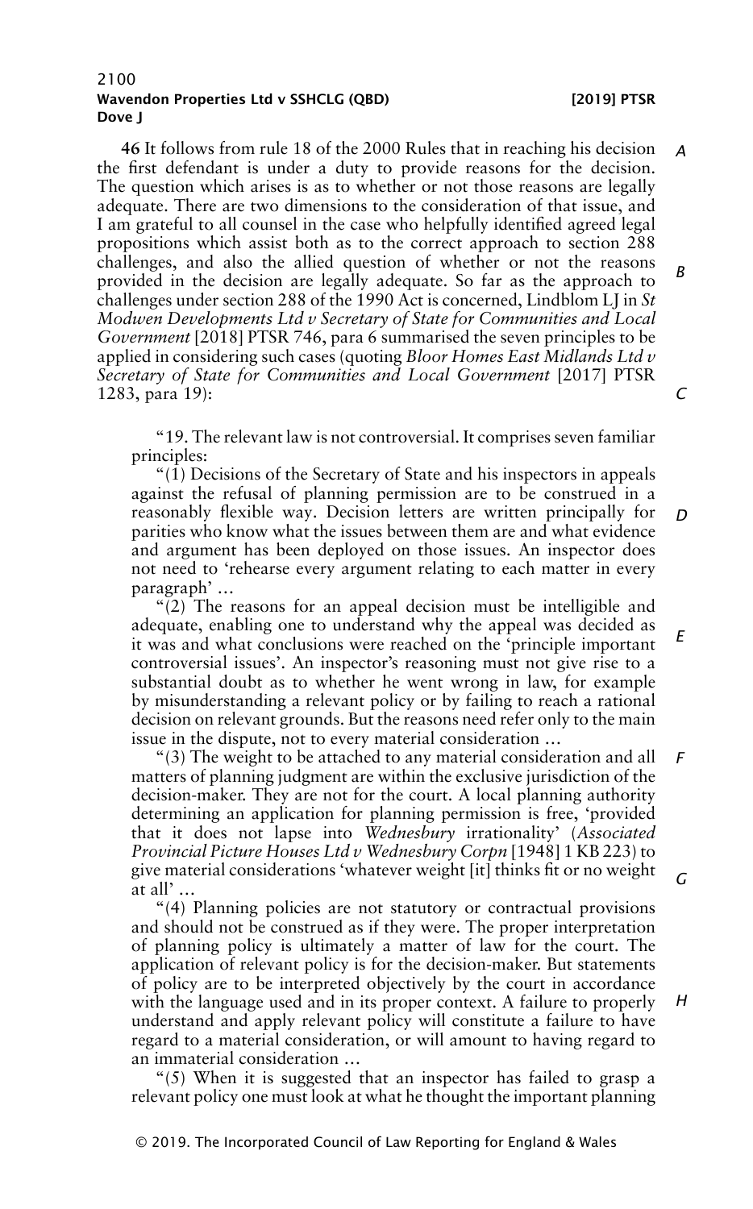**46** It follows from rule 18 of the 2000 Rules that in reaching his decision the first defendant is under a duty to provide reasons for the decision. The question which arises is as to whether or not those reasons are legally adequate. There are two dimensions to the consideration of that issue, and I am grateful to all counsel in the case who helpfully identified agreed legal propositions which assist both as to the correct approach to section 288 challenges, and also the allied question of whether or not the reasons provided in the decision are legally adequate. So far as the approach to challenges under section 288 of the 1990 Act is concerned, Lindblom LJ in *St Modwen Developments Ltd v Secretary of State for Communities and Local Government* [2018] PTSR 746, para 6 summarised the seven principles to be applied in considering such cases (quoting *Bloor Homes East Midlands Ltd v Secretary of State for Communities and Local Government* [2017] PTSR 1283, para 19):

> "19. The relevant law is not controversial. It comprises seven familiar principles:
>
> "(1) Decisions of the Secretary of State and his inspectors in appeals against the refusal of planning permission are to be construed in a reasonably flexible way. Decision letters are written principally for parities who know what the issues between them are and what evidence and argument has been deployed on those issues. An inspector does not need to 'rehearse every argument relating to each matter in every paragraph' …
>
> "(2) The reasons for an appeal decision must be intelligible and adequate, enabling one to understand why the appeal was decided as it was and what conclusions were reached on the 'principle important controversial issues'. An inspector's reasoning must not give rise to a substantial doubt as to whether he went wrong in law, for example by misunderstanding a relevant policy or by failing to reach a rational decision on relevant grounds. But the reasons need refer only to the main issue in the dispute, not to every material consideration …
>
> "(3) The weight to be attached to any material consideration and all matters of planning judgment are within the exclusive jurisdiction of the decision-maker. They are not for the court. A local planning authority determining an application for planning permission is free, 'provided that it does not lapse into *Wednesbury* irrationality' (*Associated Provincial Picture Houses Ltd v Wednesbury Corpn* [1948] 1 KB 223) to give material considerations 'whatever weight [it] thinks fit or no weight at all' …
>
> "(4) Planning policies are not statutory or contractual provisions and should not be construed as if they were. The proper interpretation of planning policy is ultimately a matter of law for the court. The application of relevant policy is for the decision-maker. But statements of policy are to be interpreted objectively by the court in accordance with the language used and in its proper context. A failure to properly understand and apply relevant policy will constitute a failure to have regard to a material consideration, or will amount to having regard to an immaterial consideration …
>
> "(5) When it is suggested that an inspector has failed to grasp a relevant policy one must look at what he thought the important planning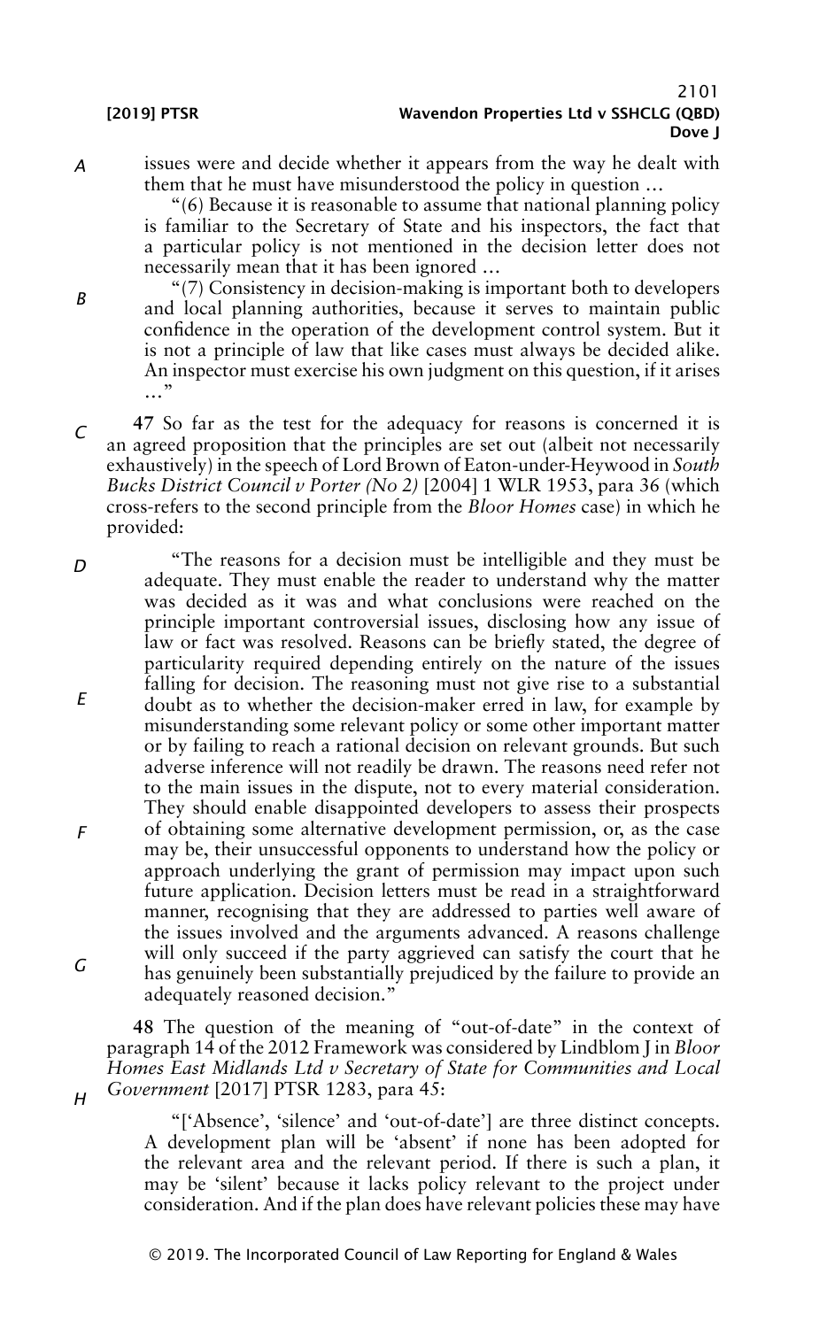issues were and decide whether it appears from the way he dealt with them that he must have misunderstood the policy in question …

"(6) Because it is reasonable to assume that national planning policy is familiar to the Secretary of State and his inspectors, the fact that a particular policy is not mentioned in the decision letter does not necessarily mean that it has been ignored …

"(7) Consistency in decision-making is important both to developers and local planning authorities, because it serves to maintain public confidence in the operation of the development control system. But it is not a principle of law that like cases must always be decided alike. An inspector must exercise his own judgment on this question, if it arises …"

**47** So far as the test for the adequacy for reasons is concerned it is an agreed proposition that the principles are set out (albeit not necessarily exhaustively) in the speech of Lord Brown of Eaton-under-Heywood in *South Bucks District Council v Porter (No 2)* [2004] 1 WLR 1953, para 36 (which cross-refers to the second principle from the *Bloor Homes* case) in which he provided:

> "The reasons for a decision must be intelligible and they must be adequate. They must enable the reader to understand why the matter was decided as it was and what conclusions were reached on the principle important controversial issues, disclosing how any issue of law or fact was resolved. Reasons can be briefly stated, the degree of particularity required depending entirely on the nature of the issues falling for decision. The reasoning must not give rise to a substantial doubt as to whether the decision-maker erred in law, for example by misunderstanding some relevant policy or some other important matter or by failing to reach a rational decision on relevant grounds. But such adverse inference will not readily be drawn. The reasons need refer not to the main issues in the dispute, not to every material consideration. They should enable disappointed developers to assess their prospects of obtaining some alternative development permission, or, as the case may be, their unsuccessful opponents to understand how the policy or approach underlying the grant of permission may impact upon such future application. Decision letters must be read in a straightforward manner, recognising that they are addressed to parties well aware of the issues involved and the arguments advanced. A reasons challenge will only succeed if the party aggrieved can satisfy the court that he has genuinely been substantially prejudiced by the failure to provide an adequately reasoned decision."

**48** The question of the meaning of "out-of-date" in the context of paragraph 14 of the 2012 Framework was considered by Lindblom J in *Bloor Homes East Midlands Ltd v Secretary of State for Communities and Local Government* [2017] PTSR 1283, para 45:

> "['Absence', 'silence' and 'out-of-date'] are three distinct concepts. A development plan will be 'absent' if none has been adopted for the relevant area and the relevant period. If there is such a plan, it may be 'silent' because it lacks policy relevant to the project under consideration. And if the plan does have relevant policies these may have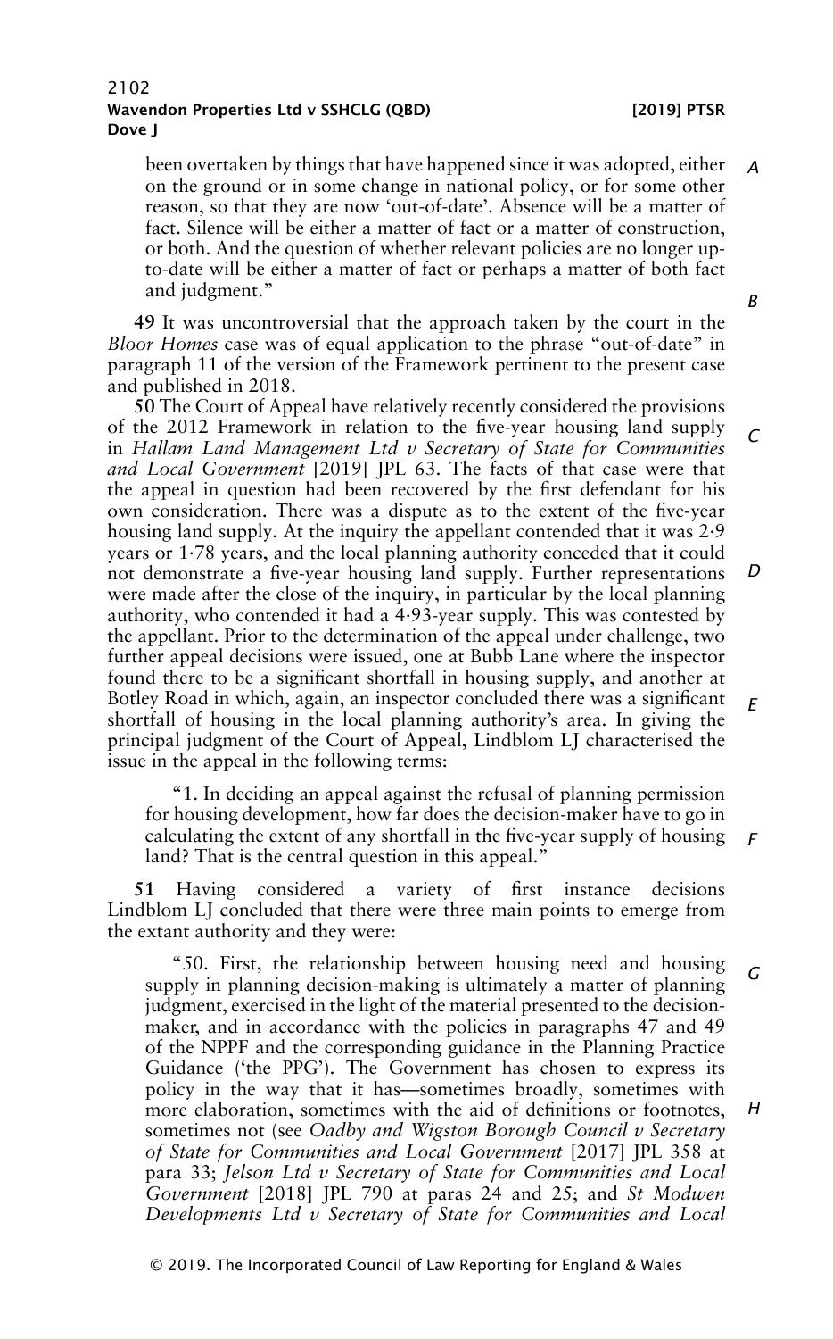been overtaken by things that have happened since it was adopted, either on the ground or in some change in national policy, or for some other reason, so that they are now 'out-of-date'. Absence will be a matter of fact. Silence will be either a matter of fact or a matter of construction, or both. And the question of whether relevant policies are no longer up-to-date will be either a matter of fact or perhaps a matter of both fact and judgment."

**49** It was uncontroversial that the approach taken by the court in the *Bloor Homes* case was of equal application to the phrase "out-of-date" in paragraph 11 of the version of the Framework pertinent to the present case and published in 2018.

**50** The Court of Appeal have relatively recently considered the provisions of the 2012 Framework in relation to the five-year housing land supply in *Hallam Land Management Ltd v Secretary of State for Communities and Local Government* [2019] JPL 63. The facts of that case were that the appeal in question had been recovered by the first defendant for his own consideration. There was a dispute as to the extent of the five-year housing land supply. At the inquiry the appellant contended that it was 2·9 years or 1·78 years, and the local planning authority conceded that it could not demonstrate a five-year housing land supply. Further representations were made after the close of the inquiry, in particular by the local planning authority, who contended it had a 4·93-year supply. This was contested by the appellant. Prior to the determination of the appeal under challenge, two further appeal decisions were issued, one at Bubb Lane where the inspector found there to be a significant shortfall in housing supply, and another at Botley Road in which, again, an inspector concluded there was a significant shortfall of housing in the local planning authority's area. In giving the principal judgment of the Court of Appeal, Lindblom LJ characterised the issue in the appeal in the following terms:

> "1. In deciding an appeal against the refusal of planning permission for housing development, how far does the decision-maker have to go in calculating the extent of any shortfall in the five-year supply of housing land? That is the central question in this appeal."

**51** Having considered a variety of first instance decisions Lindblom LJ concluded that there were three main points to emerge from the extant authority and they were:

> "50. First, the relationship between housing need and housing supply in planning decision-making is ultimately a matter of planning judgment, exercised in the light of the material presented to the decision-maker, and in accordance with the policies in paragraphs 47 and 49 of the NPPF and the corresponding guidance in the Planning Practice Guidance ('the PPG'). The Government has chosen to express its policy in the way that it has—sometimes broadly, sometimes with more elaboration, sometimes with the aid of definitions or footnotes, sometimes not (see *Oadby and Wigston Borough Council v Secretary of State for Communities and Local Government* [2017] JPL 358 at para 33; *Jelson Ltd v Secretary of State for Communities and Local Government* [2018] JPL 790 at paras 24 and 25; and *St Modwen Developments Ltd v Secretary of State for Communities and Local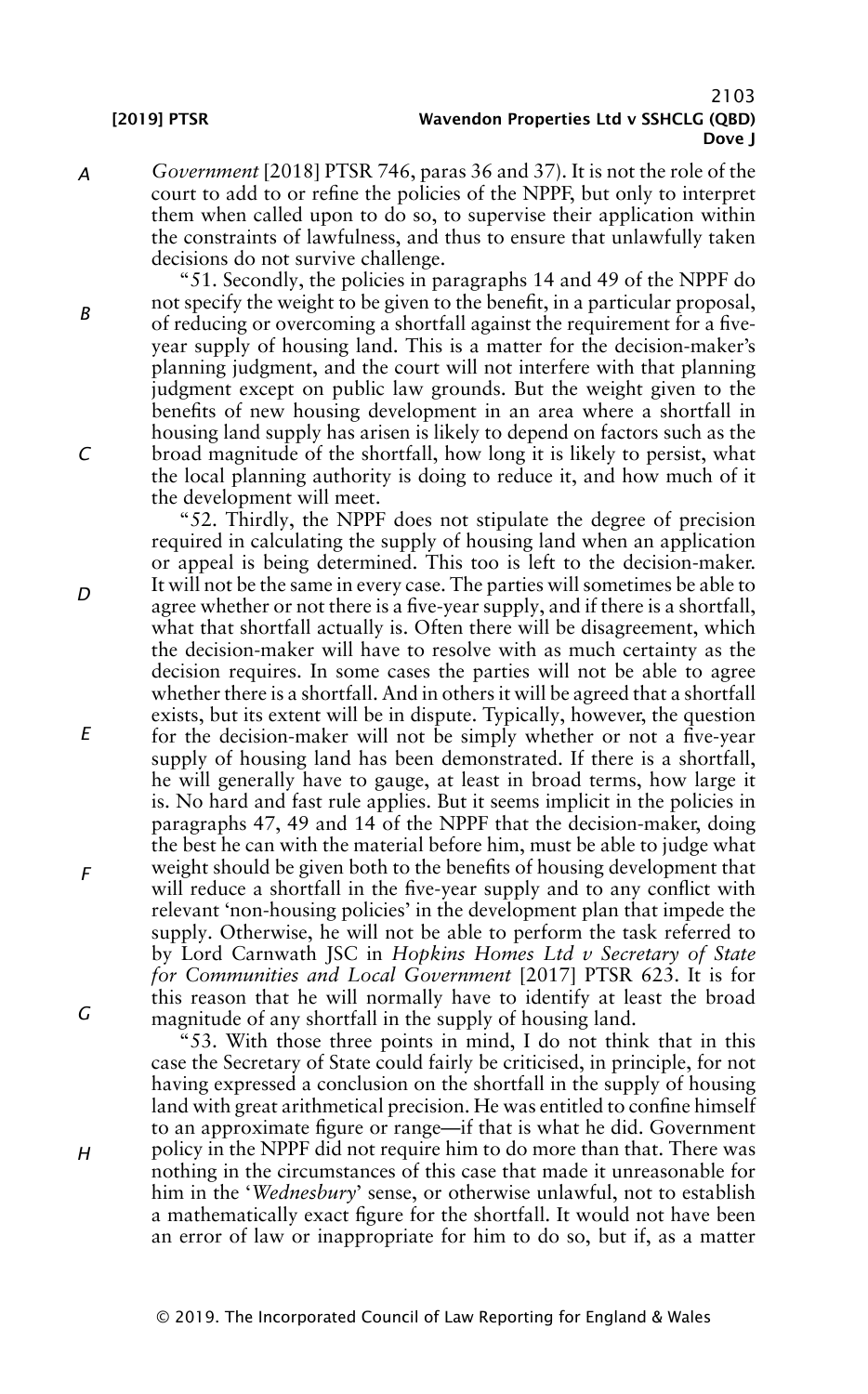*Government* [2018] PTSR 746, paras 36 and 37). It is not the role of the court to add to or refine the policies of the NPPF, but only to interpret them when called upon to do so, to supervise their application within the constraints of lawfulness, and thus to ensure that unlawfully taken decisions do not survive challenge.

"51. Secondly, the policies in paragraphs 14 and 49 of the NPPF do not specify the weight to be given to the benefit, in a particular proposal, of reducing or overcoming a shortfall against the requirement for a five-year supply of housing land. This is a matter for the decision-maker's planning judgment, and the court will not interfere with that planning judgment except on public law grounds. But the weight given to the benefits of new housing development in an area where a shortfall in housing land supply has arisen is likely to depend on factors such as the broad magnitude of the shortfall, how long it is likely to persist, what the local planning authority is doing to reduce it, and how much of it the development will meet.

"52. Thirdly, the NPPF does not stipulate the degree of precision required in calculating the supply of housing land when an application or appeal is being determined. This too is left to the decision-maker. It will not be the same in every case. The parties will sometimes be able to agree whether or not there is a five-year supply, and if there is a shortfall, what that shortfall actually is. Often there will be disagreement, which the decision-maker will have to resolve with as much certainty as the decision requires. In some cases the parties will not be able to agree whether there is a shortfall. And in others it will be agreed that a shortfall exists, but its extent will be in dispute. Typically, however, the question for the decision-maker will not be simply whether or not a five-year supply of housing land has been demonstrated. If there is a shortfall, he will generally have to gauge, at least in broad terms, how large it is. No hard and fast rule applies. But it seems implicit in the policies in paragraphs 47, 49 and 14 of the NPPF that the decision-maker, doing the best he can with the material before him, must be able to judge what weight should be given both to the benefits of housing development that will reduce a shortfall in the five-year supply and to any conflict with relevant 'non-housing policies' in the development plan that impede the supply. Otherwise, he will not be able to perform the task referred to by Lord Carnwath JSC in *Hopkins Homes Ltd v Secretary of State for Communities and Local Government* [2017] PTSR 623. It is for this reason that he will normally have to identify at least the broad magnitude of any shortfall in the supply of housing land.

"53. With those three points in mind, I do not think that in this case the Secretary of State could fairly be criticised, in principle, for not having expressed a conclusion on the shortfall in the supply of housing land with great arithmetical precision. He was entitled to confine himself to an approximate figure or range—if that is what he did. Government policy in the NPPF did not require him to do more than that. There was nothing in the circumstances of this case that made it unreasonable for him in the '*Wednesbury*' sense, or otherwise unlawful, not to establish a mathematically exact figure for the shortfall. It would not have been an error of law or inappropriate for him to do so, but if, as a matter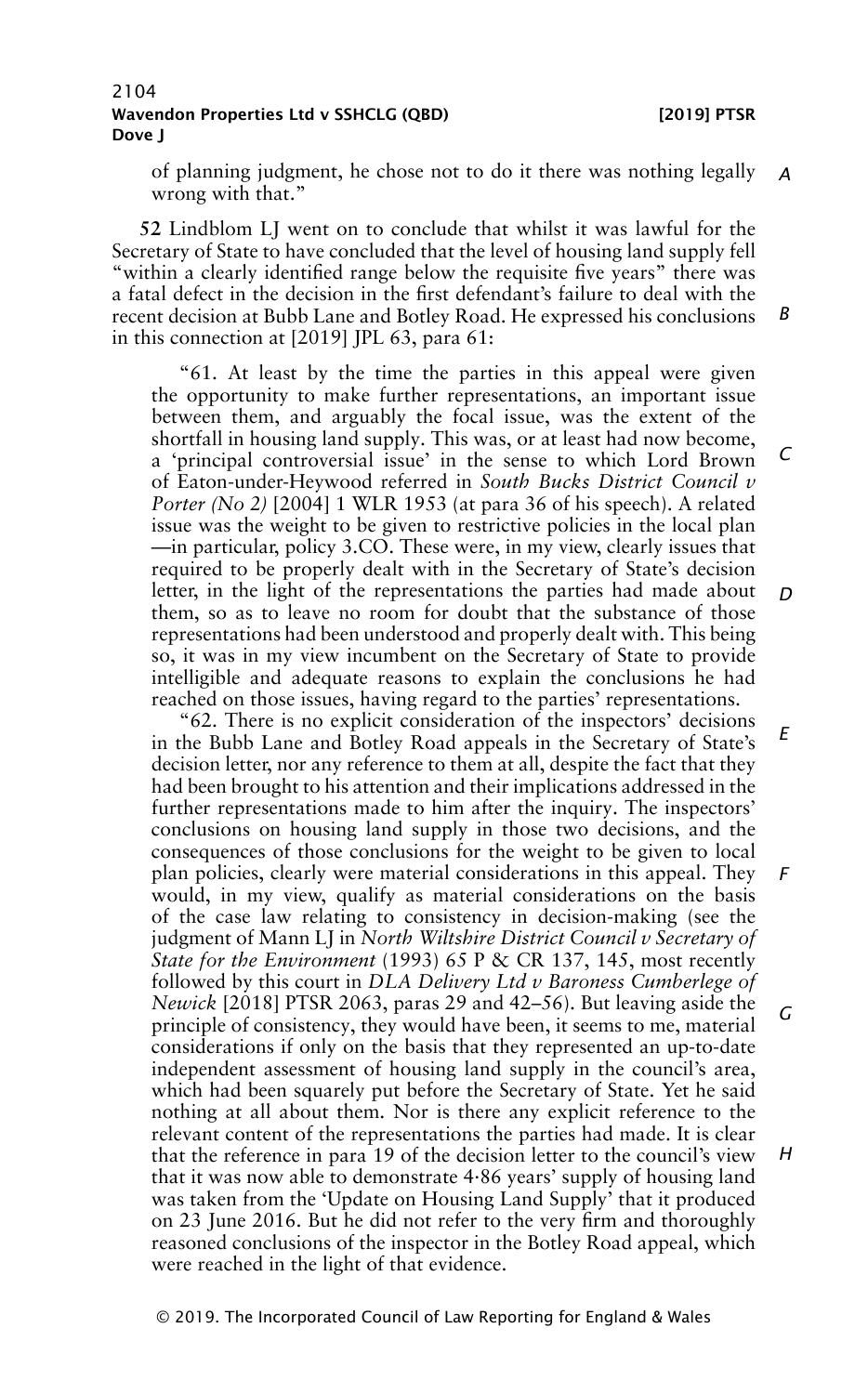of planning judgment, he chose not to do it there was nothing legally wrong with that."

**52** Lindblom LJ went on to conclude that whilst it was lawful for the Secretary of State to have concluded that the level of housing land supply fell "within a clearly identified range below the requisite five years" there was a fatal defect in the decision in the first defendant's failure to deal with the recent decision at Bubb Lane and Botley Road. He expressed his conclusions in this connection at [2019] JPL 63, para 61:

> "61. At least by the time the parties in this appeal were given the opportunity to make further representations, an important issue between them, and arguably the focal issue, was the extent of the shortfall in housing land supply. This was, or at least had now become, a 'principal controversial issue' in the sense to which Lord Brown of Eaton-under-Heywood referred in *South Bucks District Council v Porter (No 2)* [2004] 1 WLR 1953 (at para 36 of his speech). A related issue was the weight to be given to restrictive policies in the local plan —in particular, policy 3.CO. These were, in my view, clearly issues that required to be properly dealt with in the Secretary of State's decision letter, in the light of the representations the parties had made about them, so as to leave no room for doubt that the substance of those representations had been understood and properly dealt with. This being so, it was in my view incumbent on the Secretary of State to provide intelligible and adequate reasons to explain the conclusions he had reached on those issues, having regard to the parties' representations.
>
> "62. There is no explicit consideration of the inspectors' decisions in the Bubb Lane and Botley Road appeals in the Secretary of State's decision letter, nor any reference to them at all, despite the fact that they had been brought to his attention and their implications addressed in the further representations made to him after the inquiry. The inspectors' conclusions on housing land supply in those two decisions, and the consequences of those conclusions for the weight to be given to local plan policies, clearly were material considerations in this appeal. They would, in my view, qualify as material considerations on the basis of the case law relating to consistency in decision-making (see the judgment of Mann LJ in *North Wiltshire District Council v Secretary of State for the Environment* (1993) 65 P & CR 137, 145, most recently followed by this court in *DLA Delivery Ltd v Baroness Cumberlege of Newick* [2018] PTSR 2063, paras 29 and 42–56). But leaving aside the principle of consistency, they would have been, it seems to me, material considerations if only on the basis that they represented an up-to-date independent assessment of housing land supply in the council's area, which had been squarely put before the Secretary of State. Yet he said nothing at all about them. Nor is there any explicit reference to the relevant content of the representations the parties had made. It is clear that the reference in para 19 of the decision letter to the council's view that it was now able to demonstrate 4·86 years' supply of housing land was taken from the 'Update on Housing Land Supply' that it produced on 23 June 2016. But he did not refer to the very firm and thoroughly reasoned conclusions of the inspector in the Botley Road appeal, which were reached in the light of that evidence.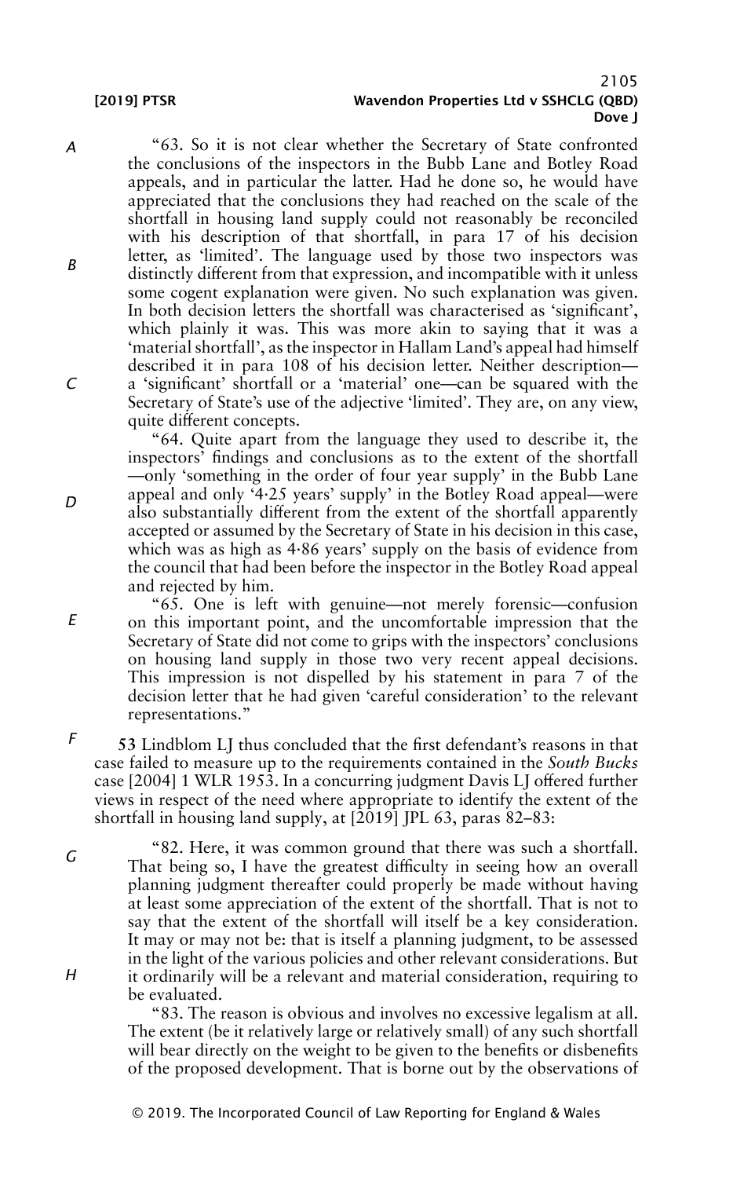"63. So it is not clear whether the Secretary of State confronted the conclusions of the inspectors in the Bubb Lane and Botley Road appeals, and in particular the latter. Had he done so, he would have appreciated that the conclusions they had reached on the scale of the shortfall in housing land supply could not reasonably be reconciled with his description of that shortfall, in para 17 of his decision letter, as 'limited'. The language used by those two inspectors was distinctly different from that expression, and incompatible with it unless some cogent explanation were given. No such explanation was given. In both decision letters the shortfall was characterised as 'significant', which plainly it was. This was more akin to saying that it was a 'material shortfall', as the inspector in Hallam Land's appeal had himself described it in para 108 of his decision letter. Neither description—a 'significant' shortfall or a 'material' one—can be squared with the Secretary of State's use of the adjective 'limited'. They are, on any view, quite different concepts.

"64. Quite apart from the language they used to describe it, the inspectors' findings and conclusions as to the extent of the shortfall—only 'something in the order of four year supply' in the Bubb Lane appeal and only '4·25 years' supply' in the Botley Road appeal—were also substantially different from the extent of the shortfall apparently accepted or assumed by the Secretary of State in his decision in this case, which was as high as 4·86 years' supply on the basis of evidence from the council that had been before the inspector in the Botley Road appeal and rejected by him.

"65. One is left with genuine—not merely forensic—confusion on this important point, and the uncomfortable impression that the Secretary of State did not come to grips with the inspectors' conclusions on housing land supply in those two very recent appeal decisions. This impression is not dispelled by his statement in para 7 of the decision letter that he had given 'careful consideration' to the relevant representations."

**53** Lindblom LJ thus concluded that the first defendant's reasons in that case failed to measure up to the requirements contained in the *South Bucks* case [2004] 1 WLR 1953. In a concurring judgment Davis LJ offered further views in respect of the need where appropriate to identify the extent of the shortfall in housing land supply, at [2019] JPL 63, paras 82–83:

"82. Here, it was common ground that there was such a shortfall. That being so, I have the greatest difficulty in seeing how an overall planning judgment thereafter could properly be made without having at least some appreciation of the extent of the shortfall. That is not to say that the extent of the shortfall will itself be a key consideration. It may or may not be: that is itself a planning judgment, to be assessed in the light of the various policies and other relevant considerations. But it ordinarily will be a relevant and material consideration, requiring to be evaluated.

"83. The reason is obvious and involves no excessive legalism at all. The extent (be it relatively large or relatively small) of any such shortfall will bear directly on the weight to be given to the benefits or disbenefits of the proposed development. That is borne out by the observations of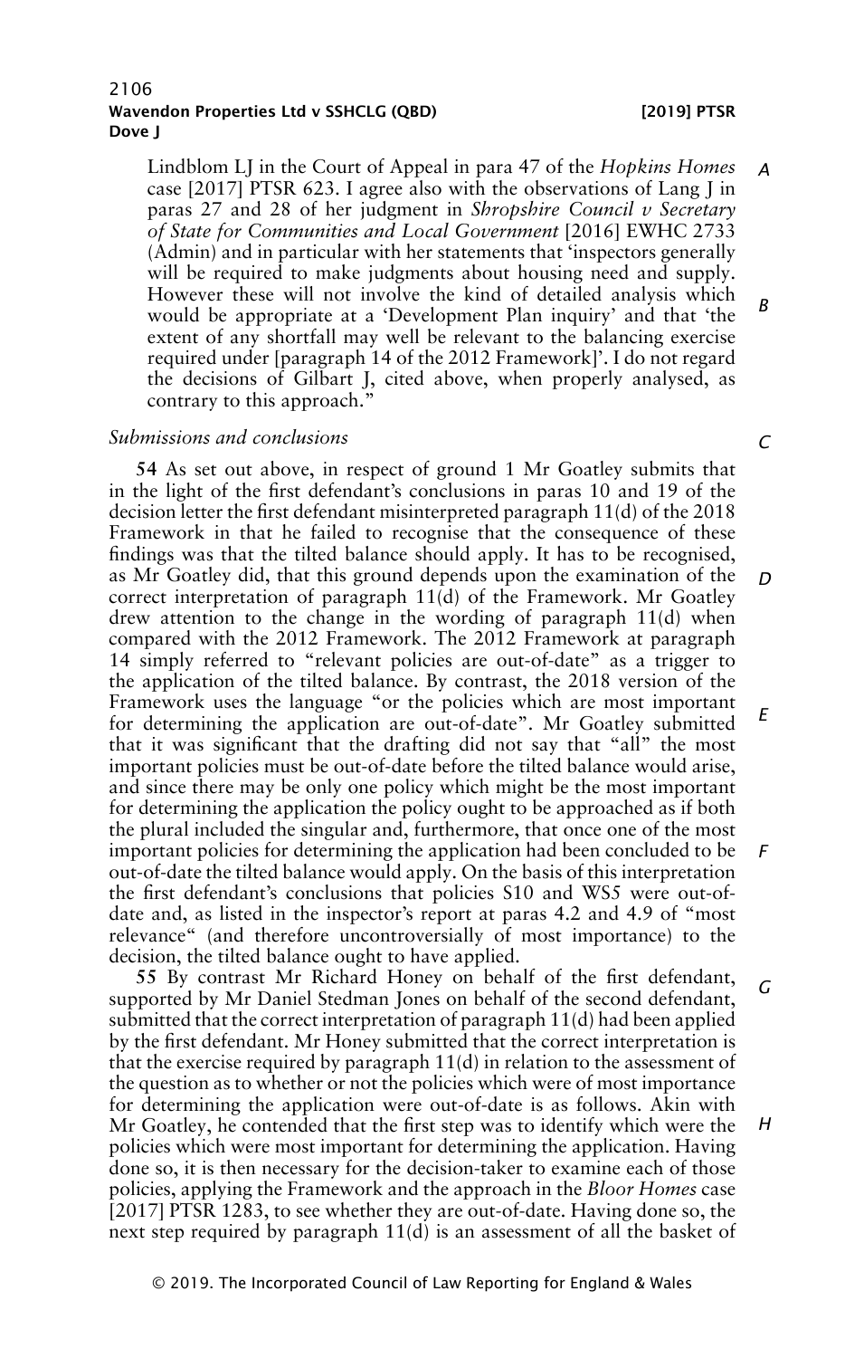Lindblom LJ in the Court of Appeal in para 47 of the *Hopkins Homes* case [2017] PTSR 623. I agree also with the observations of Lang J in paras 27 and 28 of her judgment in *Shropshire Council v Secretary of State for Communities and Local Government* [2016] EWHC 2733 (Admin) and in particular with her statements that 'inspectors generally will be required to make judgments about housing need and supply. However these will not involve the kind of detailed analysis which would be appropriate at a 'Development Plan inquiry' and that 'the extent of any shortfall may well be relevant to the balancing exercise required under [paragraph 14 of the 2012 Framework]'. I do not regard the decisions of Gilbart J, cited above, when properly analysed, as contrary to this approach."

*Submissions and conclusions*

**54** As set out above, in respect of ground 1 Mr Goatley submits that in the light of the first defendant's conclusions in paras 10 and 19 of the decision letter the first defendant misinterpreted paragraph 11(d) of the 2018 Framework in that he failed to recognise that the consequence of these findings was that the tilted balance should apply. It has to be recognised, as Mr Goatley did, that this ground depends upon the examination of the correct interpretation of paragraph 11(d) of the Framework. Mr Goatley drew attention to the change in the wording of paragraph 11(d) when compared with the 2012 Framework. The 2012 Framework at paragraph 14 simply referred to "relevant policies are out-of-date" as a trigger to the application of the tilted balance. By contrast, the 2018 version of the Framework uses the language "or the policies which are most important for determining the application are out-of-date". Mr Goatley submitted that it was significant that the drafting did not say that "all" the most important policies must be out-of-date before the tilted balance would arise, and since there may be only one policy which might be the most important for determining the application the policy ought to be approached as if both the plural included the singular and, furthermore, that once one of the most important policies for determining the application had been concluded to be out-of-date the tilted balance would apply. On the basis of this interpretation the first defendant's conclusions that policies S10 and WS5 were out-of-date and, as listed in the inspector's report at paras 4.2 and 4.9 of "most relevance" (and therefore uncontroversially of most importance) to the decision, the tilted balance ought to have applied.

**55** By contrast Mr Richard Honey on behalf of the first defendant, supported by Mr Daniel Stedman Jones on behalf of the second defendant, submitted that the correct interpretation of paragraph 11(d) had been applied by the first defendant. Mr Honey submitted that the correct interpretation is that the exercise required by paragraph 11(d) in relation to the assessment of the question as to whether or not the policies which were of most importance for determining the application were out-of-date is as follows. Akin with Mr Goatley, he contended that the first step was to identify which were the policies which were most important for determining the application. Having done so, it is then necessary for the decision-taker to examine each of those policies, applying the Framework and the approach in the *Bloor Homes* case [2017] PTSR 1283, to see whether they are out-of-date. Having done so, the next step required by paragraph 11(d) is an assessment of all the basket of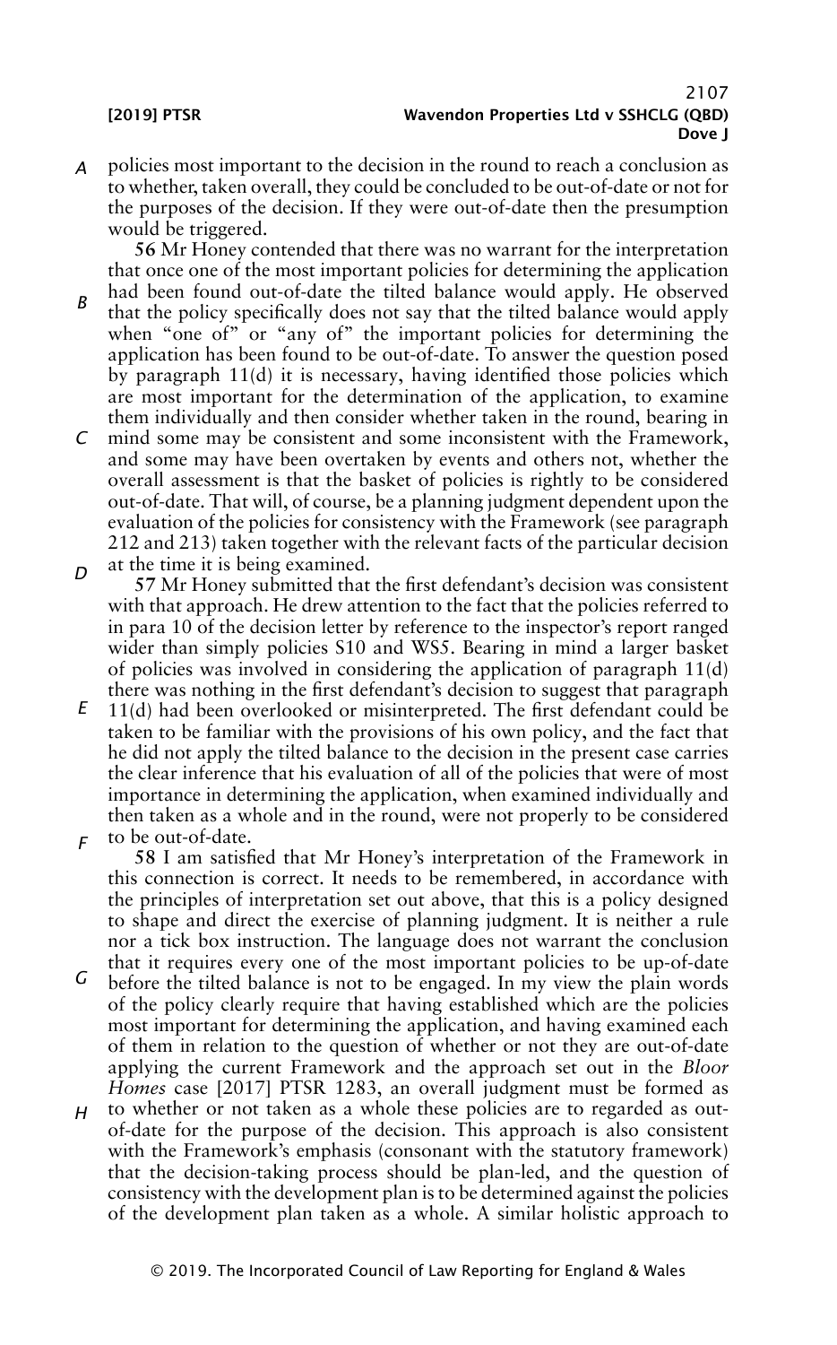policies most important to the decision in the round to reach a conclusion as to whether, taken overall, they could be concluded to be out-of-date or not for the purposes of the decision. If they were out-of-date then the presumption would be triggered.

**56** Mr Honey contended that there was no warrant for the interpretation that once one of the most important policies for determining the application had been found out-of-date the tilted balance would apply. He observed that the policy specifically does not say that the tilted balance would apply when "one of" or "any of" the important policies for determining the application has been found to be out-of-date. To answer the question posed by paragraph 11(d) it is necessary, having identified those policies which are most important for the determination of the application, to examine them individually and then consider whether taken in the round, bearing in mind some may be consistent and some inconsistent with the Framework, and some may have been overtaken by events and others not, whether the overall assessment is that the basket of policies is rightly to be considered out-of-date. That will, of course, be a planning judgment dependent upon the evaluation of the policies for consistency with the Framework (see paragraph 212 and 213) taken together with the relevant facts of the particular decision at the time it is being examined.

**57** Mr Honey submitted that the first defendant's decision was consistent with that approach. He drew attention to the fact that the policies referred to in para 10 of the decision letter by reference to the inspector's report ranged wider than simply policies S10 and WS5. Bearing in mind a larger basket of policies was involved in considering the application of paragraph 11(d) there was nothing in the first defendant's decision to suggest that paragraph 11(d) had been overlooked or misinterpreted. The first defendant could be taken to be familiar with the provisions of his own policy, and the fact that he did not apply the tilted balance to the decision in the present case carries the clear inference that his evaluation of all of the policies that were of most importance in determining the application, when examined individually and then taken as a whole and in the round, were not properly to be considered to be out-of-date.

**58** I am satisfied that Mr Honey's interpretation of the Framework in this connection is correct. It needs to be remembered, in accordance with the principles of interpretation set out above, that this is a policy designed to shape and direct the exercise of planning judgment. It is neither a rule nor a tick box instruction. The language does not warrant the conclusion that it requires every one of the most important policies to be up-of-date before the tilted balance is not to be engaged. In my view the plain words of the policy clearly require that having established which are the policies most important for determining the application, and having examined each of them in relation to the question of whether or not they are out-of-date applying the current Framework and the approach set out in the *Bloor Homes* case [2017] PTSR 1283, an overall judgment must be formed as to whether or not taken as a whole these policies are to regarded as out-of-date for the purpose of the decision. This approach is also consistent with the Framework's emphasis (consonant with the statutory framework) that the decision-taking process should be plan-led, and the question of consistency with the development plan is to be determined against the policies of the development plan taken as a whole. A similar holistic approach to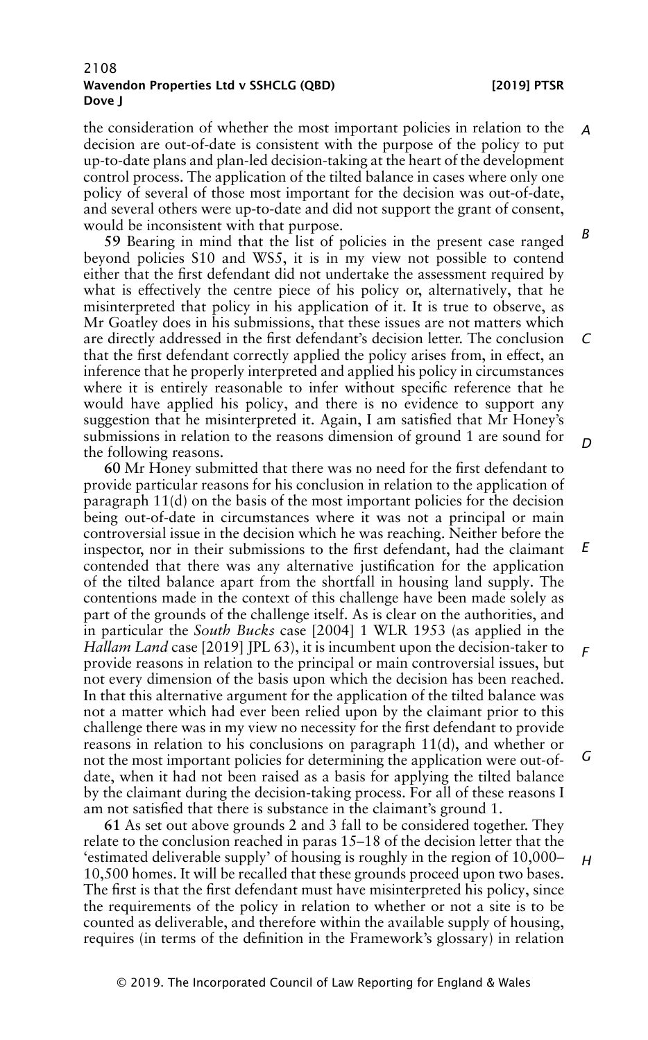the consideration of whether the most important policies in relation to the decision are out-of-date is consistent with the purpose of the policy to put up-to-date plans and plan-led decision-taking at the heart of the development control process. The application of the tilted balance in cases where only one policy of several of those most important for the decision was out-of-date, and several others were up-to-date and did not support the grant of consent, would be inconsistent with that purpose.

**59** Bearing in mind that the list of policies in the present case ranged beyond policies S10 and WS5, it is in my view not possible to contend either that the first defendant did not undertake the assessment required by what is effectively the centre piece of his policy or, alternatively, that he misinterpreted that policy in his application of it. It is true to observe, as Mr Goatley does in his submissions, that these issues are not matters which are directly addressed in the first defendant's decision letter. The conclusion that the first defendant correctly applied the policy arises from, in effect, an inference that he properly interpreted and applied his policy in circumstances where it is entirely reasonable to infer without specific reference that he would have applied his policy, and there is no evidence to support any suggestion that he misinterpreted it. Again, I am satisfied that Mr Honey's submissions in relation to the reasons dimension of ground 1 are sound for the following reasons.

**60** Mr Honey submitted that there was no need for the first defendant to provide particular reasons for his conclusion in relation to the application of paragraph 11(d) on the basis of the most important policies for the decision being out-of-date in circumstances where it was not a principal or main controversial issue in the decision which he was reaching. Neither before the inspector, nor in their submissions to the first defendant, had the claimant contended that there was any alternative justification for the application of the tilted balance apart from the shortfall in housing land supply. The contentions made in the context of this challenge have been made solely as part of the grounds of the challenge itself. As is clear on the authorities, and in particular the *South Bucks* case [2004] 1 WLR 1953 (as applied in the *Hallam Land* case [2019] JPL 63), it is incumbent upon the decision-taker to provide reasons in relation to the principal or main controversial issues, but not every dimension of the basis upon which the decision has been reached. In that this alternative argument for the application of the tilted balance was not a matter which had ever been relied upon by the claimant prior to this challenge there was in my view no necessity for the first defendant to provide reasons in relation to his conclusions on paragraph 11(d), and whether or not the most important policies for determining the application were out-of-date, when it had not been raised as a basis for applying the tilted balance by the claimant during the decision-taking process. For all of these reasons I am not satisfied that there is substance in the claimant's ground 1.

**61** As set out above grounds 2 and 3 fall to be considered together. They relate to the conclusion reached in paras 15–18 of the decision letter that the 'estimated deliverable supply' of housing is roughly in the region of 10,000–10,500 homes. It will be recalled that these grounds proceed upon two bases. The first is that the first defendant must have misinterpreted his policy, since the requirements of the policy in relation to whether or not a site is to be counted as deliverable, and therefore within the available supply of housing, requires (in terms of the definition in the Framework's glossary) in relation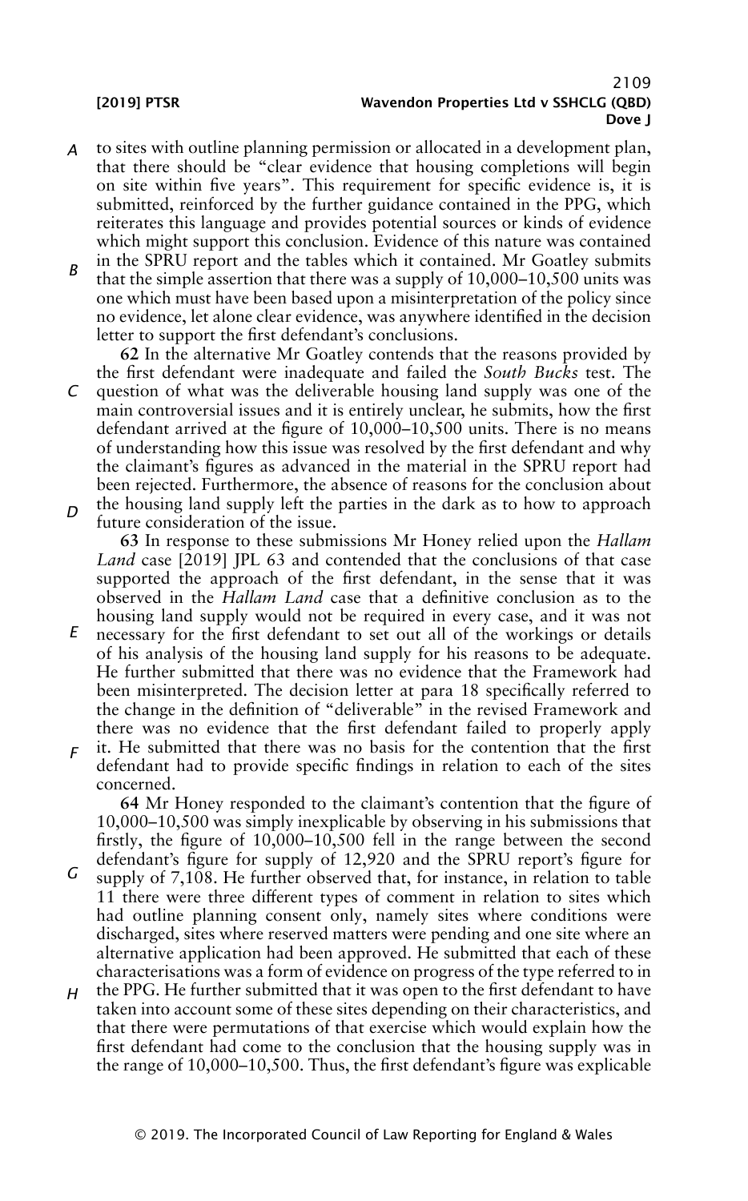to sites with outline planning permission or allocated in a development plan, that there should be "clear evidence that housing completions will begin on site within five years". This requirement for specific evidence is, it is submitted, reinforced by the further guidance contained in the PPG, which reiterates this language and provides potential sources or kinds of evidence which might support this conclusion. Evidence of this nature was contained in the SPRU report and the tables which it contained. Mr Goatley submits that the simple assertion that there was a supply of 10,000–10,500 units was one which must have been based upon a misinterpretation of the policy since no evidence, let alone clear evidence, was anywhere identified in the decision letter to support the first defendant's conclusions.

**62** In the alternative Mr Goatley contends that the reasons provided by the first defendant were inadequate and failed the *South Bucks* test. The question of what was the deliverable housing land supply was one of the main controversial issues and it is entirely unclear, he submits, how the first defendant arrived at the figure of 10,000–10,500 units. There is no means of understanding how this issue was resolved by the first defendant and why the claimant's figures as advanced in the material in the SPRU report had been rejected. Furthermore, the absence of reasons for the conclusion about the housing land supply left the parties in the dark as to how to approach future consideration of the issue.

**63** In response to these submissions Mr Honey relied upon the *Hallam Land* case [2019] JPL 63 and contended that the conclusions of that case supported the approach of the first defendant, in the sense that it was observed in the *Hallam Land* case that a definitive conclusion as to the housing land supply would not be required in every case, and it was not necessary for the first defendant to set out all of the workings or details of his analysis of the housing land supply for his reasons to be adequate. He further submitted that there was no evidence that the Framework had been misinterpreted. The decision letter at para 18 specifically referred to the change in the definition of "deliverable" in the revised Framework and there was no evidence that the first defendant failed to properly apply it. He submitted that there was no basis for the contention that the first defendant had to provide specific findings in relation to each of the sites concerned.

**64** Mr Honey responded to the claimant's contention that the figure of 10,000–10,500 was simply inexplicable by observing in his submissions that firstly, the figure of 10,000–10,500 fell in the range between the second defendant's figure for supply of 12,920 and the SPRU report's figure for supply of 7,108. He further observed that, for instance, in relation to table 11 there were three different types of comment in relation to sites which had outline planning consent only, namely sites where conditions were discharged, sites where reserved matters were pending and one site where an alternative application had been approved. He submitted that each of these characterisations was a form of evidence on progress of the type referred to in the PPG. He further submitted that it was open to the first defendant to have taken into account some of these sites depending on their characteristics, and that there were permutations of that exercise which would explain how the first defendant had come to the conclusion that the housing supply was in the range of 10,000–10,500. Thus, the first defendant's figure was explicable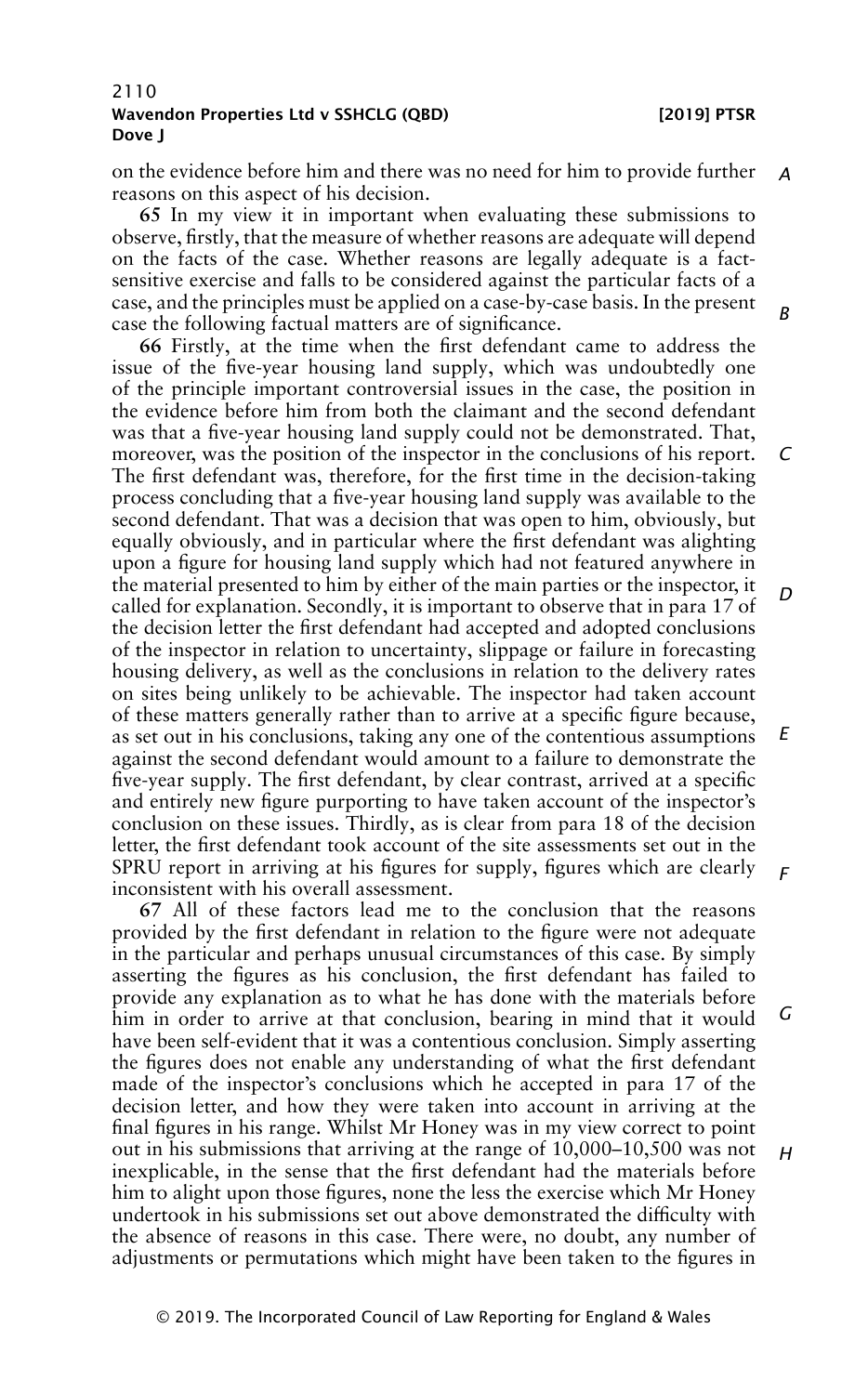on the evidence before him and there was no need for him to provide further reasons on this aspect of his decision.

**65** In my view it in important when evaluating these submissions to observe, firstly, that the measure of whether reasons are adequate will depend on the facts of the case. Whether reasons are legally adequate is a fact-sensitive exercise and falls to be considered against the particular facts of a case, and the principles must be applied on a case-by-case basis. In the present case the following factual matters are of significance.

**66** Firstly, at the time when the first defendant came to address the issue of the five-year housing land supply, which was undoubtedly one of the principle important controversial issues in the case, the position in the evidence before him from both the claimant and the second defendant was that a five-year housing land supply could not be demonstrated. That, moreover, was the position of the inspector in the conclusions of his report. The first defendant was, therefore, for the first time in the decision-taking process concluding that a five-year housing land supply was available to the second defendant. That was a decision that was open to him, obviously, but equally obviously, and in particular where the first defendant was alighting upon a figure for housing land supply which had not featured anywhere in the material presented to him by either of the main parties or the inspector, it called for explanation. Secondly, it is important to observe that in para 17 of the decision letter the first defendant had accepted and adopted conclusions of the inspector in relation to uncertainty, slippage or failure in forecasting housing delivery, as well as the conclusions in relation to the delivery rates on sites being unlikely to be achievable. The inspector had taken account of these matters generally rather than to arrive at a specific figure because, as set out in his conclusions, taking any one of the contentious assumptions against the second defendant would amount to a failure to demonstrate the five-year supply. The first defendant, by clear contrast, arrived at a specific and entirely new figure purporting to have taken account of the inspector's conclusion on these issues. Thirdly, as is clear from para 18 of the decision letter, the first defendant took account of the site assessments set out in the SPRU report in arriving at his figures for supply, figures which are clearly inconsistent with his overall assessment.

**67** All of these factors lead me to the conclusion that the reasons provided by the first defendant in relation to the figure were not adequate in the particular and perhaps unusual circumstances of this case. By simply asserting the figures as his conclusion, the first defendant has failed to provide any explanation as to what he has done with the materials before him in order to arrive at that conclusion, bearing in mind that it would have been self-evident that it was a contentious conclusion. Simply asserting the figures does not enable any understanding of what the first defendant made of the inspector's conclusions which he accepted in para 17 of the decision letter, and how they were taken into account in arriving at the final figures in his range. Whilst Mr Honey was in my view correct to point out in his submissions that arriving at the range of 10,000–10,500 was not inexplicable, in the sense that the first defendant had the materials before him to alight upon those figures, none the less the exercise which Mr Honey undertook in his submissions set out above demonstrated the difficulty with the absence of reasons in this case. There were, no doubt, any number of adjustments or permutations which might have been taken to the figures in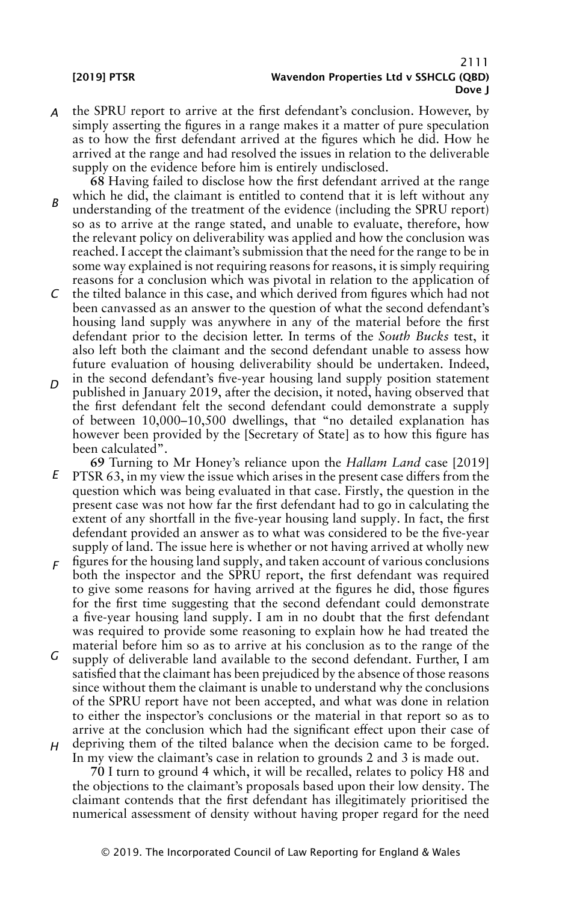the SPRU report to arrive at the first defendant's conclusion. However, by simply asserting the figures in a range makes it a matter of pure speculation as to how the first defendant arrived at the figures which he did. How he arrived at the range and had resolved the issues in relation to the deliverable supply on the evidence before him is entirely undisclosed.

**68** Having failed to disclose how the first defendant arrived at the range which he did, the claimant is entitled to contend that it is left without any understanding of the treatment of the evidence (including the SPRU report) so as to arrive at the range stated, and unable to evaluate, therefore, how the relevant policy on deliverability was applied and how the conclusion was reached. I accept the claimant's submission that the need for the range to be in some way explained is not requiring reasons for reasons, it is simply requiring reasons for a conclusion which was pivotal in relation to the application of the tilted balance in this case, and which derived from figures which had not been canvassed as an answer to the question of what the second defendant's housing land supply was anywhere in any of the material before the first defendant prior to the decision letter. In terms of the *South Bucks* test, it also left both the claimant and the second defendant unable to assess how future evaluation of housing deliverability should be undertaken. Indeed, in the second defendant's five-year housing land supply position statement published in January 2019, after the decision, it noted, having observed that the first defendant felt the second defendant could demonstrate a supply of between 10,000–10,500 dwellings, that "no detailed explanation has however been provided by the [Secretary of State] as to how this figure has been calculated".

**69** Turning to Mr Honey's reliance upon the *Hallam Land* case [2019] PTSR 63, in my view the issue which arises in the present case differs from the question which was being evaluated in that case. Firstly, the question in the present case was not how far the first defendant had to go in calculating the extent of any shortfall in the five-year housing land supply. In fact, the first defendant provided an answer as to what was considered to be the five-year supply of land. The issue here is whether or not having arrived at wholly new figures for the housing land supply, and taken account of various conclusions both the inspector and the SPRU report, the first defendant was required to give some reasons for having arrived at the figures he did, those figures for the first time suggesting that the second defendant could demonstrate a five-year housing land supply. I am in no doubt that the first defendant was required to provide some reasoning to explain how he had treated the material before him so as to arrive at his conclusion as to the range of the supply of deliverable land available to the second defendant. Further, I am satisfied that the claimant has been prejudiced by the absence of those reasons since without them the claimant is unable to understand why the conclusions of the SPRU report have not been accepted, and what was done in relation to either the inspector's conclusions or the material in that report so as to arrive at the conclusion which had the significant effect upon their case of depriving them of the tilted balance when the decision came to be forged. In my view the claimant's case in relation to grounds 2 and 3 is made out.

**70** I turn to ground 4 which, it will be recalled, relates to policy H8 and the objections to the claimant's proposals based upon their low density. The claimant contends that the first defendant has illegitimately prioritised the numerical assessment of density without having proper regard for the need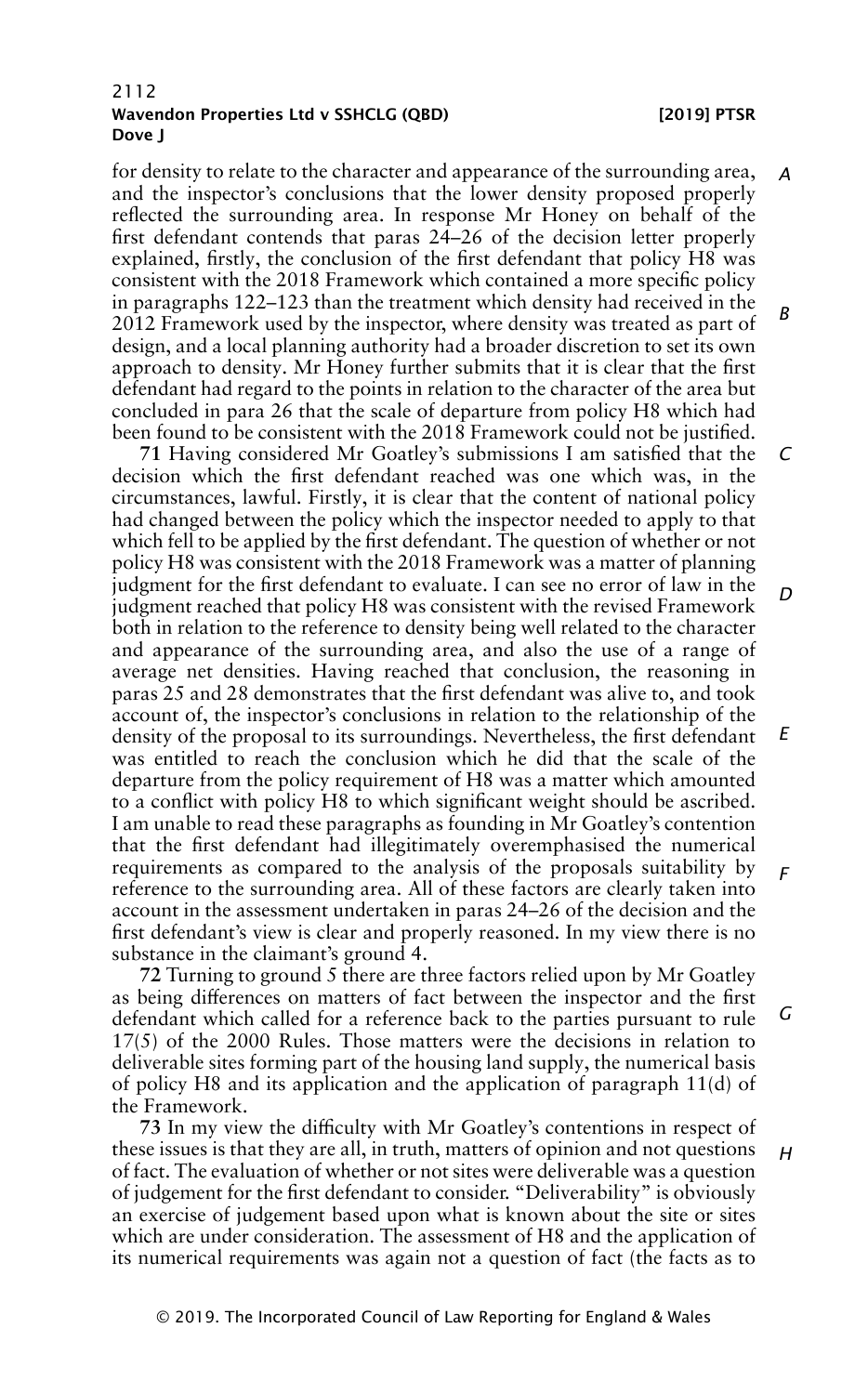for density to relate to the character and appearance of the surrounding area, and the inspector's conclusions that the lower density proposed properly reflected the surrounding area. In response Mr Honey on behalf of the first defendant contends that paras 24–26 of the decision letter properly explained, firstly, the conclusion of the first defendant that policy H8 was consistent with the 2018 Framework which contained a more specific policy in paragraphs 122–123 than the treatment which density had received in the 2012 Framework used by the inspector, where density was treated as part of design, and a local planning authority had a broader discretion to set its own approach to density. Mr Honey further submits that it is clear that the first defendant had regard to the points in relation to the character of the area but concluded in para 26 that the scale of departure from policy H8 which had been found to be consistent with the 2018 Framework could not be justified.

**71** Having considered Mr Goatley's submissions I am satisfied that the decision which the first defendant reached was one which was, in the circumstances, lawful. Firstly, it is clear that the content of national policy had changed between the policy which the inspector needed to apply to that which fell to be applied by the first defendant. The question of whether or not policy H8 was consistent with the 2018 Framework was a matter of planning judgment for the first defendant to evaluate. I can see no error of law in the judgment reached that policy H8 was consistent with the revised Framework both in relation to the reference to density being well related to the character and appearance of the surrounding area, and also the use of a range of average net densities. Having reached that conclusion, the reasoning in paras 25 and 28 demonstrates that the first defendant was alive to, and took account of, the inspector's conclusions in relation to the relationship of the density of the proposal to its surroundings. Nevertheless, the first defendant was entitled to reach the conclusion which he did that the scale of the departure from the policy requirement of H8 was a matter which amounted to a conflict with policy H8 to which significant weight should be ascribed. I am unable to read these paragraphs as founding in Mr Goatley's contention that the first defendant had illegitimately overemphasised the numerical requirements as compared to the analysis of the proposals suitability by reference to the surrounding area. All of these factors are clearly taken into account in the assessment undertaken in paras 24–26 of the decision and the first defendant's view is clear and properly reasoned. In my view there is no substance in the claimant's ground 4.

**72** Turning to ground 5 there are three factors relied upon by Mr Goatley as being differences on matters of fact between the inspector and the first defendant which called for a reference back to the parties pursuant to rule 17(5) of the 2000 Rules. Those matters were the decisions in relation to deliverable sites forming part of the housing land supply, the numerical basis of policy H8 and its application and the application of paragraph 11(d) of the Framework.

**73** In my view the difficulty with Mr Goatley's contentions in respect of these issues is that they are all, in truth, matters of opinion and not questions of fact. The evaluation of whether or not sites were deliverable was a question of judgement for the first defendant to consider. "Deliverability" is obviously an exercise of judgement based upon what is known about the site or sites which are under consideration. The assessment of H8 and the application of its numerical requirements was again not a question of fact (the facts as to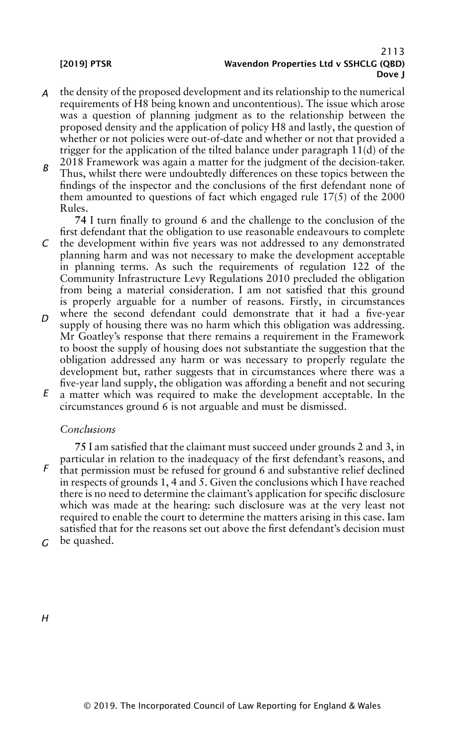the density of the proposed development and its relationship to the numerical requirements of H8 being known and uncontentious). The issue which arose was a question of planning judgment as to the relationship between the proposed density and the application of policy H8 and lastly, the question of whether or not policies were out-of-date and whether or not that provided a trigger for the application of the tilted balance under paragraph 11(d) of the 2018 Framework was again a matter for the judgment of the decision-taker. Thus, whilst there were undoubtedly differences on these topics between the findings of the inspector and the conclusions of the first defendant none of them amounted to questions of fact which engaged rule 17(5) of the 2000 Rules.

**74** I turn finally to ground 6 and the challenge to the conclusion of the first defendant that the obligation to use reasonable endeavours to complete the development within five years was not addressed to any demonstrated planning harm and was not necessary to make the development acceptable in planning terms. As such the requirements of regulation 122 of the Community Infrastructure Levy Regulations 2010 precluded the obligation from being a material consideration. I am not satisfied that this ground is properly arguable for a number of reasons. Firstly, in circumstances where the second defendant could demonstrate that it had a five-year supply of housing there was no harm which this obligation was addressing. Mr Goatley's response that there remains a requirement in the Framework to boost the supply of housing does not substantiate the suggestion that the obligation addressed any harm or was necessary to properly regulate the development but, rather suggests that in circumstances where there was a five-year land supply, the obligation was affording a benefit and not securing a matter which was required to make the development acceptable. In the circumstances ground 6 is not arguable and must be dismissed.

*Conclusions*

**75** I am satisfied that the claimant must succeed under grounds 2 and 3, in particular in relation to the inadequacy of the first defendant's reasons, and that permission must be refused for ground 6 and substantive relief declined in respects of grounds 1, 4 and 5. Given the conclusions which I have reached there is no need to determine the claimant's application for specific disclosure which was made at the hearing: such disclosure was at the very least not required to enable the court to determine the matters arising in this case. Iam satisfied that for the reasons set out above the first defendant's decision must be quashed.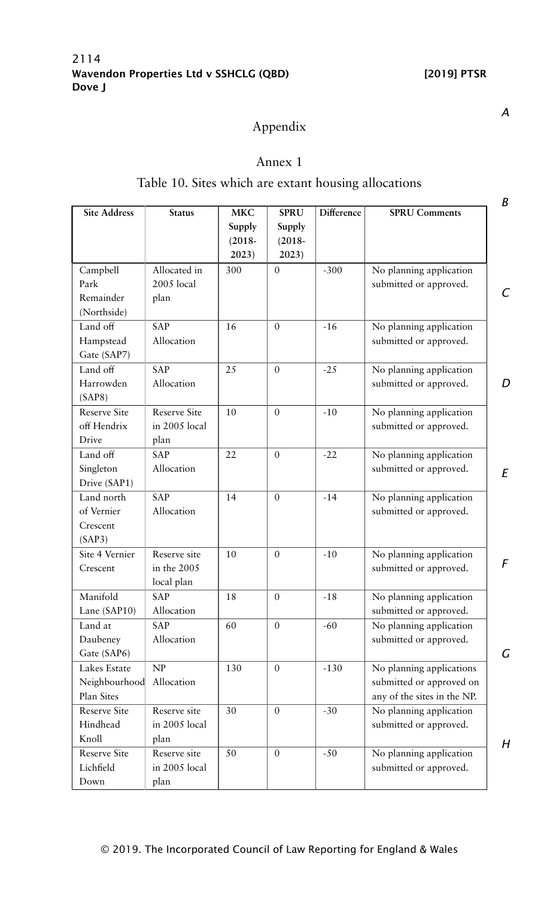## Appendix

### Annex 1

### Table 10. Sites which are extant housing allocations

| Site Address | Status | MKC Supply (2018-2023) | SPRU Supply (2018-2023) | Difference | SPRU Comments |
|---|---|---|---|---|---|
| Campbell Park Remainder (Northside) | Allocated in 2005 local plan | 300 | 0 | -300 | No planning application submitted or approved. |
| Land off Hampstead Gate (SAP7) | SAP Allocation | 16 | 0 | -16 | No planning application submitted or approved. |
| Land off Harrowden (SAP8) | SAP Allocation | 25 | 0 | -25 | No planning application submitted or approved. |
| Reserve Site off Hendrix Drive | Reserve Site in 2005 local plan | 10 | 0 | -10 | No planning application submitted or approved. |
| Land off Singleton Drive (SAP1) | SAP Allocation | 22 | 0 | -22 | No planning application submitted or approved. |
| Land north of Vernier Crescent (SAP3) | SAP Allocation | 14 | 0 | -14 | No planning application submitted or approved. |
| Site 4 Vernier Crescent | Reserve site in the 2005 local plan | 10 | 0 | -10 | No planning application submitted or approved. |
| Manifold Lane (SAP10) | SAP Allocation | 18 | 0 | -18 | No planning application submitted or approved. |
| Land at Daubeney Gate (SAP6) | SAP Allocation | 60 | 0 | -60 | No planning application submitted or approved. |
| Lakes Estate Neighbourhood Plan Sites | NP Allocation | 130 | 0 | -130 | No planning applications submitted or approved on any of the sites in the NP. |
| Reserve Site Hindhead Knoll | Reserve site in 2005 local plan | 30 | 0 | -30 | No planning application submitted or approved. |
| Reserve Site Lichfield Down | Reserve site in 2005 local plan | 50 | 0 | -50 | No planning application submitted or approved. |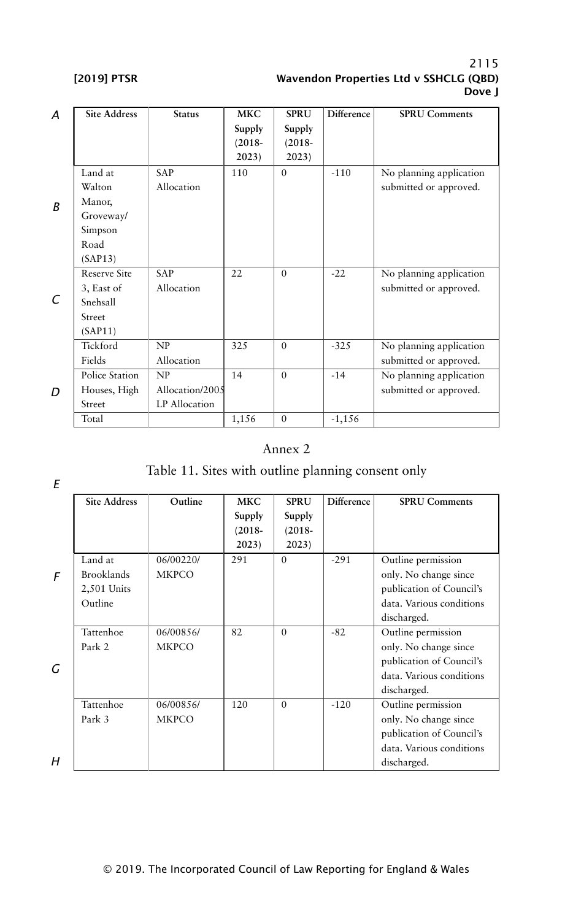| Site Address | Status | MKC Supply (2018-2023) | SPRU Supply (2018-2023) | Difference | SPRU Comments |
|---|---|---|---|---|---|
| Land at Walton Manor, Groveway/ Simpson Road (SAP13) | SAP Allocation | 110 | 0 | -110 | No planning application submitted or approved. |
| Reserve Site 3, East of Snehsall Street (SAP11) | SAP Allocation | 22 | 0 | -22 | No planning application submitted or approved. |
| Tickford Fields | NP Allocation | 325 | 0 | -325 | No planning application submitted or approved. |
| Police Station Houses, High Street | NP Allocation/2005 LP Allocation | 14 | 0 | -14 | No planning application submitted or approved. |
| Total | | 1,156 | 0 | -1,156 | |

Annex 2

Table 11. Sites with outline planning consent only

| Site Address | Outline | MKC Supply (2018-2023) | SPRU Supply (2018-2023) | Difference | SPRU Comments |
|---|---|---|---|---|---|
| Land at Brooklands 2,501 Units Outline | 06/00220/ MKPCO | 291 | 0 | -291 | Outline permission only. No change since publication of Council's data. Various conditions discharged. |
| Tattenhoe Park 2 | 06/00856/ MKPCO | 82 | 0 | -82 | Outline permission only. No change since publication of Council's data. Various conditions discharged. |
| Tattenhoe Park 3 | 06/00856/ MKPCO | 120 | 0 | -120 | Outline permission only. No change since publication of Council's data. Various conditions discharged. |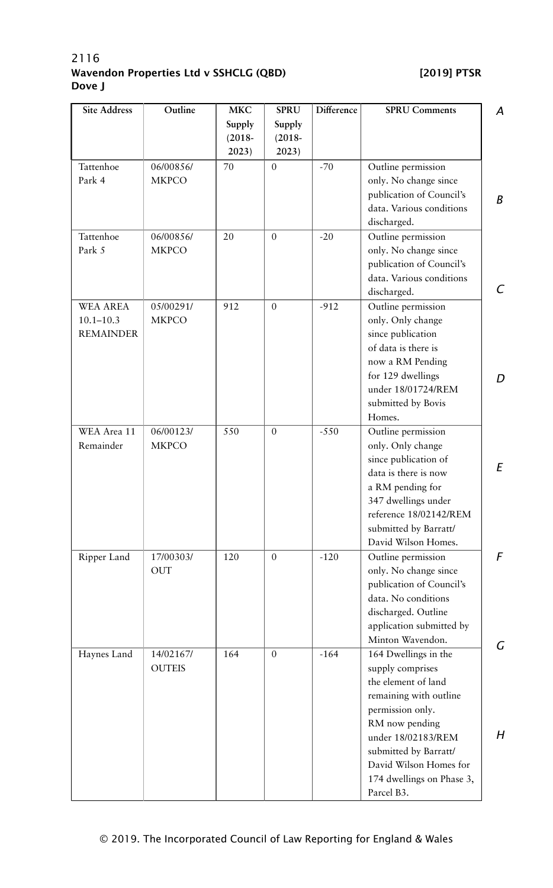| Site Address | Outline | MKC Supply (2018-2023) | SPRU Supply (2018-2023) | Difference | SPRU Comments |
|---|---|---|---|---|---|
| Tattenhoe Park 4 | 06/00856/MKPCO | 70 | 0 | -70 | Outline permission only. No change since publication of Council's data. Various conditions discharged. |
| Tattenhoe Park 5 | 06/00856/MKPCO | 20 | 0 | -20 | Outline permission only. No change since publication of Council's data. Various conditions discharged. |
| WEA AREA 10.1–10.3 REMAINDER | 05/00291/MKPCO | 912 | 0 | -912 | Outline permission only. Only change since publication of data is there is now a RM Pending for 129 dwellings under 18/01724/REM submitted by Bovis Homes. |
| WEA Area 11 Remainder | 06/00123/MKPCO | 550 | 0 | -550 | Outline permission only. Only change since publication of data is there is now a RM pending for 347 dwellings under reference 18/02142/REM submitted by Barratt/David Wilson Homes. |
| Ripper Land | 17/00303/OUT | 120 | 0 | -120 | Outline permission only. No change since publication of Council's data. No conditions discharged. Outline application submitted by Minton Wavendon. |
| Haynes Land | 14/02167/OUTEIS | 164 | 0 | -164 | 164 Dwellings in the supply comprises the element of land remaining with outline permission only. RM now pending under 18/02183/REM submitted by Barratt/David Wilson Homes for 174 dwellings on Phase 3, Parcel B3. |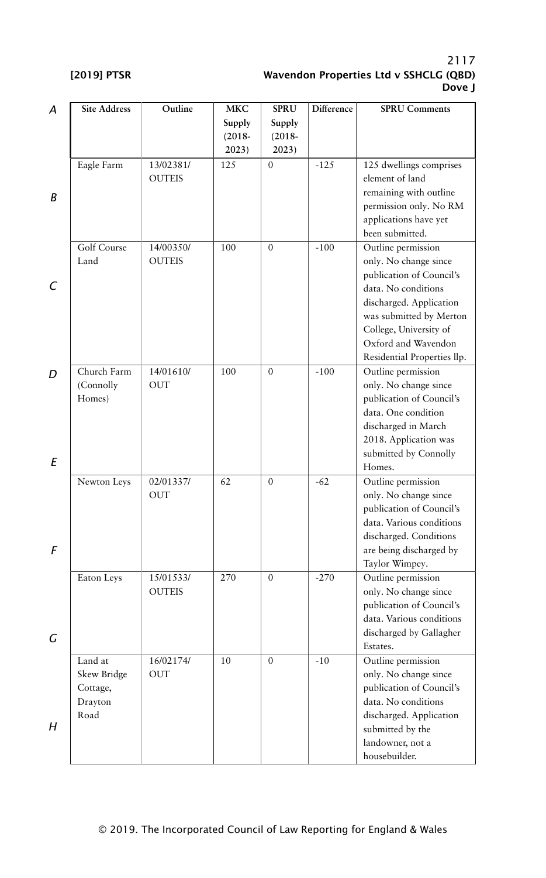| Site Address | Outline | MKC Supply (2018-2023) | SPRU Supply (2018-2023) | Difference | SPRU Comments |
|---|---|---|---|---|---|
| Eagle Farm | 13/02381/OUTEIS | 125 | 0 | -125 | 125 dwellings comprises element of land remaining with outline permission only. No RM applications have yet been submitted. |
| Golf Course Land | 14/00350/OUTEIS | 100 | 0 | -100 | Outline permission only. No change since publication of Council's data. No conditions discharged. Application was submitted by Merton College, University of Oxford and Wavendon Residential Properties llp. |
| Church Farm (Connolly Homes) | 14/01610/OUT | 100 | 0 | -100 | Outline permission only. No change since publication of Council's data. One condition discharged in March 2018. Application was submitted by Connolly Homes. |
| Newton Leys | 02/01337/OUT | 62 | 0 | -62 | Outline permission only. No change since publication of Council's data. Various conditions discharged. Conditions are being discharged by Taylor Wimpey. |
| Eaton Leys | 15/01533/OUTEIS | 270 | 0 | -270 | Outline permission only. No change since publication of Council's data. Various conditions discharged by Gallagher Estates. |
| Land at Skew Bridge Cottage, Drayton Road | 16/02174/OUT | 10 | 0 | -10 | Outline permission only. No change since publication of Council's data. No conditions discharged. Application submitted by the landowner, not a housebuilder. |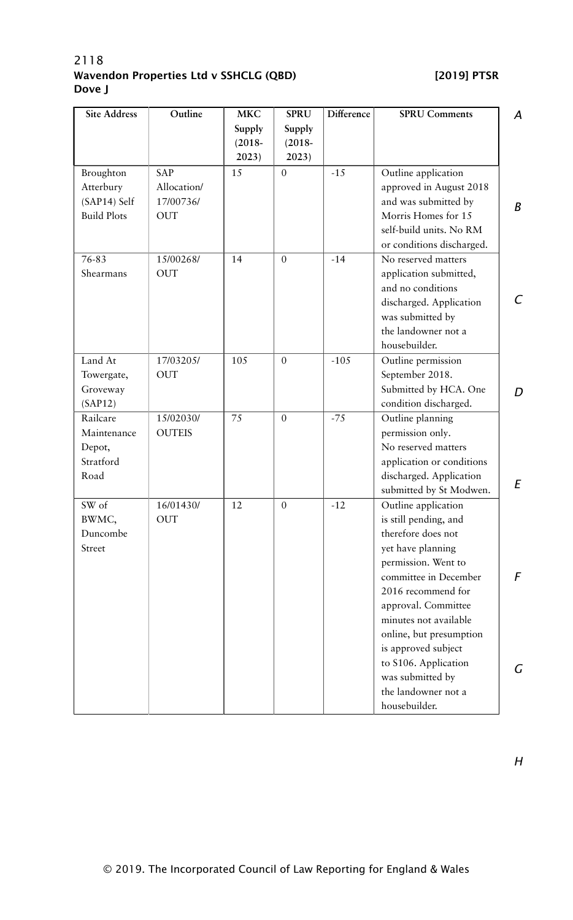| Site Address | Outline | MKC Supply (2018-2023) | SPRU Supply (2018-2023) | Difference | SPRU Comments |
|---|---|---|---|---|---|
| Broughton Atterbury (SAP14) Self Build Plots | SAP Allocation/ 17/00736/ OUT | 15 | 0 | -15 | Outline application approved in August 2018 and was submitted by Morris Homes for 15 self-build units. No RM or conditions discharged. |
| 76-83 Shearmans | 15/00268/ OUT | 14 | 0 | -14 | No reserved matters application submitted, and no conditions discharged. Application was submitted by the landowner not a housebuilder. |
| Land At Towergate, Groveway (SAP12) | 17/03205/ OUT | 105 | 0 | -105 | Outline permission September 2018. Submitted by HCA. One condition discharged. |
| Railcare Maintenance Depot, Stratford Road | 15/02030/ OUTEIS | 75 | 0 | -75 | Outline planning permission only. No reserved matters application or conditions discharged. Application submitted by St Modwen. |
| SW of BWMC, Duncombe Street | 16/01430/ OUT | 12 | 0 | -12 | Outline application is still pending, and therefore does not yet have planning permission. Went to committee in December 2016 recommend for approval. Committee minutes not available online, but presumption is approved subject to S106. Application was submitted by the landowner not a housebuilder. |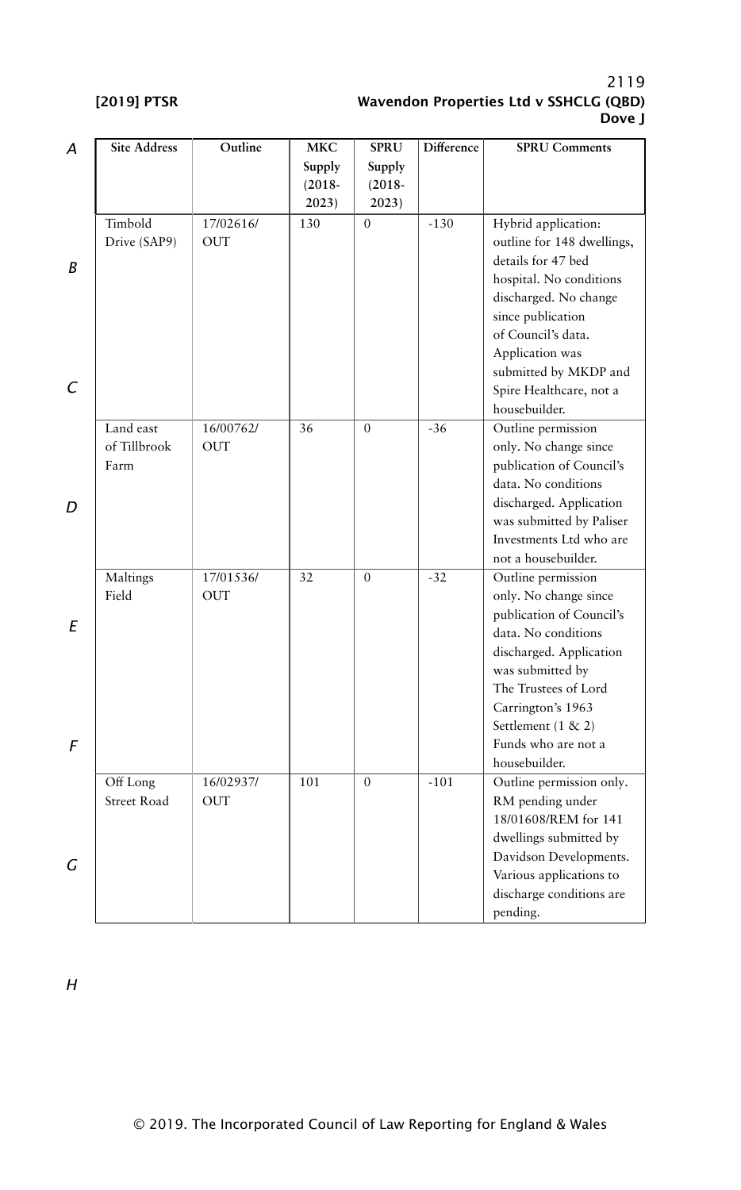| Site Address | Outline | MKC Supply (2018-2023) | SPRU Supply (2018-2023) | Difference | SPRU Comments |
|---|---|---|---|---|---|
| Timbold Drive (SAP9) | 17/02616/OUT | 130 | 0 | -130 | Hybrid application: outline for 148 dwellings, details for 47 bed hospital. No conditions discharged. No change since publication of Council's data. Application was submitted by MKDP and Spire Healthcare, not a housebuilder. |
| Land east of Tillbrook Farm | 16/00762/OUT | 36 | 0 | -36 | Outline permission only. No change since publication of Council's data. No conditions discharged. Application was submitted by Paliser Investments Ltd who are not a housebuilder. |
| Maltings Field | 17/01536/OUT | 32 | 0 | -32 | Outline permission only. No change since publication of Council's data. No conditions discharged. Application was submitted by The Trustees of Lord Carrington's 1963 Settlement (1 & 2) Funds who are not a housebuilder. |
| Off Long Street Road | 16/02937/OUT | 101 | 0 | -101 | Outline permission only. RM pending under 18/01608/REM for 141 dwellings submitted by Davidson Developments. Various applications to discharge conditions are pending. |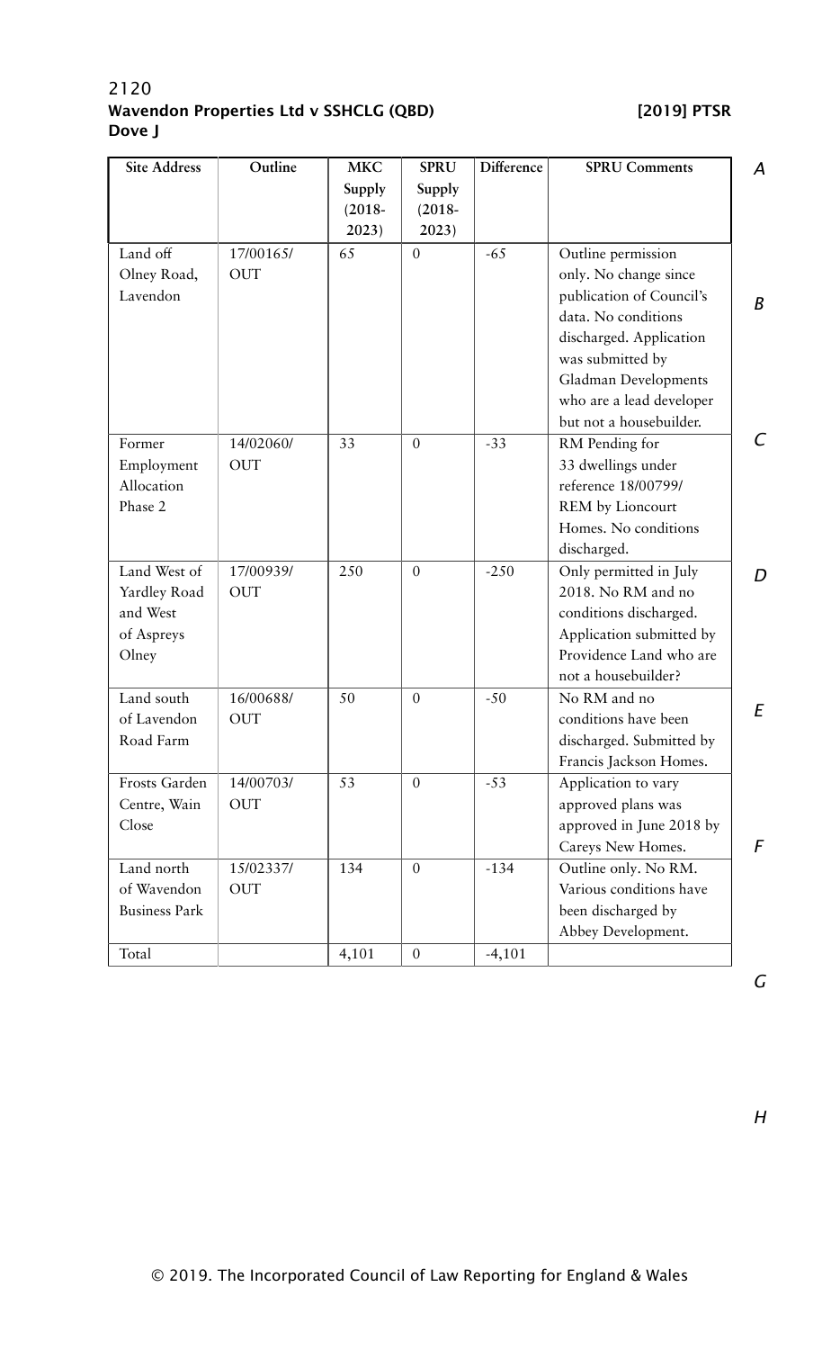| Site Address | Outline | MKC Supply (2018-2023) | SPRU Supply (2018-2023) | Difference | SPRU Comments |
|---|---|---|---|---|---|
| Land off Olney Road, Lavendon | 17/00165/OUT | 65 | 0 | -65 | Outline permission only. No change since publication of Council's data. No conditions discharged. Application was submitted by Gladman Developments who are a lead developer but not a housebuilder. |
| Former Employment Allocation Phase 2 | 14/02060/OUT | 33 | 0 | -33 | RM Pending for 33 dwellings under reference 18/00799/REM by Lioncourt Homes. No conditions discharged. |
| Land West of Yardley Road and West of Aspreys Olney | 17/00939/OUT | 250 | 0 | -250 | Only permitted in July 2018. No RM and no conditions discharged. Application submitted by Providence Land who are not a housebuilder? |
| Land south of Lavendon Road Farm | 16/00688/OUT | 50 | 0 | -50 | No RM and no conditions have been discharged. Submitted by Francis Jackson Homes. |
| Frosts Garden Centre, Wain Close | 14/00703/OUT | 53 | 0 | -53 | Application to vary approved plans was approved in June 2018 by Careys New Homes. |
| Land north of Wavendon Business Park | 15/02337/OUT | 134 | 0 | -134 | Outline only. No RM. Various conditions have been discharged by Abbey Development. |
| Total | | 4,101 | 0 | -4,101 | |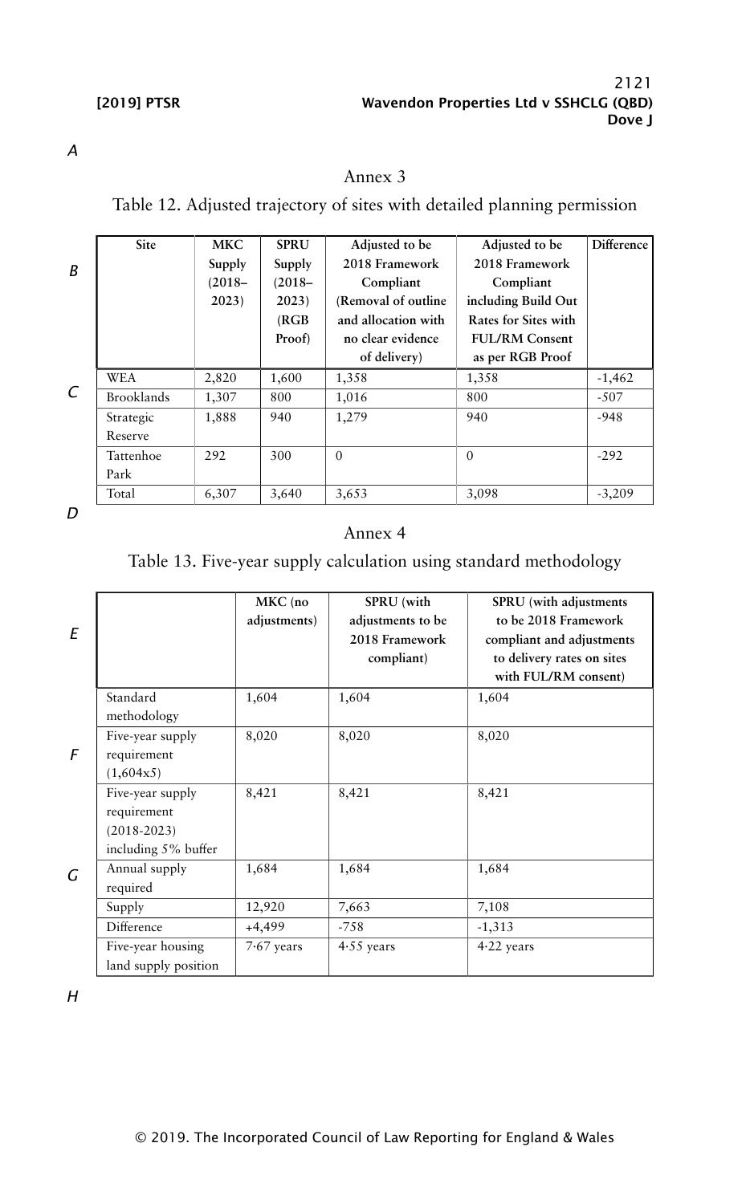## Annex 3

### Table 12. Adjusted trajectory of sites with detailed planning permission

| Site | MKC Supply (2018–2023) | SPRU Supply (2018–2023) (RGB Proof) | Adjusted to be 2018 Framework Compliant (Removal of outline and allocation with no clear evidence of delivery) | Adjusted to be 2018 Framework Compliant including Build Out Rates for Sites with FUL/RM Consent as per RGB Proof | Difference |
|---|---|---|---|---|---|
| WEA | 2,820 | 1,600 | 1,358 | 1,358 | -1,462 |
| Brooklands | 1,307 | 800 | 1,016 | 800 | -507 |
| Strategic Reserve | 1,888 | 940 | 1,279 | 940 | -948 |
| Tattenhoe Park | 292 | 300 | 0 | 0 | -292 |
| Total | 6,307 | 3,640 | 3,653 | 3,098 | -3,209 |

## Annex 4

### Table 13. Five-year supply calculation using standard methodology

| | MKC (no adjustments) | SPRU (with adjustments to be 2018 Framework compliant) | SPRU (with adjustments to be 2018 Framework compliant and adjustments to delivery rates on sites with FUL/RM consent) |
|---|---|---|---|
| Standard methodology | 1,604 | 1,604 | 1,604 |
| Five-year supply requirement (1,604x5) | 8,020 | 8,020 | 8,020 |
| Five-year supply requirement (2018-2023) including 5% buffer | 8,421 | 8,421 | 8,421 |
| Annual supply required | 1,684 | 1,684 | 1,684 |
| Supply | 12,920 | 7,663 | 7,108 |
| Difference | +4,499 | -758 | -1,313 |
| Five-year housing land supply position | 7·67 years | 4·55 years | 4·22 years |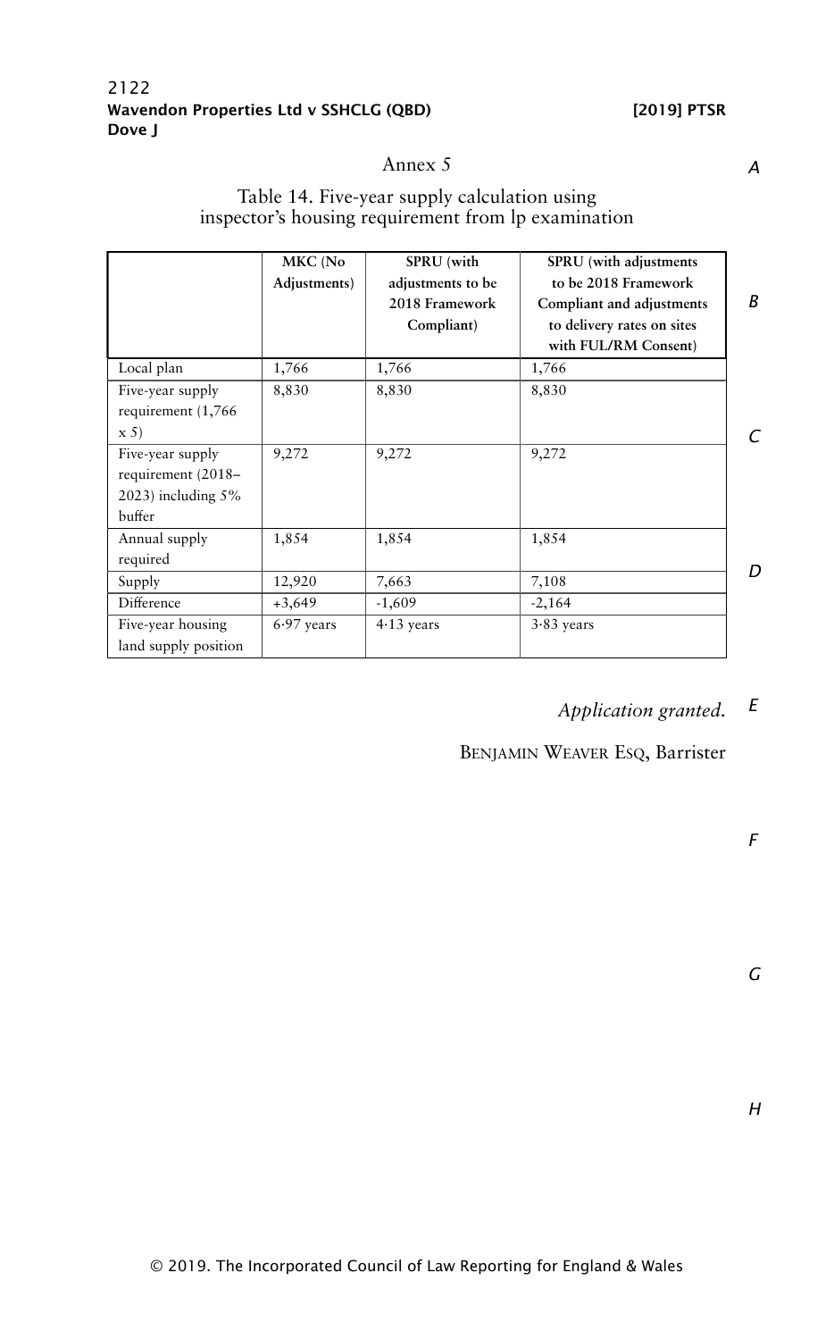## Annex 5

Table 14. Five-year supply calculation using inspector's housing requirement from lp examination

| | MKC (No Adjustments) | SPRU (with adjustments to be 2018 Framework Compliant) | SPRU (with adjustments to be 2018 Framework Compliant and adjustments to delivery rates on sites with FUL/RM Consent) |
|---|---|---|---|
| Local plan | 1,766 | 1,766 | 1,766 |
| Five-year supply requirement (1,766 x 5) | 8,830 | 8,830 | 8,830 |
| Five-year supply requirement (2018–2023) including 5% buffer | 9,272 | 9,272 | 9,272 |
| Annual supply required | 1,854 | 1,854 | 1,854 |
| Supply | 12,920 | 7,663 | 7,108 |
| Difference | +3,649 | -1,609 | -2,164 |
| Five-year housing land supply position | 6·97 years | 4·13 years | 3·83 years |

*Application granted.*

BENJAMIN WEAVER ESQ, Barrister